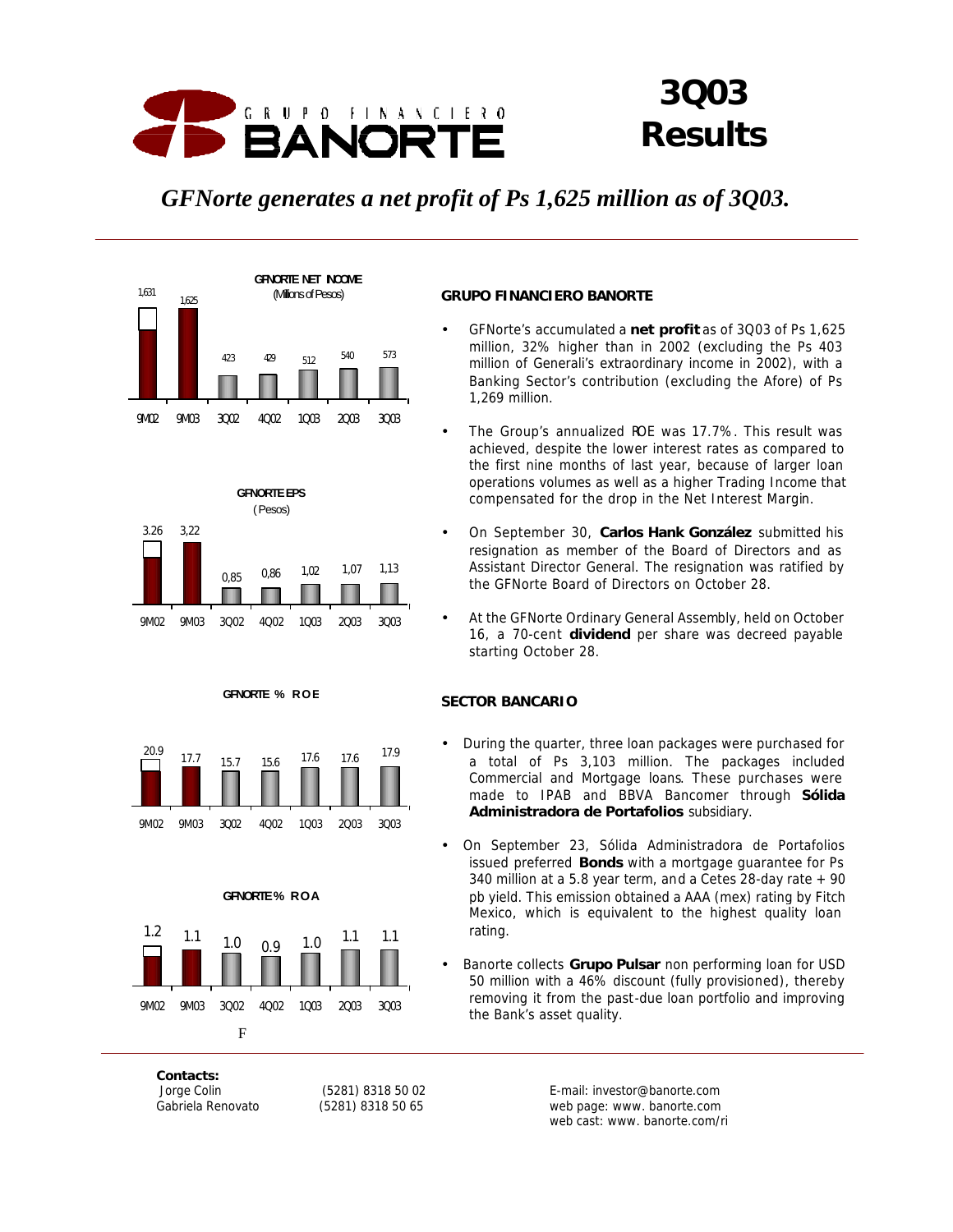# 3Q03 Results

GRUPO FINANCIERO BANORTE

*GFNorte generates a net profit of Ps 1,625 million as of 3Q03.*

**GFNORTE NET INCOME** (Millions of Pesos)

| 9M02 | 9M03 | 3Q02 | 4Q02 | 1Q03 | 2Q03 | 3Q03 |
|---|---|---|---|---|---|---|
| 1,631 | 1,625 | 423 | 429 | 512 | 540 | 573 |

**GFNORTE EPS** (Pesos)

| 9M02 | 9M03 | 3Q02 | 4Q02 | 1Q03 | 2Q03 | 3Q03 |
|---|---|---|---|---|---|---|
| 3.26 | 3,22 | 0,85 | 0,86 | 1,02 | 1,07 | 1,13 |

**GFNORTE % ROE**

| 9M02 | 9M03 | 3Q02 | 4Q02 | 1Q03 | 2Q03 | 3Q03 |
|---|---|---|---|---|---|---|
| 20.9 | 17.7 | 15.7 | 15.6 | 17.6 | 17.6 | 17.9 |

**GFNORTE % ROA**

| 9M02 | 9M03 | 3Q02 | 4Q02 | 1Q03 | 2Q03 | 3Q03 |
|---|---|---|---|---|---|---|
| 1.2 | 1.1 | 1.0 | 0.9 | 1.0 | 1.1 | 1.1 |

F

## GRUPO FINANCIERO BANORTE

- GFNorte's accumulated a **net profit** as of 3Q03 of Ps 1,625 million, 32% higher than in 2002 (excluding the Ps 403 million of Generali's extraordinary income in 2002), with a Banking Sector's contribution (excluding the Afore) of Ps 1,269 million.
- The Group's annualized ROE was 17.7%. This result was achieved, despite the lower interest rates as compared to the first nine months of last year, because of larger loan operations volumes as well as a higher Trading Income that compensated for the drop in the Net Interest Margin.
- On September 30, **Carlos Hank González** submitted his resignation as member of the Board of Directors and as Assistant Director General. The resignation was ratified by the GFNorte Board of Directors on October 28.
- At the GFNorte Ordinary General Assembly, held on October 16, a 70-cent **dividend** per share was decreed payable starting October 28.

## SECTOR BANCARIO

- During the quarter, three loan packages were purchased for a total of Ps 3,103 million. The packages included Commercial and Mortgage loans. These purchases were made to IPAB and BBVA Bancomer through **Sólida Administradora de Portafolios** subsidiary.
- On September 23, Sólida Administradora de Portafolios issued preferred **Bonds** with a mortgage guarantee for Ps 340 million at a 5.8 year term, and a Cetes 28-day rate + 90 pb yield. This emission obtained a AAA (mex) rating by Fitch Mexico, which is equivalent to the highest quality loan rating.
- Banorte collects **Grupo Pulsar** non performing loan for USD 50 million with a 46% discount (fully provisioned), thereby removing it from the past-due loan portfolio and improving the Bank's asset quality.

**Contacts:**

| | | |
|---|---|---|
| Jorge Colin | (5281) 8318 50 02 | E-mail: investor@banorte.com |
| Gabriela Renovato | (5281) 8318 50 65 | web page: www. banorte.com |
| | | web cast: www. banorte.com/ri |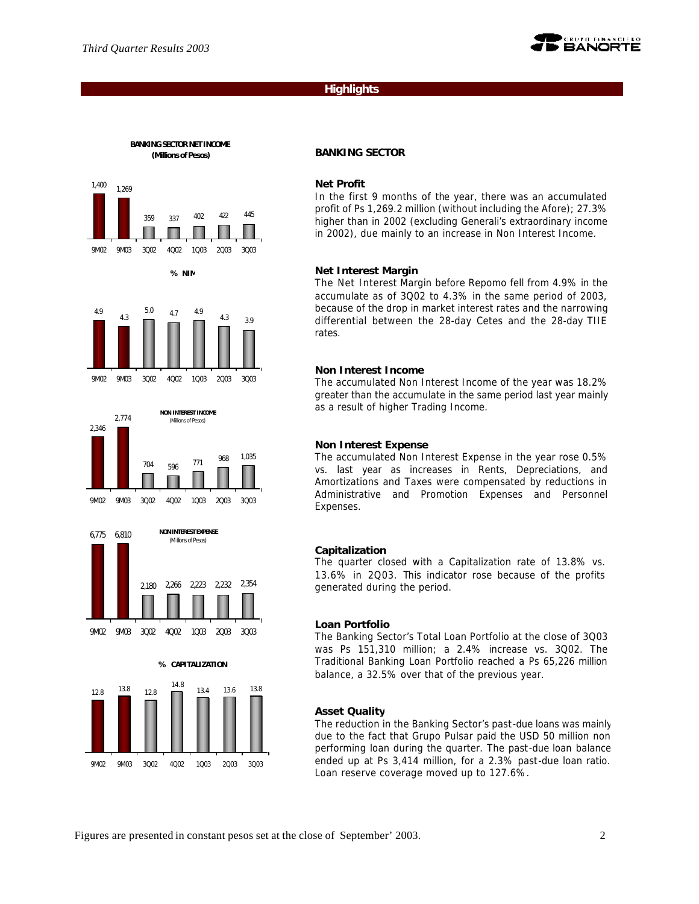## Highlights

**BANKING SECTOR NET INCOME (Millions of Pesos)**

| 9M02 | 9M03 | 3Q02 | 4Q02 | 1Q03 | 2Q03 | 3Q03 |
|---|---|---|---|---|---|---|
| 1,400 | 1,269 | 359 | 337 | 402 | 422 | 445 |

**% NIM**

| 9M02 | 9M03 | 3Q02 | 4Q02 | 1Q03 | 2Q03 | 3Q03 |
|---|---|---|---|---|---|---|
| 4.9 | 4.3 | 5.0 | 4.7 | 4.9 | 4.3 | 3.9 |

**NON INTEREST INCOME (Millions of Pesos)**

| 9M02 | 9M03 | 3Q02 | 4Q02 | 1Q03 | 2Q03 | 3Q03 |
|---|---|---|---|---|---|---|
| 2,346 | 2,774 | 704 | 596 | 771 | 968 | 1,035 |

**NON INTEREST EXPENSE (Millions of Pesos)**

| 9M02 | 9M03 | 3Q02 | 4Q02 | 1Q03 | 2Q03 | 3Q03 |
|---|---|---|---|---|---|---|
| 6,775 | 6,810 | 2,180 | 2,266 | 2,223 | 2,232 | 2,354 |

**% CAPITALIZATION**

| 9M02 | 9M03 | 3Q02 | 4Q02 | 1Q03 | 2Q03 | 3Q03 |
|---|---|---|---|---|---|---|
| 12.8 | 13.8 | 12.8 | 14.8 | 13.4 | 13.6 | 13.8 |

### BANKING SECTOR

**Net Profit**

In the first 9 months of the year, there was an accumulated profit of Ps 1,269.2 million (without including the Afore); 27.3% higher than in 2002 (excluding Generali's extraordinary income in 2002), due mainly to an increase in Non Interest Income.

**Net Interest Margin**

The Net Interest Margin before Repomo fell from 4.9% in the accumulate as of 3Q02 to 4.3% in the same period of 2003, because of the drop in market interest rates and the narrowing differential between the 28-day Cetes and the 28-day TIIE rates.

**Non Interest Income**

The accumulated Non Interest Income of the year was 18.2% greater than the accumulate in the same period last year mainly as a result of higher Trading Income.

**Non Interest Expense**

The accumulated Non Interest Expense in the year rose 0.5% vs. last year as increases in Rents, Depreciations, and Amortizations and Taxes were compensated by reductions in Administrative and Promotion Expenses and Personnel Expenses.

**Capitalization**

The quarter closed with a Capitalization rate of 13.8% vs. 13.6% in 2Q03. This indicator rose because of the profits generated during the period.

**Loan Portfolio**

The Banking Sector's Total Loan Portfolio at the close of 3Q03 was Ps 151,310 million; a 2.4% increase vs. 3Q02. The Traditional Banking Loan Portfolio reached a Ps 65,226 million balance, a 32.5% over that of the previous year.

**Asset Quality**

The reduction in the Banking Sector's past-due loans was mainly due to the fact that Grupo Pulsar paid the USD 50 million non performing loan during the quarter. The past-due loan balance ended up at Ps 3,414 million, for a 2.3% past-due loan ratio. Loan reserve coverage moved up to 127.6%.

Figures are presented in constant pesos set at the close of September' 2003.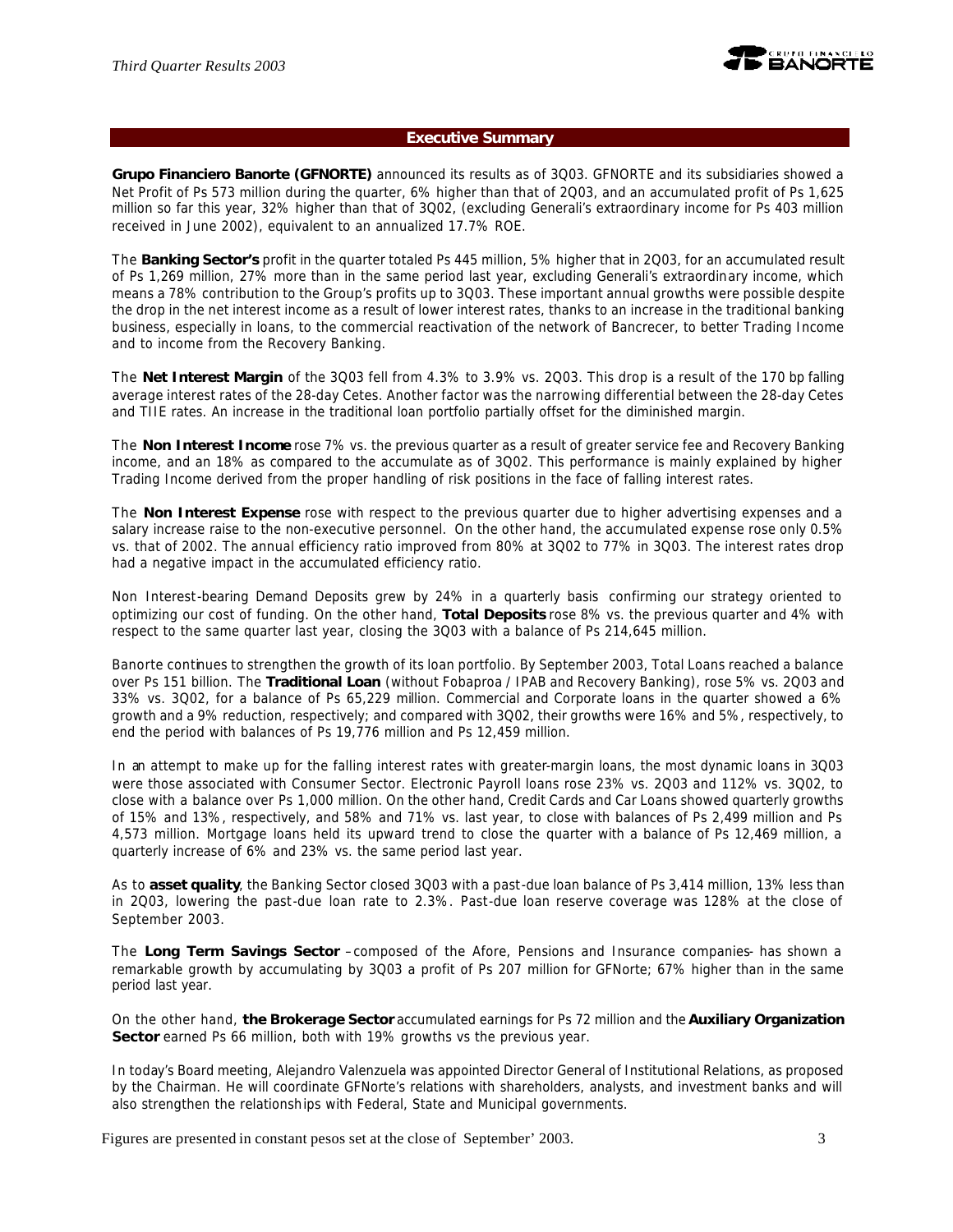## Executive Summary

**Grupo Financiero Banorte (GFNORTE)** announced its results as of 3Q03. GFNORTE and its subsidiaries showed a Net Profit of Ps 573 million during the quarter, 6% higher than that of 2Q03, and an accumulated profit of Ps 1,625 million so far this year, 32% higher than that of 3Q02, (excluding Generali's extraordinary income for Ps 403 million received in June 2002), equivalent to an annualized 17.7% ROE.

The **Banking Sector's** profit in the quarter totaled Ps 445 million, 5% higher that in 2Q03, for an accumulated result of Ps 1,269 million, 27% more than in the same period last year, excluding Generali's extraordinary income, which means a 78% contribution to the Group's profits up to 3Q03. These important annual growths were possible despite the drop in the net interest income as a result of lower interest rates, thanks to an increase in the traditional banking business, especially in loans, to the commercial reactivation of the network of Bancrecer, to better Trading Income and to income from the Recovery Banking.

The **Net Interest Margin** of the 3Q03 fell from 4.3% to 3.9% vs. 2Q03. This drop is a result of the 170 bp falling average interest rates of the 28-day Cetes. Another factor was the narrowing differential between the 28-day Cetes and TIIE rates. An increase in the traditional loan portfolio partially offset for the diminished margin.

The **Non Interest Income** rose 7% vs. the previous quarter as a result of greater service fee and Recovery Banking income, and an 18% as compared to the accumulate as of 3Q02. This performance is mainly explained by higher Trading Income derived from the proper handling of risk positions in the face of falling interest rates.

The **Non Interest Expense** rose with respect to the previous quarter due to higher advertising expenses and a salary increase raise to the non-executive personnel. On the other hand, the accumulated expense rose only 0.5% vs. that of 2002. The annual efficiency ratio improved from 80% at 3Q02 to 77% in 3Q03. The interest rates drop had a negative impact in the accumulated efficiency ratio.

Non Interest-bearing Demand Deposits grew by 24% in a quarterly basis confirming our strategy oriented to optimizing our cost of funding. On the other hand, **Total Deposits** rose 8% vs. the previous quarter and 4% with respect to the same quarter last year, closing the 3Q03 with a balance of Ps 214,645 million.

Banorte continues to strengthen the growth of its loan portfolio. By September 2003, Total Loans reached a balance over Ps 151 billion. The **Traditional Loan** (without Fobaproa / IPAB and Recovery Banking), rose 5% vs. 2Q03 and 33% vs. 3Q02, for a balance of Ps 65,229 million. Commercial and Corporate loans in the quarter showed a 6% growth and a 9% reduction, respectively; and compared with 3Q02, their growths were 16% and 5%, respectively, to end the period with balances of Ps 19,776 million and Ps 12,459 million.

In an attempt to make up for the falling interest rates with greater-margin loans, the most dynamic loans in 3Q03 were those associated with Consumer Sector. Electronic Payroll loans rose 23% vs. 2Q03 and 112% vs. 3Q02, to close with a balance over Ps 1,000 million. On the other hand, Credit Cards and Car Loans showed quarterly growths of 15% and 13%, respectively, and 58% and 71% vs. last year, to close with balances of Ps 2,499 million and Ps 4,573 million. Mortgage loans held its upward trend to close the quarter with a balance of Ps 12,469 million, a quarterly increase of 6% and 23% vs. the same period last year.

As to **asset quality**, the Banking Sector closed 3Q03 with a past-due loan balance of Ps 3,414 million, 13% less than in 2Q03, lowering the past-due loan rate to 2.3%. Past-due loan reserve coverage was 128% at the close of September 2003.

The **Long Term Savings Sector** –composed of the Afore, Pensions and Insurance companies- has shown a remarkable growth by accumulating by 3Q03 a profit of Ps 207 million for GFNorte; 67% higher than in the same period last year.

On the other hand, **the Brokerage Sector** accumulated earnings for Ps 72 million and the **Auxiliary Organization Sector** earned Ps 66 million, both with 19% growths vs the previous year.

In today's Board meeting, Alejandro Valenzuela was appointed Director General of Institutional Relations, as proposed by the Chairman. He will coordinate GFNorte's relations with shareholders, analysts, and investment banks and will also strengthen the relationships with Federal, State and Municipal governments.

Figures are presented in constant pesos set at the close of September' 2003.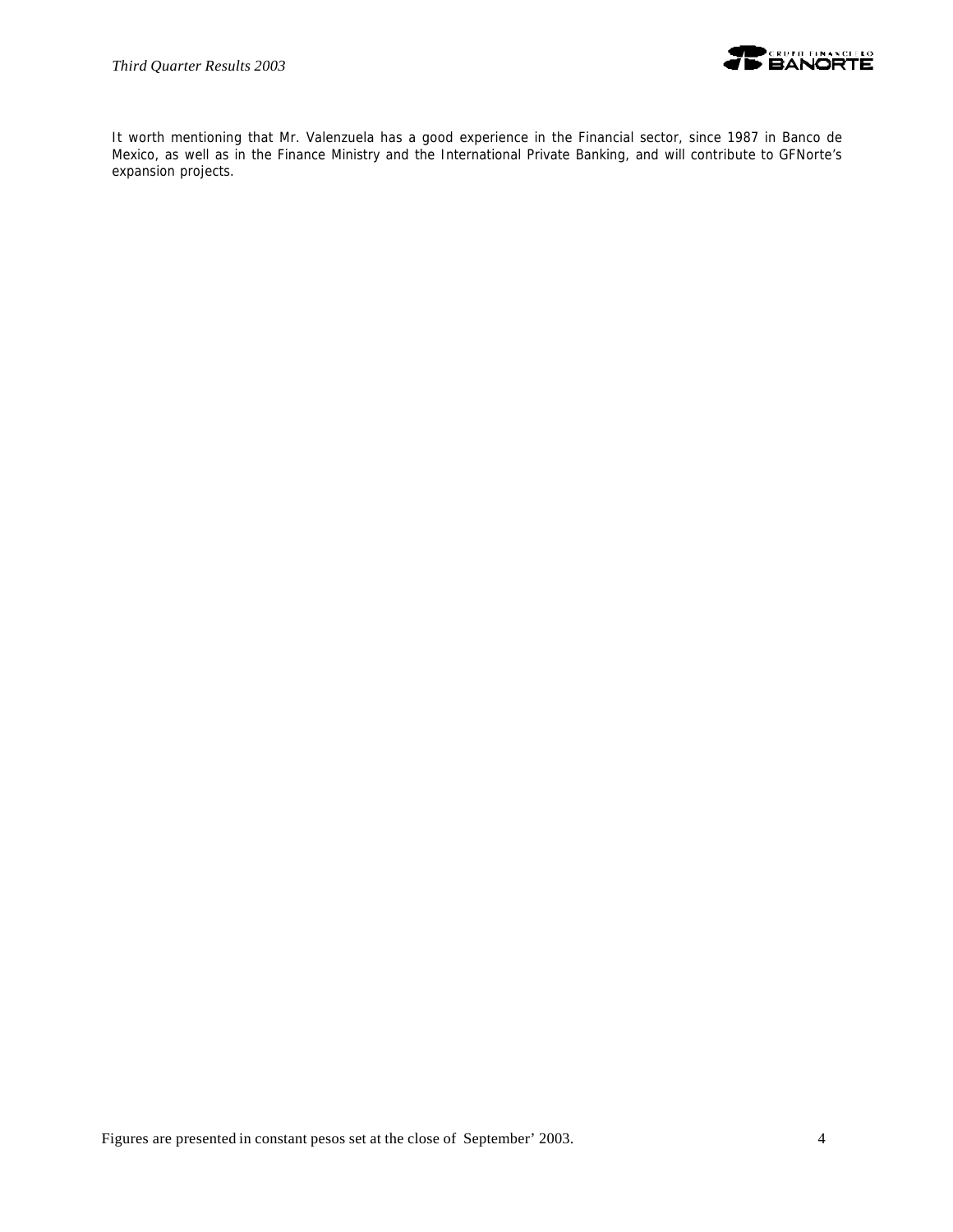It worth mentioning that Mr. Valenzuela has a good experience in the Financial sector, since 1987 in Banco de Mexico, as well as in the Finance Ministry and the International Private Banking, and will contribute to GFNorte's expansion projects.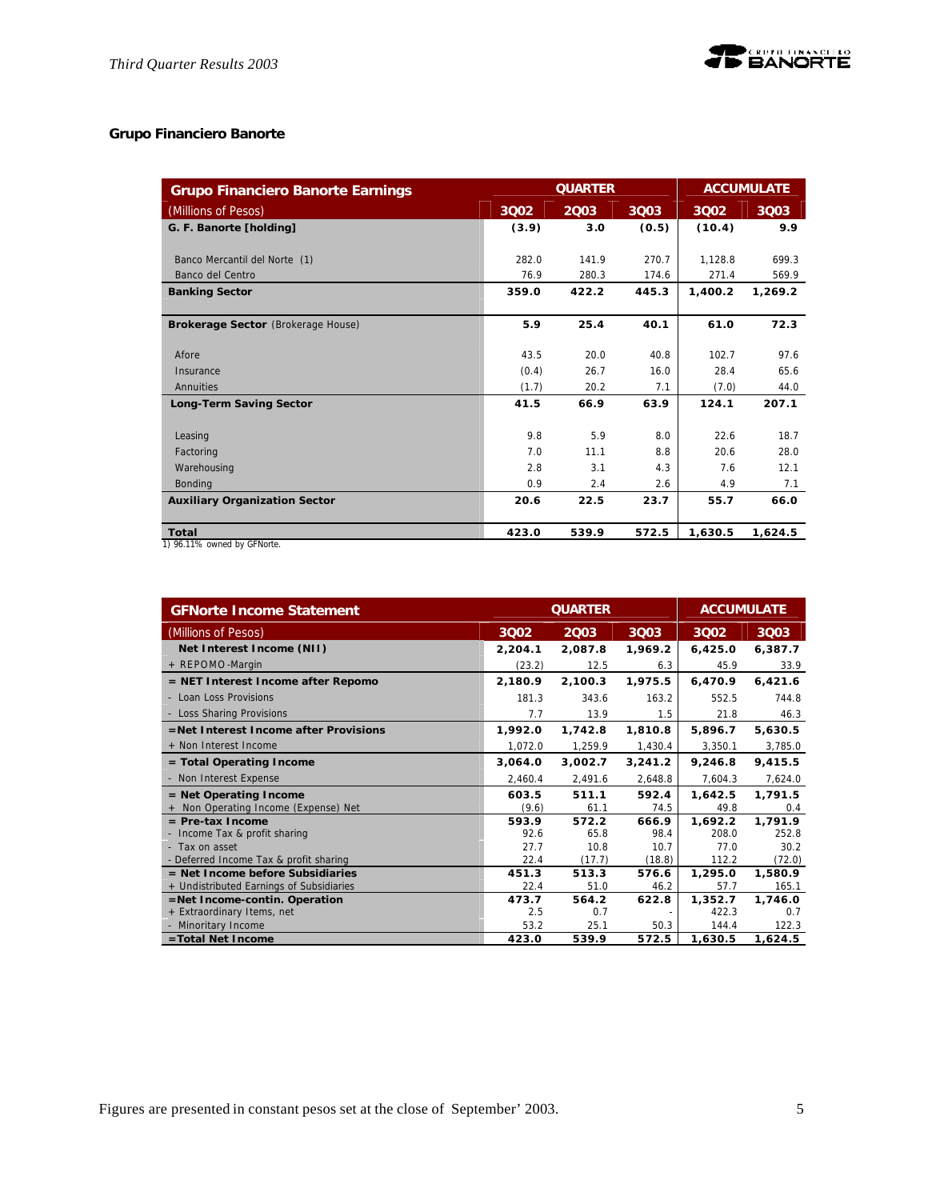## Grupo Financiero Banorte

| Grupo Financiero Banorte Earnings | QUARTER | | | ACCUMULATE | |
|---|---|---|---|---|---|
| (Millions of Pesos) | 3Q02 | 2Q03 | 3Q03 | 3Q02 | 3Q03 |
| **G. F. Banorte [holding]** | **(3.9)** | **3.0** | **(0.5)** | **(10.4)** | **9.9** |
| Banco Mercantil del Norte (1) | 282.0 | 141.9 | 270.7 | 1,128.8 | 699.3 |
| Banco del Centro | 76.9 | 280.3 | 174.6 | 271.4 | 569.9 |
| **Banking Sector** | **359.0** | **422.2** | **445.3** | **1,400.2** | **1,269.2** |
| **Brokerage Sector** (Brokerage House) | **5.9** | **25.4** | **40.1** | **61.0** | **72.3** |
| Afore | 43.5 | 20.0 | 40.8 | 102.7 | 97.6 |
| Insurance | (0.4) | 26.7 | 16.0 | 28.4 | 65.6 |
| Annuities | (1.7) | 20.2 | 7.1 | (7.0) | 44.0 |
| **Long-Term Saving Sector** | **41.5** | **66.9** | **63.9** | **124.1** | **207.1** |
| Leasing | 9.8 | 5.9 | 8.0 | 22.6 | 18.7 |
| Factoring | 7.0 | 11.1 | 8.8 | 20.6 | 28.0 |
| Warehousing | 2.8 | 3.1 | 4.3 | 7.6 | 12.1 |
| Bonding | 0.9 | 2.4 | 2.6 | 4.9 | 7.1 |
| **Auxiliary Organization Sector** | **20.6** | **22.5** | **23.7** | **55.7** | **66.0** |
| **Total** | **423.0** | **539.9** | **572.5** | **1,630.5** | **1,624.5** |

1) 96.11% owned by GFNorte.

| GFNorte Income Statement | QUARTER | | | ACCUMULATE | |
|---|---|---|---|---|---|
| (Millions of Pesos) | 3Q02 | 2Q03 | 3Q03 | 3Q02 | 3Q03 |
| **Net Interest Income (NII)** | **2,204.1** | **2,087.8** | **1,969.2** | **6,425.0** | **6,387.7** |
| + REPOMO-Margin | (23.2) | 12.5 | 6.3 | 45.9 | 33.9 |
| **= NET Interest Income after Repomo** | **2,180.9** | **2,100.3** | **1,975.5** | **6,470.9** | **6,421.6** |
| - Loan Loss Provisions | 181.3 | 343.6 | 163.2 | 552.5 | 744.8 |
| - Loss Sharing Provisions | 7.7 | 13.9 | 1.5 | 21.8 | 46.3 |
| **=Net Interest Income after Provisions** | **1,992.0** | **1,742.8** | **1,810.8** | **5,896.7** | **5,630.5** |
| + Non Interest Income | 1,072.0 | 1,259.9 | 1,430.4 | 3,350.1 | 3,785.0 |
| **= Total Operating Income** | **3,064.0** | **3,002.7** | **3,241.2** | **9,246.8** | **9,415.5** |
| - Non Interest Expense | 2,460.4 | 2,491.6 | 2,648.8 | 7,604.3 | 7,624.0 |
| **= Net Operating Income** | **603.5** | **511.1** | **592.4** | **1,642.5** | **1,791.5** |
| + Non Operating Income (Expense) Net | (9.6) | 61.1 | 74.5 | 49.8 | 0.4 |
| **= Pre-tax Income** | **593.9** | **572.2** | **666.9** | **1,692.2** | **1,791.9** |
| - Income Tax & profit sharing | 92.6 | 65.8 | 98.4 | 208.0 | 252.8 |
| - Tax on asset | 27.7 | 10.8 | 10.7 | 77.0 | 30.2 |
| - Deferred Income Tax & profit sharing | 22.4 | (17.7) | (18.8) | 112.2 | (72.0) |
| **= Net Income before Subsidiaries** | **451.3** | **513.3** | **576.6** | **1,295.0** | **1,580.9** |
| + Undistributed Earnings of Subsidiaries | 22.4 | 51.0 | 46.2 | 57.7 | 165.1 |
| **=Net Income-contin. Operation** | **473.7** | **564.2** | **622.8** | **1,352.7** | **1,746.0** |
| + Extraordinary Items, net | 2.5 | 0.7 | - | 422.3 | 0.7 |
| - Minoritary Income | 53.2 | 25.1 | 50.3 | 144.4 | 122.3 |
| **=Total Net Income** | **423.0** | **539.9** | **572.5** | **1,630.5** | **1,624.5** |

Figures are presented in constant pesos set at the close of September' 2003.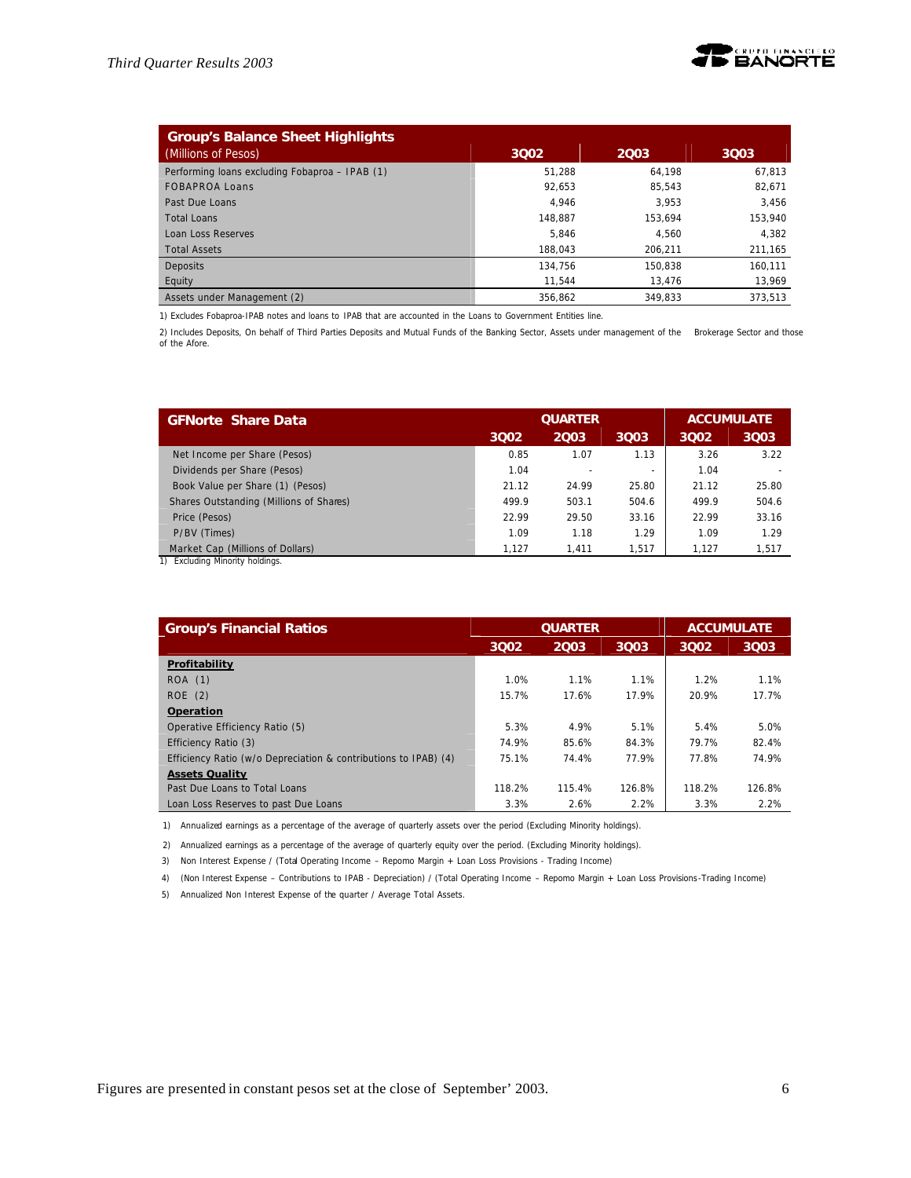| Group's Balance Sheet Highlights (Millions of Pesos) | 3Q02 | 2Q03 | 3Q03 |
|---|---|---|---|
| Performing loans excluding Fobaproa – IPAB (1) | 51,288 | 64,198 | 67,813 |
| FOBAPROA Loans | 92,653 | 85,543 | 82,671 |
| Past Due Loans | 4,946 | 3,953 | 3,456 |
| Total Loans | 148,887 | 153,694 | 153,940 |
| Loan Loss Reserves | 5,846 | 4,560 | 4,382 |
| Total Assets | 188,043 | 206,211 | 211,165 |
| Deposits | 134,756 | 150,838 | 160,111 |
| Equity | 11,544 | 13,476 | 13,969 |
| Assets under Management (2) | 356,862 | 349,833 | 373,513 |

1) Excludes Fobaproa-IPAB notes and loans to IPAB that are accounted in the Loans to Government Entities line.

2) Includes Deposits, On behalf of Third Parties Deposits and Mutual Funds of the Banking Sector, Assets under management of the Brokerage Sector and those of the Afore.

| GFNorte Share Data | QUARTER | | | ACCUMULATE | |
|---|---|---|---|---|---|
| | 3Q02 | 2Q03 | 3Q03 | 3Q02 | 3Q03 |
| Net Income per Share (Pesos) | 0.85 | 1.07 | 1.13 | 3.26 | 3.22 |
| Dividends per Share (Pesos) | 1.04 | - | - | 1.04 | - |
| Book Value per Share (1) (Pesos) | 21.12 | 24.99 | 25.80 | 21.12 | 25.80 |
| Shares Outstanding (Millions of Shares) | 499.9 | 503.1 | 504.6 | 499.9 | 504.6 |
| Price (Pesos) | 22.99 | 29.50 | 33.16 | 22.99 | 33.16 |
| P/BV (Times) | 1.09 | 1.18 | 1.29 | 1.09 | 1.29 |
| Market Cap (Millions of Dollars) | 1,127 | 1,411 | 1,517 | 1,127 | 1,517 |

1) Excluding Minority holdings.

| Group's Financial Ratios | QUARTER | | | ACCUMULATE | |
|---|---|---|---|---|---|
| | 3Q02 | 2Q03 | 3Q03 | 3Q02 | 3Q03 |
| **Profitability** | | | | | |
| ROA (1) | 1.0% | 1.1% | 1.1% | 1.2% | 1.1% |
| ROE (2) | 15.7% | 17.6% | 17.9% | 20.9% | 17.7% |
| **Operation** | | | | | |
| Operative Efficiency Ratio (5) | 5.3% | 4.9% | 5.1% | 5.4% | 5.0% |
| Efficiency Ratio (3) | 74.9% | 85.6% | 84.3% | 79.7% | 82.4% |
| Efficiency Ratio (w/o Depreciation & contributions to IPAB) (4) | 75.1% | 74.4% | 77.9% | 77.8% | 74.9% |
| **Assets Quality** | | | | | |
| Past Due Loans to Total Loans | 118.2% | 115.4% | 126.8% | 118.2% | 126.8% |
| Loan Loss Reserves to past Due Loans | 3.3% | 2.6% | 2.2% | 3.3% | 2.2% |

1) Annualized earnings as a percentage of the average of quarterly assets over the period (Excluding Minority holdings).

2) Annualized earnings as a percentage of the average of quarterly equity over the period. (Excluding Minority holdings).

3) Non Interest Expense / (Total Operating Income – Repomo Margin + Loan Loss Provisions - Trading Income)

4) (Non Interest Expense – Contributions to IPAB - Depreciation) / (Total Operating Income – Repomo Margin + Loan Loss Provisions-Trading Income)

5) Annualized Non Interest Expense of the quarter / Average Total Assets.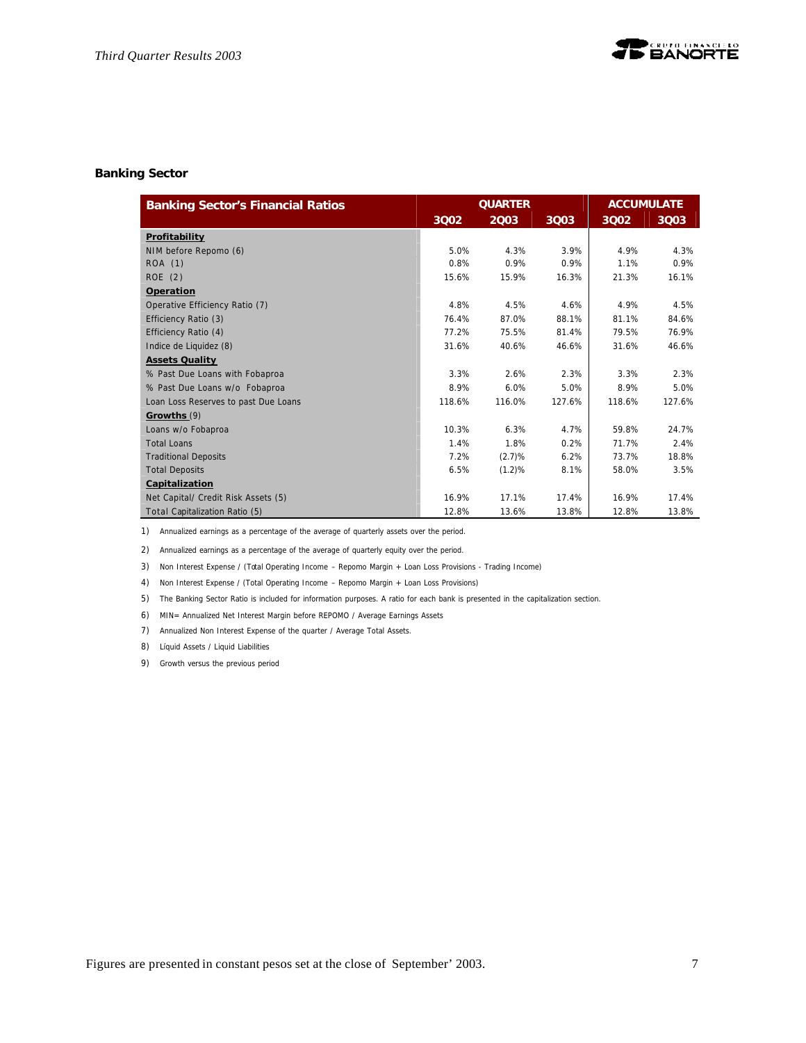### Banking Sector

| Banking Sector's Financial Ratios | QUARTER | | | ACCUMULATE | |
|---|---|---|---|---|---|
| | 3Q02 | 2Q03 | 3Q03 | 3Q02 | 3Q03 |
| **Profitability** | | | | | |
| NIM before Repomo (6) | 5.0% | 4.3% | 3.9% | 4.9% | 4.3% |
| ROA (1) | 0.8% | 0.9% | 0.9% | 1.1% | 0.9% |
| ROE (2) | 15.6% | 15.9% | 16.3% | 21.3% | 16.1% |
| **Operation** | | | | | |
| Operative Efficiency Ratio (7) | 4.8% | 4.5% | 4.6% | 4.9% | 4.5% |
| Efficiency Ratio (3) | 76.4% | 87.0% | 88.1% | 81.1% | 84.6% |
| Efficiency Ratio (4) | 77.2% | 75.5% | 81.4% | 79.5% | 76.9% |
| Indice de Liquidez (8) | 31.6% | 40.6% | 46.6% | 31.6% | 46.6% |
| **Assets Quality** | | | | | |
| % Past Due Loans with Fobaproa | 3.3% | 2.6% | 2.3% | 3.3% | 2.3% |
| % Past Due Loans w/o Fobaproa | 8.9% | 6.0% | 5.0% | 8.9% | 5.0% |
| Loan Loss Reserves to past Due Loans | 118.6% | 116.0% | 127.6% | 118.6% | 127.6% |
| **Growths** (9) | | | | | |
| Loans w/o Fobaproa | 10.3% | 6.3% | 4.7% | 59.8% | 24.7% |
| Total Loans | 1.4% | 1.8% | 0.2% | 71.7% | 2.4% |
| Traditional Deposits | 7.2% | (2.7)% | 6.2% | 73.7% | 18.8% |
| Total Deposits | 6.5% | (1.2)% | 8.1% | 58.0% | 3.5% |
| **Capitalization** | | | | | |
| Net Capital/ Credit Risk Assets (5) | 16.9% | 17.1% | 17.4% | 16.9% | 17.4% |
| Total Capitalization Ratio (5) | 12.8% | 13.6% | 13.8% | 12.8% | 13.8% |

1) Annualized earnings as a percentage of the average of quarterly assets over the period.

2) Annualized earnings as a percentage of the average of quarterly equity over the period.

3) Non Interest Expense / (Total Operating Income – Repomo Margin + Loan Loss Provisions - Trading Income)

4) Non Interest Expense / (Total Operating Income – Repomo Margin + Loan Loss Provisions)

5) The Banking Sector Ratio is included for information purposes. A ratio for each bank is presented in the capitalization section.

6) MIN= Annualized Net Interest Margin before REPOMO / Average Earnings Assets

7) Annualized Non Interest Expense of the quarter / Average Total Assets.

8) Líquid Assets / Liquid Liabilities

9) Growth versus the previous period

Figures are presented in constant pesos set at the close of September' 2003.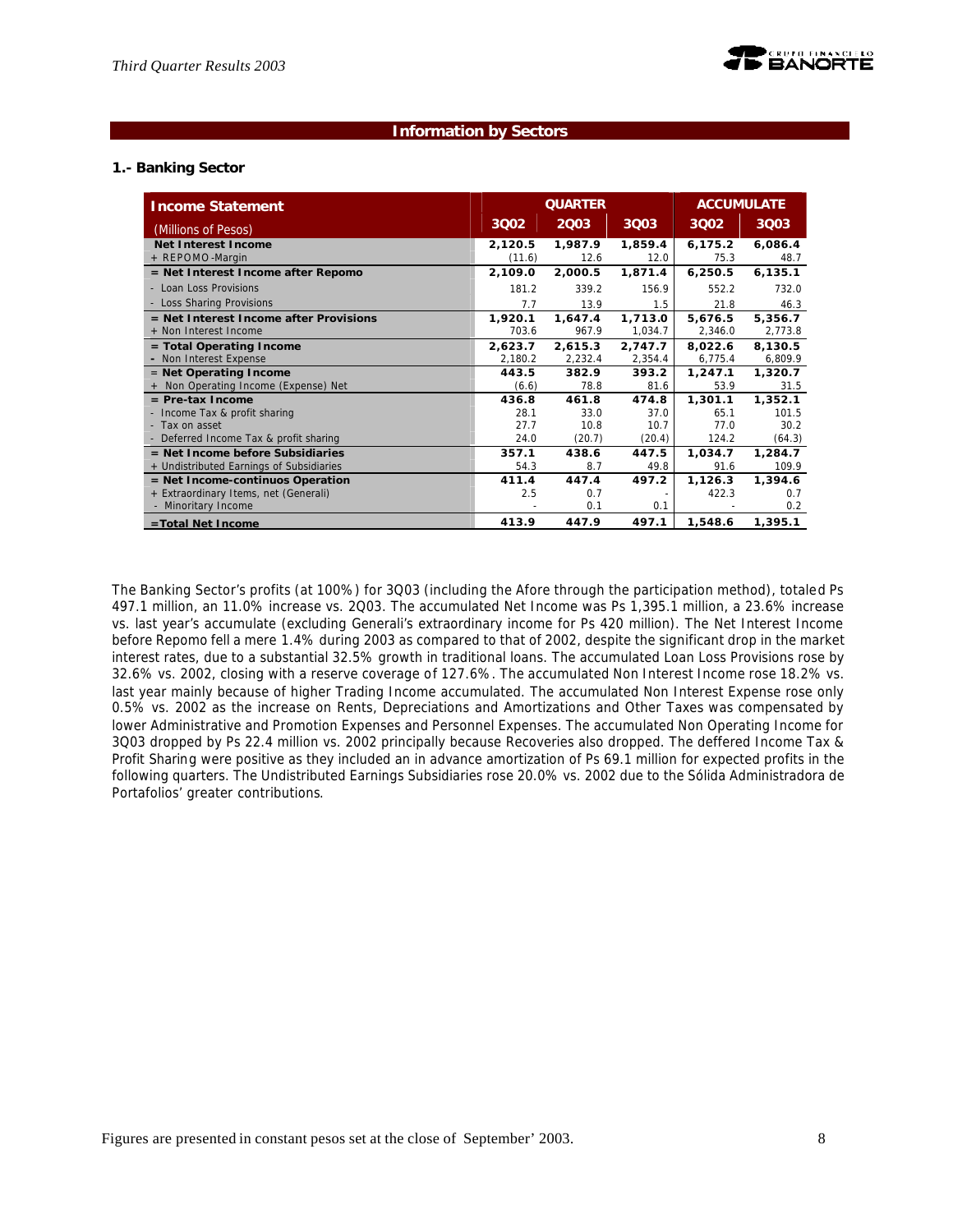## Information by Sectors

### 1.- Banking Sector

| Income Statement (Millions of Pesos) | QUARTER | | | ACCUMULATE | |
|---|---|---|---|---|---|
| | 3Q02 | 2Q03 | 3Q03 | 3Q02 | 3Q03 |
| **Net Interest Income** | **2,120.5** | **1,987.9** | **1,859.4** | **6,175.2** | **6,086.4** |
| + REPOMO-Margin | (11.6) | 12.6 | 12.0 | 75.3 | 48.7 |
| **= Net Interest Income after Repomo** | **2,109.0** | **2,000.5** | **1,871.4** | **6,250.5** | **6,135.1** |
| - Loan Loss Provisions | 181.2 | 339.2 | 156.9 | 552.2 | 732.0 |
| - Loss Sharing Provisions | 7.7 | 13.9 | 1.5 | 21.8 | 46.3 |
| **= Net Interest Income after Provisions** | **1,920.1** | **1,647.4** | **1,713.0** | **5,676.5** | **5,356.7** |
| + Non Interest Income | 703.6 | 967.9 | 1,034.7 | 2,346.0 | 2,773.8 |
| **= Total Operating Income** | **2,623.7** | **2,615.3** | **2,747.7** | **8,022.6** | **8,130.5** |
| - Non Interest Expense | 2,180.2 | 2,232.4 | 2,354.4 | 6,775.4 | 6,809.9 |
| **= Net Operating Income** | **443.5** | **382.9** | **393.2** | **1,247.1** | **1,320.7** |
| + Non Operating Income (Expense) Net | (6.6) | 78.8 | 81.6 | 53.9 | 31.5 |
| **= Pre-tax Income** | **436.8** | **461.8** | **474.8** | **1,301.1** | **1,352.1** |
| - Income Tax & profit sharing | 28.1 | 33.0 | 37.0 | 65.1 | 101.5 |
| - Tax on asset | 27.7 | 10.8 | 10.7 | 77.0 | 30.2 |
| - Deferred Income Tax & profit sharing | 24.0 | (20.7) | (20.4) | 124.2 | (64.3) |
| **= Net Income before Subsidiaries** | **357.1** | **438.6** | **447.5** | **1,034.7** | **1,284.7** |
| + Undistributed Earnings of Subsidiaries | 54.3 | 8.7 | 49.8 | 91.6 | 109.9 |
| **= Net Income-continuos Operation** | **411.4** | **447.4** | **497.2** | **1,126.3** | **1,394.6** |
| + Extraordinary Items, net (Generali) | 2.5 | 0.7 | - | 422.3 | 0.7 |
| - Minoritary Income | - | 0.1 | 0.1 | - | 0.2 |
| **=Total Net Income** | **413.9** | **447.9** | **497.1** | **1,548.6** | **1,395.1** |

The Banking Sector's profits (at 100%) for 3Q03 (including the Afore through the participation method), totaled Ps 497.1 million, an 11.0% increase vs. 2Q03. The accumulated Net Income was Ps 1,395.1 million, a 23.6% increase vs. last year's accumulate (excluding Generali's extraordinary income for Ps 420 million). The Net Interest Income before Repomo fell a mere 1.4% during 2003 as compared to that of 2002, despite the significant drop in the market interest rates, due to a substantial 32.5% growth in traditional loans. The accumulated Loan Loss Provisions rose by 32.6% vs. 2002, closing with a reserve coverage of 127.6%. The accumulated Non Interest Income rose 18.2% vs. last year mainly because of higher Trading Income accumulated. The accumulated Non Interest Expense rose only 0.5% vs. 2002 as the increase on Rents, Depreciations and Amortizations and Other Taxes was compensated by lower Administrative and Promotion Expenses and Personnel Expenses. The accumulated Non Operating Income for 3Q03 dropped by Ps 22.4 million vs. 2002 principally because Recoveries also dropped. The deffered Income Tax & Profit Sharing were positive as they included an in advance amortization of Ps 69.1 million for expected profits in the following quarters. The Undistributed Earnings Subsidiaries rose 20.0% vs. 2002 due to the Sólida Administradora de Portafolios' greater contributions.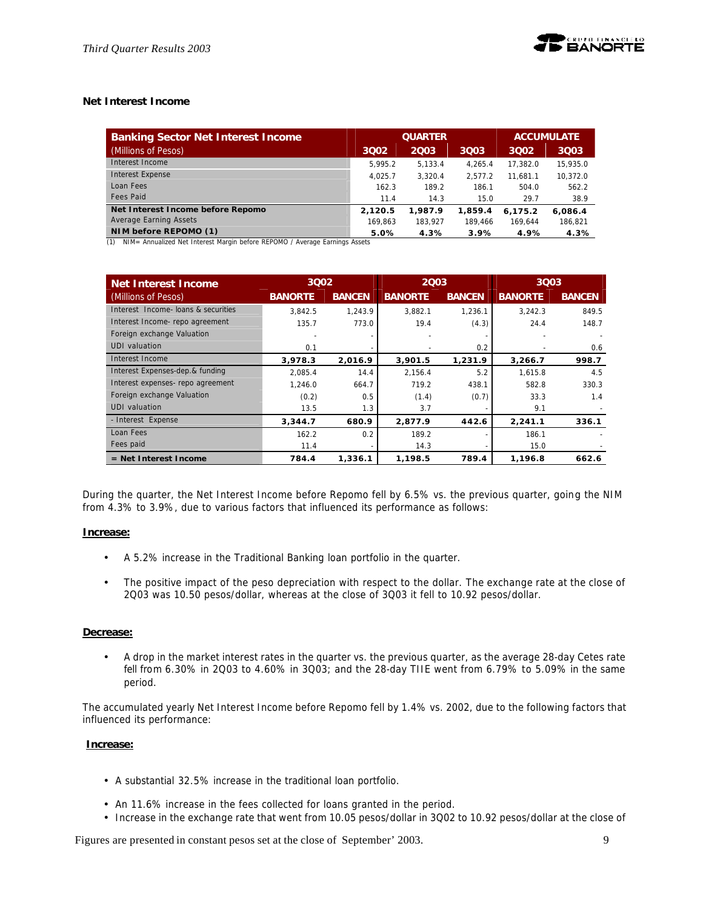### Net Interest Income

| Banking Sector Net Interest Income | QUARTER | | | ACCUMULATE | |
|---|---|---|---|---|---|
| (Millions of Pesos) | 3Q02 | 2Q03 | 3Q03 | 3Q02 | 3Q03 |
| Interest Income | 5,995.2 | 5,133.4 | 4,265.4 | 17,382.0 | 15,935.0 |
| Interest Expense | 4,025.7 | 3,320.4 | 2,577.2 | 11,681.1 | 10,372.0 |
| Loan Fees | 162.3 | 189.2 | 186.1 | 504.0 | 562.2 |
| Fees Paid | 11.4 | 14.3 | 15.0 | 29.7 | 38.9 |
| **Net Interest Income before Repomo** | **2,120.5** | **1,987.9** | **1,859.4** | **6,175.2** | **6,086.4** |
| Average Earning Assets | 169,863 | 183,927 | 189,466 | 169,644 | 186,821 |
| **NIM before REPOMO (1)** | **5.0%** | **4.3%** | **3.9%** | **4.9%** | **4.3%** |

(1) NIM= Annualized Net Interest Margin before REPOMO / Average Earnings Assets

| Net Interest Income | 3Q02 | | 2Q03 | | 3Q03 | |
|---|---|---|---|---|---|---|
| (Millions of Pesos) | BANORTE | BANCEN | BANORTE | BANCEN | BANORTE | BANCEN |
| Interest Income- loans & securities | 3,842.5 | 1,243.9 | 3,882.1 | 1,236.1 | 3,242.3 | 849.5 |
| Interest Income- repo agreement | 135.7 | 773.0 | 19.4 | (4.3) | 24.4 | 148.7 |
| Foreign exchange Valuation | - | - | - | - | - | - |
| UDI valuation | 0.1 | - | - | 0.2 | - | 0.6 |
| Interest Income | **3,978.3** | **2,016.9** | **3,901.5** | **1,231.9** | **3,266.7** | **998.7** |
| Interest Expenses-dep.& funding | 2,085.4 | 14.4 | 2,156.4 | 5.2 | 1,615.8 | 4.5 |
| Interest expenses- repo agreement | 1,246.0 | 664.7 | 719.2 | 438.1 | 582.8 | 330.3 |
| Foreign exchange Valuation | (0.2) | 0.5 | (1.4) | (0.7) | 33.3 | 1.4 |
| UDI valuation | 13.5 | 1.3 | 3.7 | - | 9.1 | - |
| - Interest Expense | **3,344.7** | **680.9** | **2,877.9** | **442.6** | **2,241.1** | **336.1** |
| Loan Fees | 162.2 | 0.2 | 189.2 | - | 186.1 | - |
| Fees paid | 11.4 | - | 14.3 | - | 15.0 | - |
| **= Net Interest Income** | **784.4** | **1,336.1** | **1,198.5** | **789.4** | **1,196.8** | **662.6** |

During the quarter, the Net Interest Income before Repomo fell by 6.5% vs. the previous quarter, going the NIM from 4.3% to 3.9%, due to various factors that influenced its performance as follows:

**Increase:**

- A 5.2% increase in the Traditional Banking loan portfolio in the quarter.
- The positive impact of the peso depreciation with respect to the dollar. The exchange rate at the close of 2Q03 was 10.50 pesos/dollar, whereas at the close of 3Q03 it fell to 10.92 pesos/dollar.

**Decrease:**

- A drop in the market interest rates in the quarter vs. the previous quarter, as the average 28-day Cetes rate fell from 6.30% in 2Q03 to 4.60% in 3Q03; and the 28-day TIIE went from 6.79% to 5.09% in the same period.

The accumulated yearly Net Interest Income before Repomo fell by 1.4% vs. 2002, due to the following factors that influenced its performance:

**Increase:**

- A substantial 32.5% increase in the traditional loan portfolio.
- An 11.6% increase in the fees collected for loans granted in the period.
- Increase in the exchange rate that went from 10.05 pesos/dollar in 3Q02 to 10.92 pesos/dollar at the close of

Figures are presented in constant pesos set at the close of September' 2003.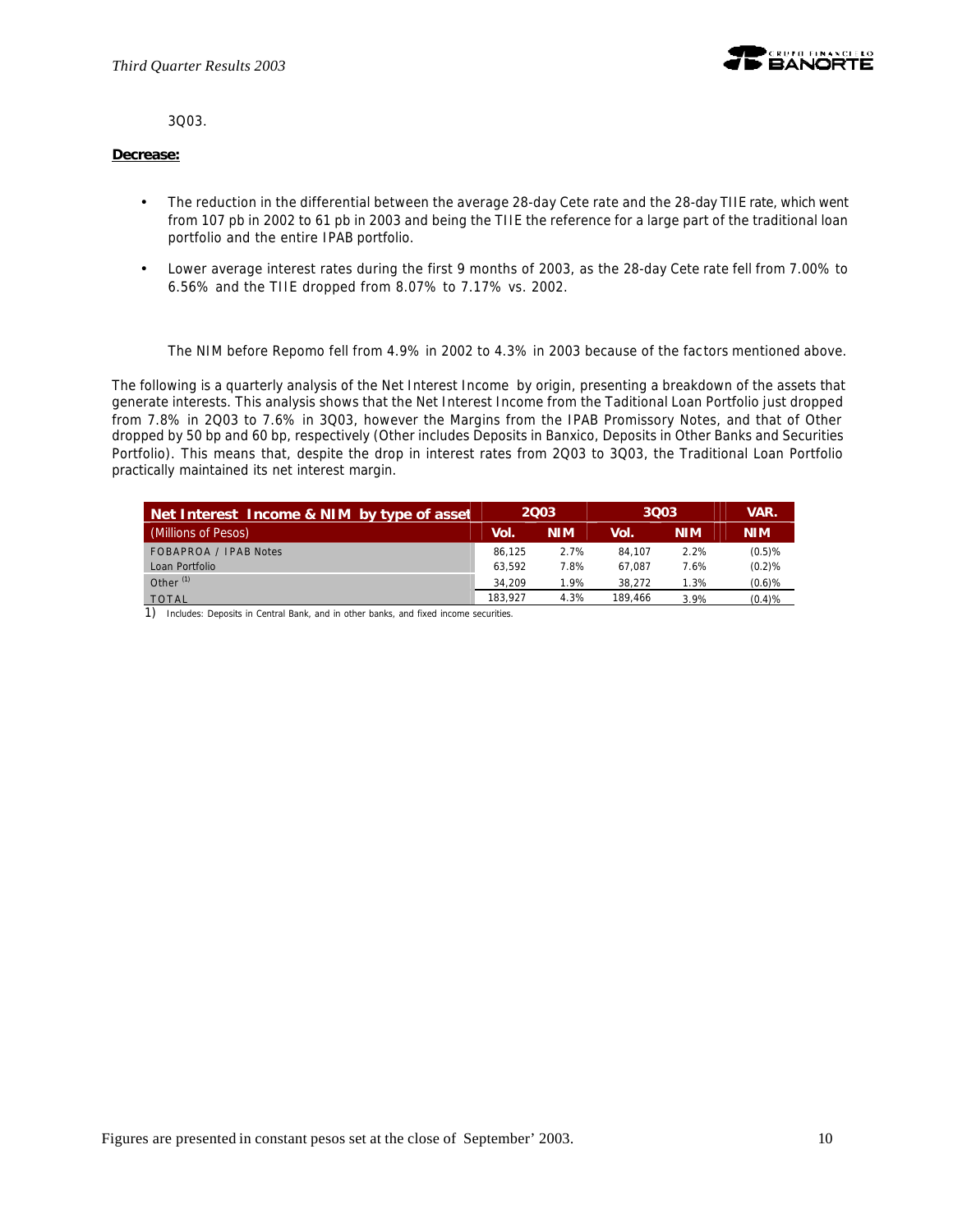3Q03.

**Decrease:**

- The reduction in the differential between the average 28-day Cete rate and the 28-day TIIE rate, which went from 107 pb in 2002 to 61 pb in 2003 and being the TIIE the reference for a large part of the traditional loan portfolio and the entire IPAB portfolio.
- Lower average interest rates during the first 9 months of 2003, as the 28-day Cete rate fell from 7.00% to 6.56% and the TIIE dropped from 8.07% to 7.17% vs. 2002.

The NIM before Repomo fell from 4.9% in 2002 to 4.3% in 2003 because of the factors mentioned above.

The following is a quarterly analysis of the Net Interest Income by origin, presenting a breakdown of the assets that generate interests. This analysis shows that the Net Interest Income from the Taditional Loan Portfolio just dropped from 7.8% in 2Q03 to 7.6% in 3Q03, however the Margins from the IPAB Promissory Notes, and that of Other dropped by 50 bp and 60 bp, respectively (Other includes Deposits in Banxico, Deposits in Other Banks and Securities Portfolio). This means that, despite the drop in interest rates from 2Q03 to 3Q03, the Traditional Loan Portfolio practically maintained its net interest margin.

| Net Interest Income & NIM by type of asset | 2Q03 | | 3Q03 | | VAR. |
|---|---|---|---|---|---|
| (Millions of Pesos) | Vol. | NIM | Vol. | NIM | NIM |
| FOBAPROA / IPAB Notes | 86,125 | 2.7% | 84,107 | 2.2% | (0.5)% |
| Loan Portfolio | 63,592 | 7.8% | 67,087 | 7.6% | (0.2)% |
| Other [(1)] | 34,209 | 1.9% | 38,272 | 1.3% | (0.6)% |
| TOTAL | 183,927 | 4.3% | 189,466 | 3.9% | (0.4)% |

1) Includes: Deposits in Central Bank, and in other banks, and fixed income securities.

Figures are presented in constant pesos set at the close of September' 2003.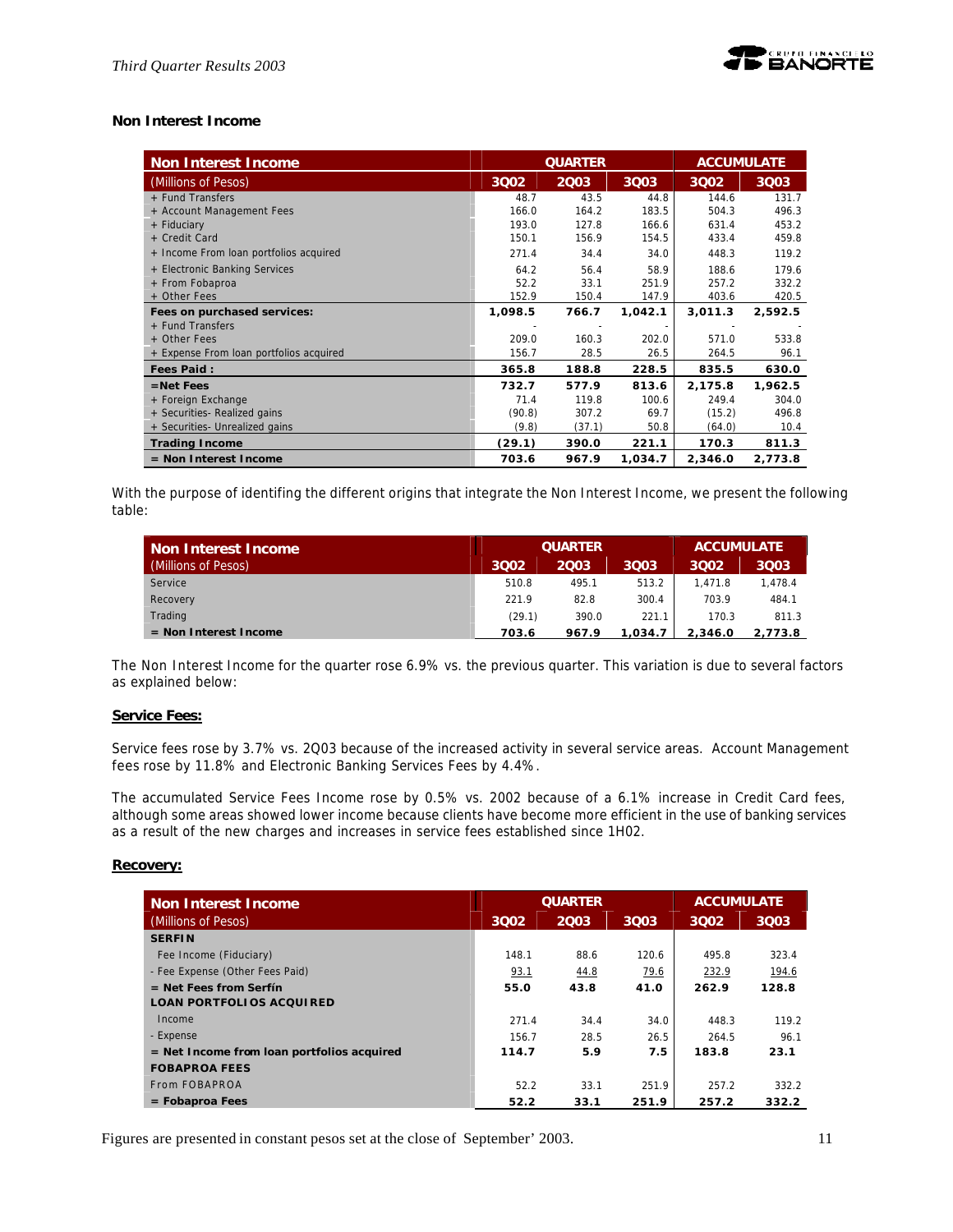### Non Interest Income

| Non Interest Income | QUARTER | | | ACCUMULATE | |
|---|---|---|---|---|---|
| (Millions of Pesos) | 3Q02 | 2Q03 | 3Q03 | 3Q02 | 3Q03 |
| + Fund Transfers | 48.7 | 43.5 | 44.8 | 144.6 | 131.7 |
| + Account Management Fees | 166.0 | 164.2 | 183.5 | 504.3 | 496.3 |
| + Fiduciary | 193.0 | 127.8 | 166.6 | 631.4 | 453.2 |
| + Credit Card | 150.1 | 156.9 | 154.5 | 433.4 | 459.8 |
| + Income From loan portfolios acquired | 271.4 | 34.4 | 34.0 | 448.3 | 119.2 |
| + Electronic Banking Services | 64.2 | 56.4 | 58.9 | 188.6 | 179.6 |
| + From Fobaproa | 52.2 | 33.1 | 251.9 | 257.2 | 332.2 |
| + Other Fees | 152.9 | 150.4 | 147.9 | 403.6 | 420.5 |
| **Fees on purchased services:** | **1,098.5** | **766.7** | **1,042.1** | **3,011.3** | **2,592.5** |
| + Fund Transfers | - | - | - | - | - |
| + Other Fees | 209.0 | 160.3 | 202.0 | 571.0 | 533.8 |
| + Expense From loan portfolios acquired | 156.7 | 28.5 | 26.5 | 264.5 | 96.1 |
| **Fees Paid :** | **365.8** | **188.8** | **228.5** | **835.5** | **630.0** |
| **=Net Fees** | **732.7** | **577.9** | **813.6** | **2,175.8** | **1,962.5** |
| + Foreign Exchange | 71.4 | 119.8 | 100.6 | 249.4 | 304.0 |
| + Securities- Realized gains | (90.8) | 307.2 | 69.7 | (15.2) | 496.8 |
| + Securities- Unrealized gains | (9.8) | (37.1) | 50.8 | (64.0) | 10.4 |
| **Trading Income** | **(29.1)** | **390.0** | **221.1** | **170.3** | **811.3** |
| **= Non Interest Income** | **703.6** | **967.9** | **1,034.7** | **2,346.0** | **2,773.8** |

With the purpose of identifing the different origins that integrate the Non Interest Income, we present the following table:

| Non Interest Income | QUARTER | | | ACCUMULATE | |
|---|---|---|---|---|---|
| (Millions of Pesos) | 3Q02 | 2Q03 | 3Q03 | 3Q02 | 3Q03 |
| Service | 510.8 | 495.1 | 513.2 | 1,471.8 | 1,478.4 |
| Recovery | 221.9 | 82.8 | 300.4 | 703.9 | 484.1 |
| Trading | (29.1) | 390.0 | 221.1 | 170.3 | 811.3 |
| **= Non Interest Income** | **703.6** | **967.9** | **1,034.7** | **2,346.0** | **2,773.8** |

The Non Interest Income for the quarter rose 6.9% vs. the previous quarter. This variation is due to several factors as explained below:

**Service Fees:**

Service fees rose by 3.7% vs. 2Q03 because of the increased activity in several service areas. Account Management fees rose by 11.8% and Electronic Banking Services Fees by 4.4%.

The accumulated Service Fees Income rose by 0.5% vs. 2002 because of a 6.1% increase in Credit Card fees, although some areas showed lower income because clients have become more efficient in the use of banking services as a result of the new charges and increases in service fees established since 1H02.

**Recovery:**

| Non Interest Income | QUARTER | | | ACCUMULATE | |
|---|---|---|---|---|---|
| (Millions of Pesos) | 3Q02 | 2Q03 | 3Q03 | 3Q02 | 3Q03 |
| **SERFIN** | | | | | |
| Fee Income (Fiduciary) | 148.1 | 88.6 | 120.6 | 495.8 | 323.4 |
| - Fee Expense (Other Fees Paid) | 93.1 | 44.8 | 79.6 | 232.9 | 194.6 |
| **= Net Fees from Serfín** | **55.0** | **43.8** | **41.0** | **262.9** | **128.8** |
| **LOAN PORTFOLIOS ACQUIRED** | | | | | |
| Income | 271.4 | 34.4 | 34.0 | 448.3 | 119.2 |
| - Expense | 156.7 | 28.5 | 26.5 | 264.5 | 96.1 |
| **= Net Income from loan portfolios acquired** | **114.7** | **5.9** | **7.5** | **183.8** | **23.1** |
| **FOBAPROA FEES** | | | | | |
| From FOBAPROA | 52.2 | 33.1 | 251.9 | 257.2 | 332.2 |
| **= Fobaproa Fees** | **52.2** | **33.1** | **251.9** | **257.2** | **332.2** |

Figures are presented in constant pesos set at the close of September' 2003.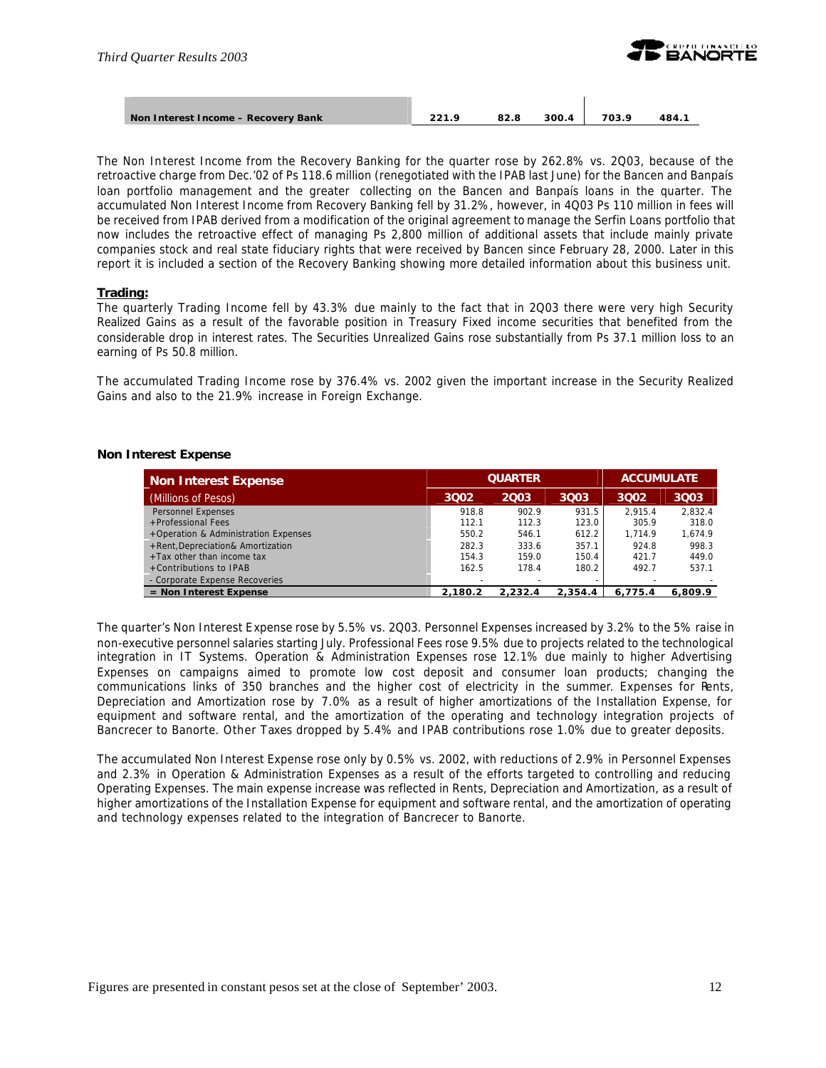| Non Interest Income – Recovery Bank | 221.9 | 82.8 | 300.4 | 703.9 | 484.1 |
|---|---|---|---|---|---|

The Non Interest Income from the Recovery Banking for the quarter rose by 262.8% vs. 2Q03, because of the retroactive charge from Dec.'02 of Ps 118.6 million (renegotiated with the IPAB last June) for the Bancen and Banpaís loan portfolio management and the greater collecting on the Bancen and Banpaís loans in the quarter. The accumulated Non Interest Income from Recovery Banking fell by 31.2%, however, in 4Q03 Ps 110 million in fees will be received from IPAB derived from a modification of the original agreement to manage the Serfin Loans portfolio that now includes the retroactive effect of managing Ps 2,800 million of additional assets that include mainly private companies stock and real state fiduciary rights that were received by Bancen since February 28, 2000. Later in this report it is included a section of the Recovery Banking showing more detailed information about this business unit.

**Trading:**

The quarterly Trading Income fell by 43.3% due mainly to the fact that in 2Q03 there were very high Security Realized Gains as a result of the favorable position in Treasury Fixed income securities that benefited from the considerable drop in interest rates. The Securities Unrealized Gains rose substantially from Ps 37.1 million loss to an earning of Ps 50.8 million.

The accumulated Trading Income rose by 376.4% vs. 2002 given the important increase in the Security Realized Gains and also to the 21.9% increase in Foreign Exchange.

### Non Interest Expense

| Non Interest Expense | QUARTER | | | ACCUMULATE | |
|---|---|---|---|---|---|
| (Millions of Pesos) | 3Q02 | 2Q03 | 3Q03 | 3Q02 | 3Q03 |
| Personnel Expenses | 918.8 | 902.9 | 931.5 | 2,915.4 | 2,832.4 |
| +Professional Fees | 112.1 | 112.3 | 123.0 | 305.9 | 318.0 |
| +Operation & Administration Expenses | 550.2 | 546.1 | 612.2 | 1,714.9 | 1,674.9 |
| +Rent,Depreciation& Amortization | 282.3 | 333.6 | 357.1 | 924.8 | 998.3 |
| +Tax other than income tax | 154.3 | 159.0 | 150.4 | 421.7 | 449.0 |
| +Contributions to IPAB | 162.5 | 178.4 | 180.2 | 492.7 | 537.1 |
| - Corporate Expense Recoveries | - | - | - | - | - |
| **= Non Interest Expense** | **2,180.2** | **2,232.4** | **2,354.4** | **6,775.4** | **6,809.9** |

The quarter's Non Interest Expense rose by 5.5% vs. 2Q03. Personnel Expenses increased by 3.2% to the 5% raise in non-executive personnel salaries starting July. Professional Fees rose 9.5% due to projects related to the technological integration in IT Systems. Operation & Administration Expenses rose 12.1% due mainly to higher Advertising Expenses on campaigns aimed to promote low cost deposit and consumer loan products; changing the communications links of 350 branches and the higher cost of electricity in the summer. Expenses for Rents, Depreciation and Amortization rose by 7.0% as a result of higher amortizations of the Installation Expense, for equipment and software rental, and the amortization of the operating and technology integration projects of Bancrecer to Banorte. Other Taxes dropped by 5.4% and IPAB contributions rose 1.0% due to greater deposits.

The accumulated Non Interest Expense rose only by 0.5% vs. 2002, with reductions of 2.9% in Personnel Expenses and 2.3% in Operation & Administration Expenses as a result of the efforts targeted to controlling and reducing Operating Expenses. The main expense increase was reflected in Rents, Depreciation and Amortization, as a result of higher amortizations of the Installation Expense for equipment and software rental, and the amortization of operating and technology expenses related to the integration of Bancrecer to Banorte.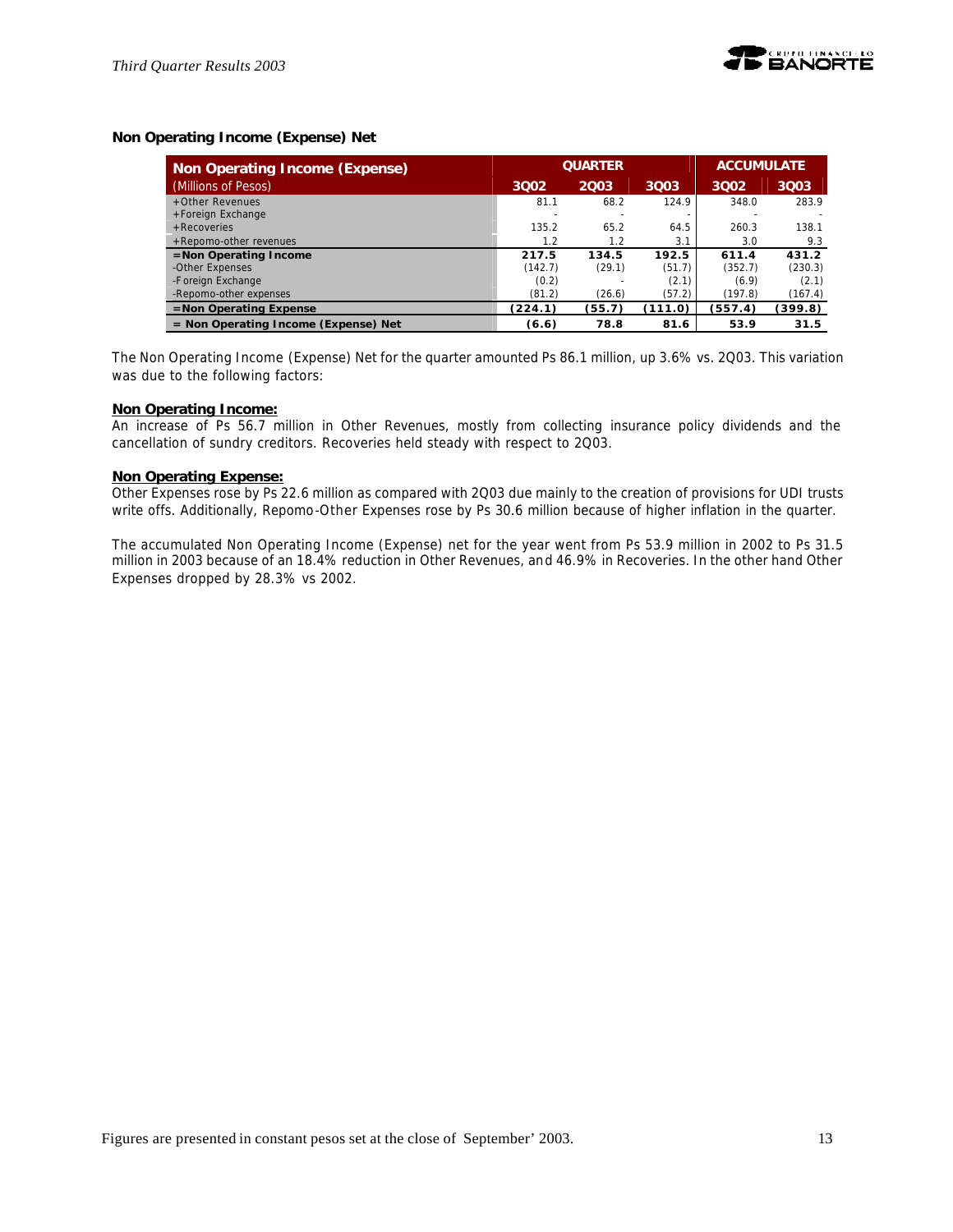## Non Operating Income (Expense) Net

| Non Operating Income (Expense) | QUARTER | | | ACCUMULATE | |
|---|---|---|---|---|---|
| (Millions of Pesos) | 3Q02 | 2Q03 | 3Q03 | 3Q02 | 3Q03 |
| +Other Revenues | 81.1 | 68.2 | 124.9 | 348.0 | 283.9 |
| +Foreign Exchange | - | - | - | - | - |
| +Recoveries | 135.2 | 65.2 | 64.5 | 260.3 | 138.1 |
| +Repomo-other revenues | 1.2 | 1.2 | 3.1 | 3.0 | 9.3 |
| **=Non Operating Income** | **217.5** | **134.5** | **192.5** | **611.4** | **431.2** |
| -Other Expenses | (142.7) | (29.1) | (51.7) | (352.7) | (230.3) |
| -Foreign Exchange | (0.2) | - | (2.1) | (6.9) | (2.1) |
| -Repomo-other expenses | (81.2) | (26.6) | (57.2) | (197.8) | (167.4) |
| **=Non Operating Expense** | **(224.1)** | **(55.7)** | **(111.0)** | **(557.4)** | **(399.8)** |
| **= Non Operating Income (Expense) Net** | **(6.6)** | **78.8** | **81.6** | **53.9** | **31.5** |

The Non Operating Income (Expense) Net for the quarter amounted Ps 86.1 million, up 3.6% vs. 2Q03. This variation was due to the following factors:

**Non Operating Income:**
An increase of Ps 56.7 million in Other Revenues, mostly from collecting insurance policy dividends and the cancellation of sundry creditors. Recoveries held steady with respect to 2Q03.

**Non Operating Expense:**
Other Expenses rose by Ps 22.6 million as compared with 2Q03 due mainly to the creation of provisions for UDI trusts write offs. Additionally, Repomo-Other Expenses rose by Ps 30.6 million because of higher inflation in the quarter.

The accumulated Non Operating Income (Expense) net for the year went from Ps 53.9 million in 2002 to Ps 31.5 million in 2003 because of an 18.4% reduction in Other Revenues, and 46.9% in Recoveries. In the other hand Other Expenses dropped by 28.3% vs 2002.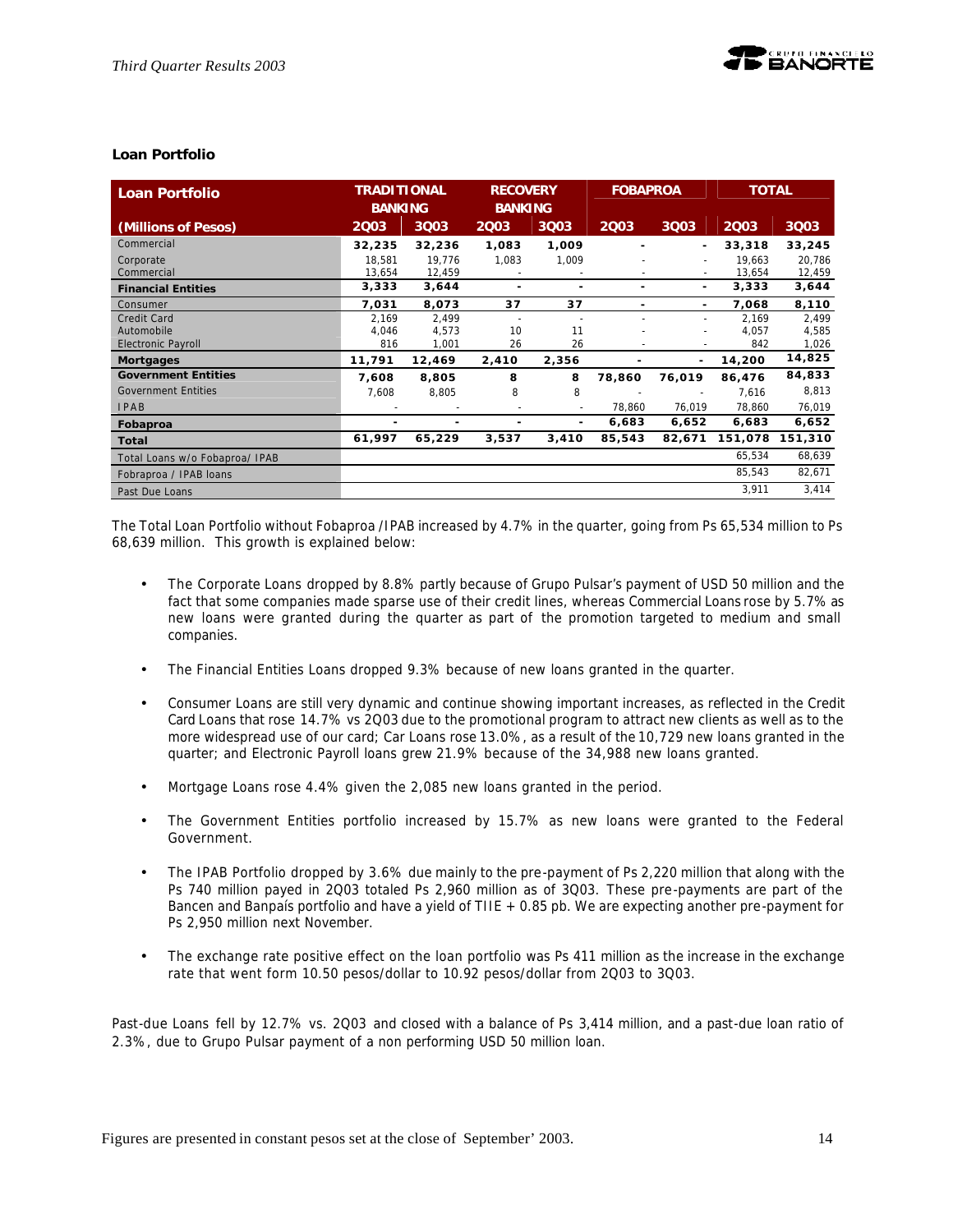### Loan Portfolio

| Loan Portfolio | TRADITIONAL BANKING | | RECOVERY BANKING | | FOBAPROA | | TOTAL | |
|---|---|---|---|---|---|---|---|---|
| (Millions of Pesos) | 2Q03 | 3Q03 | 2Q03 | 3Q03 | 2Q03 | 3Q03 | 2Q03 | 3Q03 |
| Commercial | **32,235** | **32,236** | **1,083** | **1,009** | **-** | **-** | **33,318** | **33,245** |
| Corporate | 18,581 | 19,776 | 1,083 | 1,009 | - | - | 19,663 | 20,786 |
| Commercial | 13,654 | 12,459 | - | - | - | - | 13,654 | 12,459 |
| **Financial Entities** | **3,333** | **3,644** | **-** | **-** | **-** | **-** | **3,333** | **3,644** |
| Consumer | **7,031** | **8,073** | **37** | **37** | **-** | **-** | **7,068** | **8,110** |
| Credit Card | 2,169 | 2,499 | - | - | - | - | 2,169 | 2,499 |
| Automobile | 4,046 | 4,573 | 10 | 11 | - | - | 4,057 | 4,585 |
| Electronic Payroll | 816 | 1,001 | 26 | 26 | - | - | 842 | 1,026 |
| **Mortgages** | **11,791** | **12,469** | **2,410** | **2,356** | **-** | **-** | **14,200** | **14,825** |
| **Government Entities** | **7,608** | **8,805** | **8** | **8** | **78,860** | **76,019** | **86,476** | **84,833** |
| Government Entities | 7,608 | 8,805 | 8 | 8 | - | - | 7,616 | 8,813 |
| IPAB | - | - | - | - | 78,860 | 76,019 | 78,860 | 76,019 |
| **Fobaproa** | **-** | **-** | **-** | **-** | **6,683** | **6,652** | **6,683** | **6,652** |
| **Total** | **61,997** | **65,229** | **3,537** | **3,410** | **85,543** | **82,671** | **151,078** | **151,310** |
| Total Loans w/o Fobaproa/ IPAB | | | | | | | 65,534 | 68,639 |
| Fobraproa / IPAB loans | | | | | | | 85,543 | 82,671 |
| Past Due Loans | | | | | | | 3,911 | 3,414 |

The Total Loan Portfolio without Fobaproa /IPAB increased by 4.7% in the quarter, going from Ps 65,534 million to Ps 68,639 million. This growth is explained below:

- The Corporate Loans dropped by 8.8% partly because of Grupo Pulsar's payment of USD 50 million and the fact that some companies made sparse use of their credit lines, whereas Commercial Loans rose by 5.7% as new loans were granted during the quarter as part of the promotion targeted to medium and small companies.

- The Financial Entities Loans dropped 9.3% because of new loans granted in the quarter.

- Consumer Loans are still very dynamic and continue showing important increases, as reflected in the Credit Card Loans that rose 14.7% vs 2Q03 due to the promotional program to attract new clients as well as to the more widespread use of our card; Car Loans rose 13.0%, as a result of the 10,729 new loans granted in the quarter; and Electronic Payroll loans grew 21.9% because of the 34,988 new loans granted.

- Mortgage Loans rose 4.4% given the 2,085 new loans granted in the period.

- The Government Entities portfolio increased by 15.7% as new loans were granted to the Federal Government.

- The IPAB Portfolio dropped by 3.6% due mainly to the pre-payment of Ps 2,220 million that along with the Ps 740 million payed in 2Q03 totaled Ps 2,960 million as of 3Q03. These pre-payments are part of the Bancen and Banpaís portfolio and have a yield of TIIE + 0.85 pb. We are expecting another pre-payment for Ps 2,950 million next November.

- The exchange rate positive effect on the loan portfolio was Ps 411 million as the increase in the exchange rate that went form 10.50 pesos/dollar to 10.92 pesos/dollar from 2Q03 to 3Q03.

Past-due Loans fell by 12.7% vs. 2Q03 and closed with a balance of Ps 3,414 million, and a past-due loan ratio of 2.3%, due to Grupo Pulsar payment of a non performing USD 50 million loan.

Figures are presented in constant pesos set at the close of September' 2003.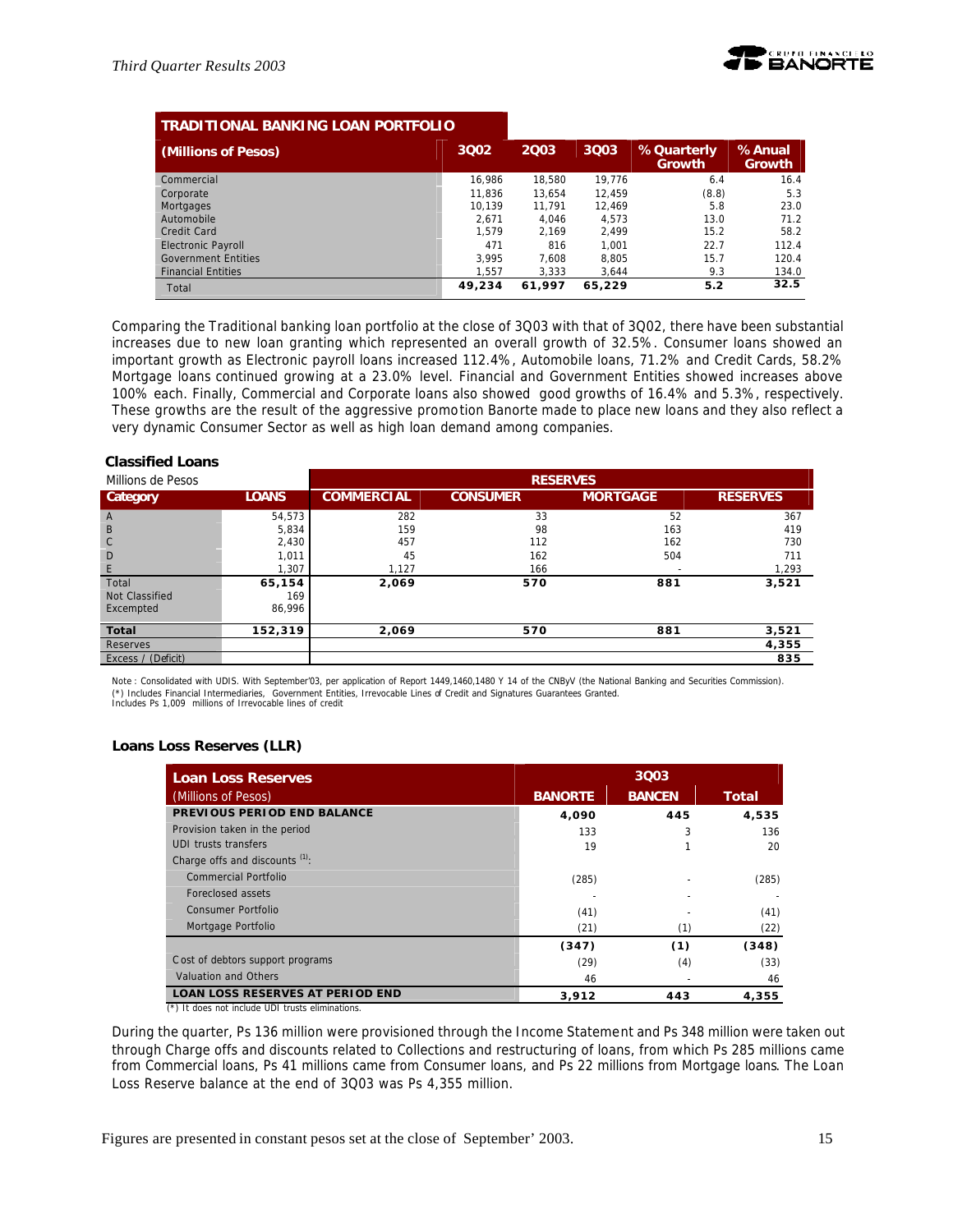| TRADITIONAL BANKING LOAN PORTFOLIO | | | | | |
|---|---|---|---|---|---|
| (Millions of Pesos) | 3Q02 | 2Q03 | 3Q03 | % Quarterly Growth | % Anual Growth |
| Commercial | 16,986 | 18,580 | 19,776 | 6.4 | 16.4 |
| Corporate | 11,836 | 13,654 | 12,459 | (8.8) | 5.3 |
| Mortgages | 10,139 | 11,791 | 12,469 | 5.8 | 23.0 |
| Automobile | 2,671 | 4,046 | 4,573 | 13.0 | 71.2 |
| Credit Card | 1,579 | 2,169 | 2,499 | 15.2 | 58.2 |
| Electronic Payroll | 471 | 816 | 1,001 | 22.7 | 112.4 |
| Government Entities | 3,995 | 7,608 | 8,805 | 15.7 | 120.4 |
| Financial Entities | 1,557 | 3,333 | 3,644 | 9.3 | 134.0 |
| Total | **49,234** | **61,997** | **65,229** | **5.2** | **32.5** |

Comparing the Traditional banking loan portfolio at the close of 3Q03 with that of 3Q02, there have been substantial increases due to new loan granting which represented an overall growth of 32.5%. Consumer loans showed an important growth as Electronic payroll loans increased 112.4%, Automobile loans, 71.2% and Credit Cards, 58.2% Mortgage loans continued growing at a 23.0% level. Financial and Government Entities showed increases above 100% each. Finally, Commercial and Corporate loans also showed good growths of 16.4% and 5.3%, respectively. These growths are the result of the aggressive promotion Banorte made to place new loans and they also reflect a very dynamic Consumer Sector as well as high loan demand among companies.

**Classified Loans**

| Millions de Pesos | | RESERVES | | | |
|---|---|---|---|---|---|
| Category | LOANS | COMMERCIAL | CONSUMER | MORTGAGE | RESERVES |
| A | 54,573 | 282 | 33 | 52 | 367 |
| B | 5,834 | 159 | 98 | 163 | 419 |
| C | 2,430 | 457 | 112 | 162 | 730 |
| D | 1,011 | 45 | 162 | 504 | 711 |
| E | 1,307 | 1,127 | 166 | - | 1,293 |
| Total | **65,154** | **2,069** | **570** | **881** | **3,521** |
| Not Classified | 169 | | | | |
| Excempted | 86,996 | | | | |
| **Total** | **152,319** | **2,069** | **570** | **881** | **3,521** |
| Reserves | | | | | **4,355** |
| Excess / (Deficit) | | | | | **835** |

Note : Consolidated with UDIS. With September'03, per application of Report 1449,1460,1480 Y 14 of the CNByV (the National Banking and Securities Commission).
(*) Includes Financial Intermediaries, Government Entities, Irrevocable Lines of Credit and Signatures Guarantees Granted.
Includes Ps 1,009 millions of Irrevocable lines of credit

**Loans Loss Reserves (LLR)**

| Loan Loss Reserves | 3Q03 | | |
|---|---|---|---|
| (Millions of Pesos) | BANORTE | BANCEN | Total |
| **PREVIOUS PERIOD END BALANCE** | **4,090** | **445** | **4,535** |
| Provision taken in the period | 133 | 3 | 136 |
| UDI trusts transfers | 19 | 1 | 20 |
| Charge offs and discounts [1]: | | | |
| Commercial Portfolio | (285) | - | (285) |
| Foreclosed assets | - | - | - |
| Consumer Portfolio | (41) | - | (41) |
| Mortgage Portfolio | (21) | (1) | (22) |
| | **(347)** | **(1)** | **(348)** |
| Cost of debtors support programs | (29) | (4) | (33) |
| Valuation and Others | 46 | - | 46 |
| **LOAN LOSS RESERVES AT PERIOD END** | **3,912** | **443** | **4,355** |

(*) It does not include UDI trusts eliminations.

During the quarter, Ps 136 million were provisioned through the Income Statement and Ps 348 million were taken out through Charge offs and discounts related to Collections and restructuring of loans, from which Ps 285 millions came from Commercial loans, Ps 41 millions came from Consumer loans, and Ps 22 millions from Mortgage loans. The Loan Loss Reserve balance at the end of 3Q03 was Ps 4,355 million.

Figures are presented in constant pesos set at the close of September' 2003.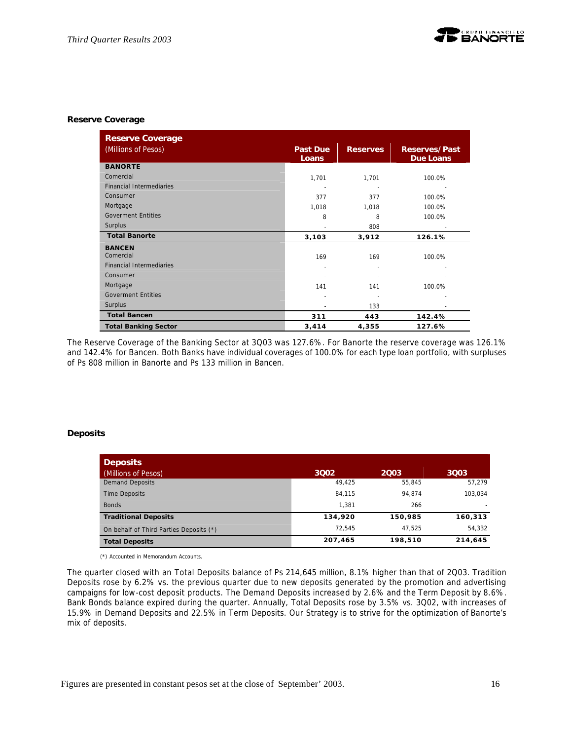### Reserve Coverage

| Reserve Coverage (Millions of Pesos) | Past Due Loans | Reserves | Reserves/Past Due Loans |
|---|---|---|---|
| **BANORTE** | | | |
| Comercial | 1,701 | 1,701 | 100.0% |
| Financial Intermediaries | - | - | - |
| Consumer | 377 | 377 | 100.0% |
| Mortgage | 1,018 | 1,018 | 100.0% |
| Goverment Entities | 8 | 8 | 100.0% |
| Surplus | - | 808 | - |
| **Total Banorte** | **3,103** | **3,912** | **126.1%** |
| **BANCEN** | | | |
| Comercial | 169 | 169 | 100.0% |
| Financial Intermediaries | - | - | - |
| Consumer | - | - | - |
| Mortgage | 141 | 141 | 100.0% |
| Goverment Entities | - | - | - |
| Surplus | - | 133 | - |
| **Total Bancen** | **311** | **443** | **142.4%** |
| **Total Banking Sector** | **3,414** | **4,355** | **127.6%** |

The Reserve Coverage of the Banking Sector at 3Q03 was 127.6%. For Banorte the reserve coverage was 126.1% and 142.4% for Bancen. Both Banks have individual coverages of 100.0% for each type loan portfolio, with surpluses of Ps 808 million in Banorte and Ps 133 million in Bancen.

### Deposits

| Deposits (Millions of Pesos) | 3Q02 | 2Q03 | 3Q03 |
|---|---|---|---|
| Demand Deposits | 49,425 | 55,845 | 57,279 |
| Time Deposits | 84,115 | 94,874 | 103,034 |
| Bonds | 1,381 | 266 | - |
| **Traditional Deposits** | **134,920** | **150,985** | **160,313** |
| On behalf of Third Parties Deposits (*) | 72,545 | 47,525 | 54,332 |
| **Total Deposits** | **207,465** | **198,510** | **214,645** |

(*) Accounted in Memorandum Accounts.

The quarter closed with an Total Deposits balance of Ps 214,645 million, 8.1% higher than that of 2Q03. Tradition Deposits rose by 6.2% vs. the previous quarter due to new deposits generated by the promotion and advertising campaigns for low-cost deposit products. The Demand Deposits increased by 2.6% and the Term Deposit by 8.6%. Bank Bonds balance expired during the quarter. Annually, Total Deposits rose by 3.5% vs. 3Q02, with increases of 15.9% in Demand Deposits and 22.5% in Term Deposits. Our Strategy is to strive for the optimization of Banorte's mix of deposits.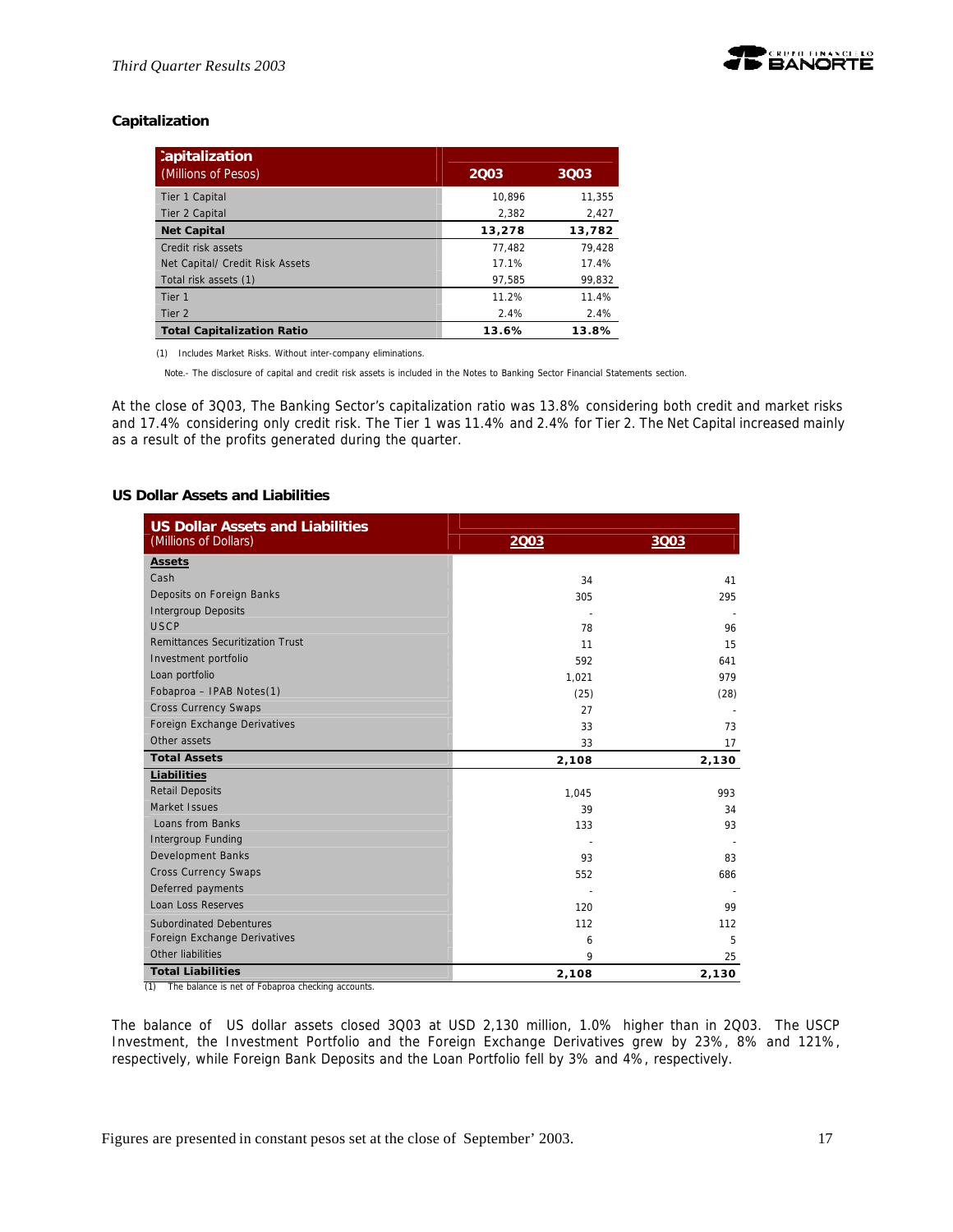### Capitalization

| Capitalization (Millions of Pesos) | 2Q03 | 3Q03 |
|---|---|---|
| Tier 1 Capital | 10,896 | 11,355 |
| Tier 2 Capital | 2,382 | 2,427 |
| **Net Capital** | **13,278** | **13,782** |
| Credit risk assets | 77,482 | 79,428 |
| Net Capital/ Credit Risk Assets | 17.1% | 17.4% |
| Total risk assets (1) | 97,585 | 99,832 |
| Tier 1 | 11.2% | 11.4% |
| Tier 2 | 2.4% | 2.4% |
| **Total Capitalization Ratio** | **13.6%** | **13.8%** |

(1) Includes Market Risks. Without inter-company eliminations.

Note.- The disclosure of capital and credit risk assets is included in the Notes to Banking Sector Financial Statements section.

At the close of 3Q03, The Banking Sector's capitalization ratio was 13.8% considering both credit and market risks and 17.4% considering only credit risk. The Tier 1 was 11.4% and 2.4% for Tier 2. The Net Capital increased mainly as a result of the profits generated during the quarter.

### US Dollar Assets and Liabilities

| US Dollar Assets and Liabilities (Millions of Dollars) | 2Q03 | 3Q03 |
|---|---|---|
| **Assets** | | |
| Cash | 34 | 41 |
| Deposits on Foreign Banks | 305 | 295 |
| Intergroup Deposits | - | - |
| USCP | 78 | 96 |
| Remittances Securitization Trust | 11 | 15 |
| Investment portfolio | 592 | 641 |
| Loan portfolio | 1,021 | 979 |
| Fobaproa – IPAB Notes(1) | (25) | (28) |
| Cross Currency Swaps | 27 | - |
| Foreign Exchange Derivatives | 33 | 73 |
| Other assets | 33 | 17 |
| **Total Assets** | **2,108** | **2,130** |
| **Liabilities** | | |
| Retail Deposits | 1,045 | 993 |
| Market Issues | 39 | 34 |
| Loans from Banks | 133 | 93 |
| Intergroup Funding | - | - |
| Development Banks | 93 | 83 |
| Cross Currency Swaps | 552 | 686 |
| Deferred payments | - | - |
| Loan Loss Reserves | 120 | 99 |
| Subordinated Debentures | 112 | 112 |
| Foreign Exchange Derivatives | 6 | 5 |
| Other liabilities | 9 | 25 |
| **Total Liabilities** | **2,108** | **2,130** |

(1) The balance is net of Fobaproa checking accounts.

The balance of US dollar assets closed 3Q03 at USD 2,130 million, 1.0% higher than in 2Q03. The USCP Investment, the Investment Portfolio and the Foreign Exchange Derivatives grew by 23%, 8% and 121%, respectively, while Foreign Bank Deposits and the Loan Portfolio fell by 3% and 4%, respectively.

Figures are presented in constant pesos set at the close of September' 2003.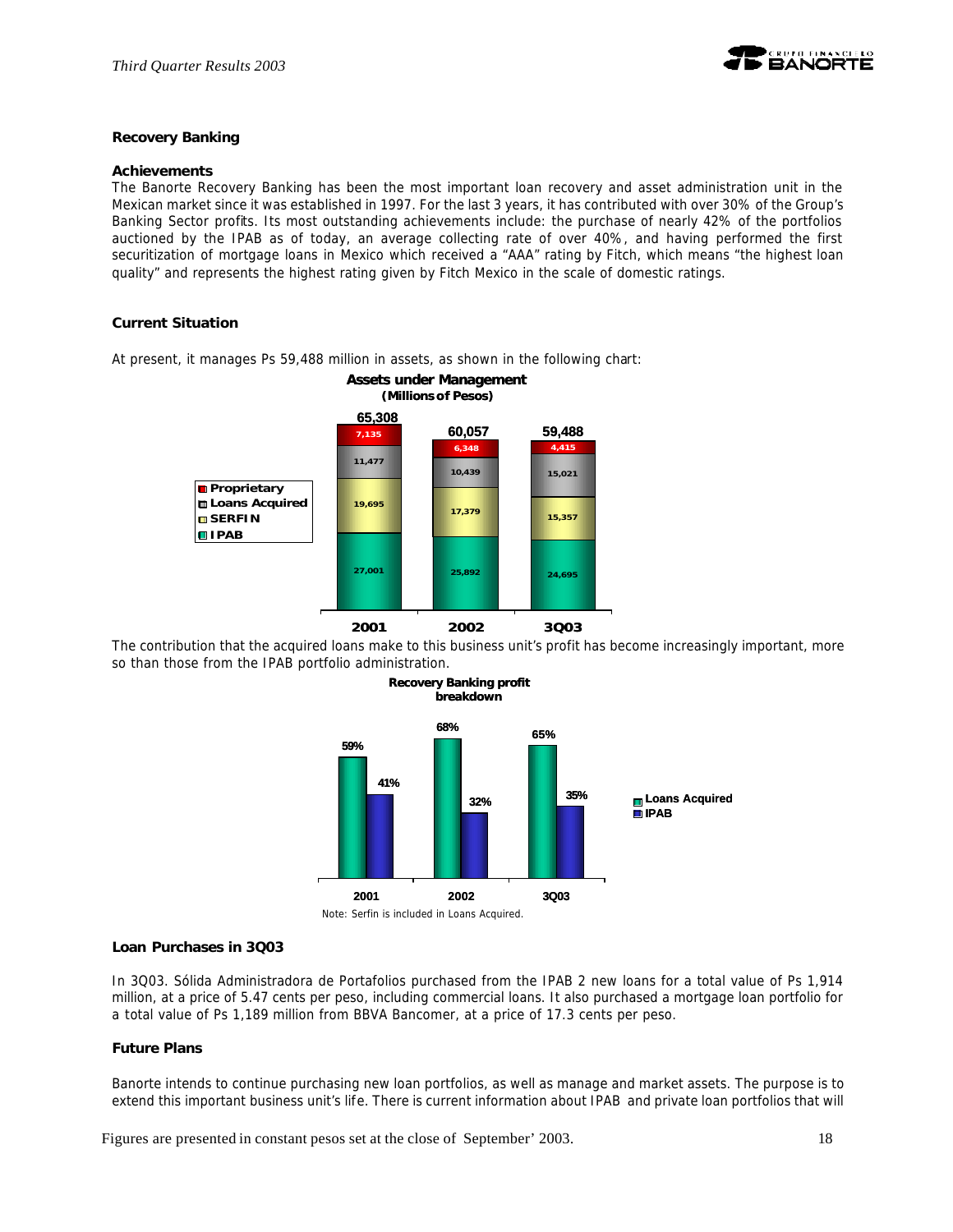## Recovery Banking

### Achievements

The Banorte Recovery Banking has been the most important loan recovery and asset administration unit in the Mexican market since it was established in 1997. For the last 3 years, it has contributed with over 30% of the Group's Banking Sector profits. Its most outstanding achievements include: the purchase of nearly 42% of the portfolios auctioned by the IPAB as of today, an average collecting rate of over 40%, and having performed the first securitization of mortgage loans in Mexico which received a "AAA" rating by Fitch, which means "the highest loan quality" and represents the highest rating given by Fitch Mexico in the scale of domestic ratings.

### Current Situation

At present, it manages Ps 59,488 million in assets, as shown in the following chart:

**Assets under Management**
**(Millions of Pesos)**

| | 2001 | 2002 | 3Q03 |
|---|---|---|---|
| Proprietary | 7,135 | 6,348 | 4,415 |
| Loans Acquired | 11,477 | 10,439 | 15,021 |
| SERFIN | 19,695 | 17,379 | 15,357 |
| IPAB | 27,001 | 25,892 | 24,695 |
| Total | 65,308 | 60,057 | 59,488 |

The contribution that the acquired loans make to this business unit's profit has become increasingly important, more so than those from the IPAB portfolio administration.

**Recovery Banking profit breakdown**

| | 2001 | 2002 | 3Q03 |
|---|---|---|---|
| Loans Acquired | 59% | 68% | 65% |
| IPAB | 41% | 32% | 35% |

Note: Serfin is included in Loans Acquired.

### Loan Purchases in 3Q03

In 3Q03. Sólida Administradora de Portafolios purchased from the IPAB 2 new loans for a total value of Ps 1,914 million, at a price of 5.47 cents per peso, including commercial loans. It also purchased a mortgage loan portfolio for a total value of Ps 1,189 million from BBVA Bancomer, at a price of 17.3 cents per peso.

### Future Plans

Banorte intends to continue purchasing new loan portfolios, as well as manage and market assets. The purpose is to extend this important business unit's life. There is current information about IPAB and private loan portfolios that will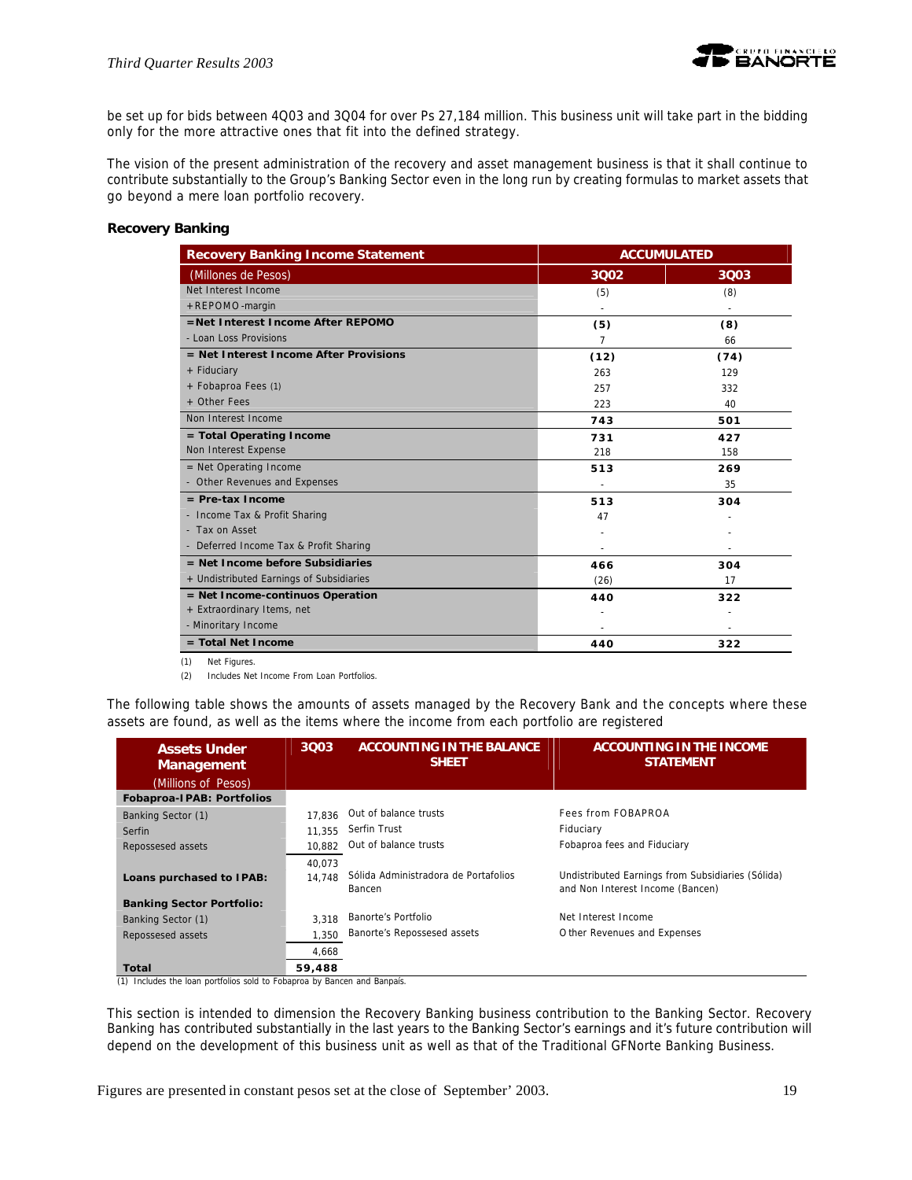be set up for bids between 4Q03 and 3Q04 for over Ps 27,184 million. This business unit will take part in the bidding only for the more attractive ones that fit into the defined strategy.

The vision of the present administration of the recovery and asset management business is that it shall continue to contribute substantially to the Group's Banking Sector even in the long run by creating formulas to market assets that go beyond a mere loan portfolio recovery.

**Recovery Banking**

| Recovery Banking Income Statement | ACCUMULATED | |
|---|---|---|
| (Millones de Pesos) | 3Q02 | 3Q03 |
| Net Interest Income | (5) | (8) |
| +REPOMO-margin | - | - |
| **=Net Interest Income After REPOMO** | **(5)** | **(8)** |
| - Loan Loss Provisions | 7 | 66 |
| **= Net Interest Income After Provisions** | **(12)** | **(74)** |
| + Fiduciary | 263 | 129 |
| + Fobaproa Fees (1) | 257 | 332 |
| + Other Fees | 223 | 40 |
| Non Interest Income | **743** | **501** |
| **= Total Operating Income** | **731** | **427** |
| Non Interest Expense | 218 | 158 |
| = Net Operating Income | **513** | **269** |
| - Other Revenues and Expenses | - | 35 |
| **= Pre-tax Income** | **513** | **304** |
| - Income Tax & Profit Sharing | 47 | - |
| - Tax on Asset | - | - |
| - Deferred Income Tax & Profit Sharing | - | - |
| **= Net Income before Subsidiaries** | **466** | **304** |
| + Undistributed Earnings of Subsidiaries | (26) | 17 |
| **= Net Income-continuos Operation** | **440** | **322** |
| + Extraordinary Items, net | - | - |
| - Minoritary Income | - | - |
| **= Total Net Income** | **440** | **322** |

(1) Net Figures.

(2) Includes Net Income From Loan Portfolios.

The following table shows the amounts of assets managed by the Recovery Bank and the concepts where these assets are found, as well as the items where the income from each portfolio are registered

| Assets Under Management (Millions of Pesos) | 3Q03 | ACCOUNTING IN THE BALANCE SHEET | ACCOUNTING IN THE INCOME STATEMENT |
|---|---|---|---|
| **Fobaproa-IPAB: Portfolios** | | | |
| Banking Sector (1) | 17,836 | Out of balance trusts | Fees from FOBAPROA |
| Serfin | 11,355 | Serfin Trust | Fiduciary |
| Repossesed assets | 10,882 | Out of balance trusts | Fobaproa fees and Fiduciary |
| | 40,073 | | |
| **Loans purchased to IPAB:** | 14,748 | Sólida Administradora de Portafolios Bancen | Undistributed Earnings from Subsidiaries (Sólida) and Non Interest Income (Bancen) |
| **Banking Sector Portfolio:** | | | |
| Banking Sector (1) | 3,318 | Banorte's Portfolio | Net Interest Income |
| Repossesed assets | 1,350 | Banorte's Repossesed assets | Other Revenues and Expenses |
| | 4,668 | | |
| **Total** | **59,488** | | |

(1) Includes the loan portfolios sold to Fobaproa by Bancen and Banpaís.

This section is intended to dimension the Recovery Banking business contribution to the Banking Sector. Recovery Banking has contributed substantially in the last years to the Banking Sector's earnings and it's future contribution will depend on the development of this business unit as well as that of the Traditional GFNorte Banking Business.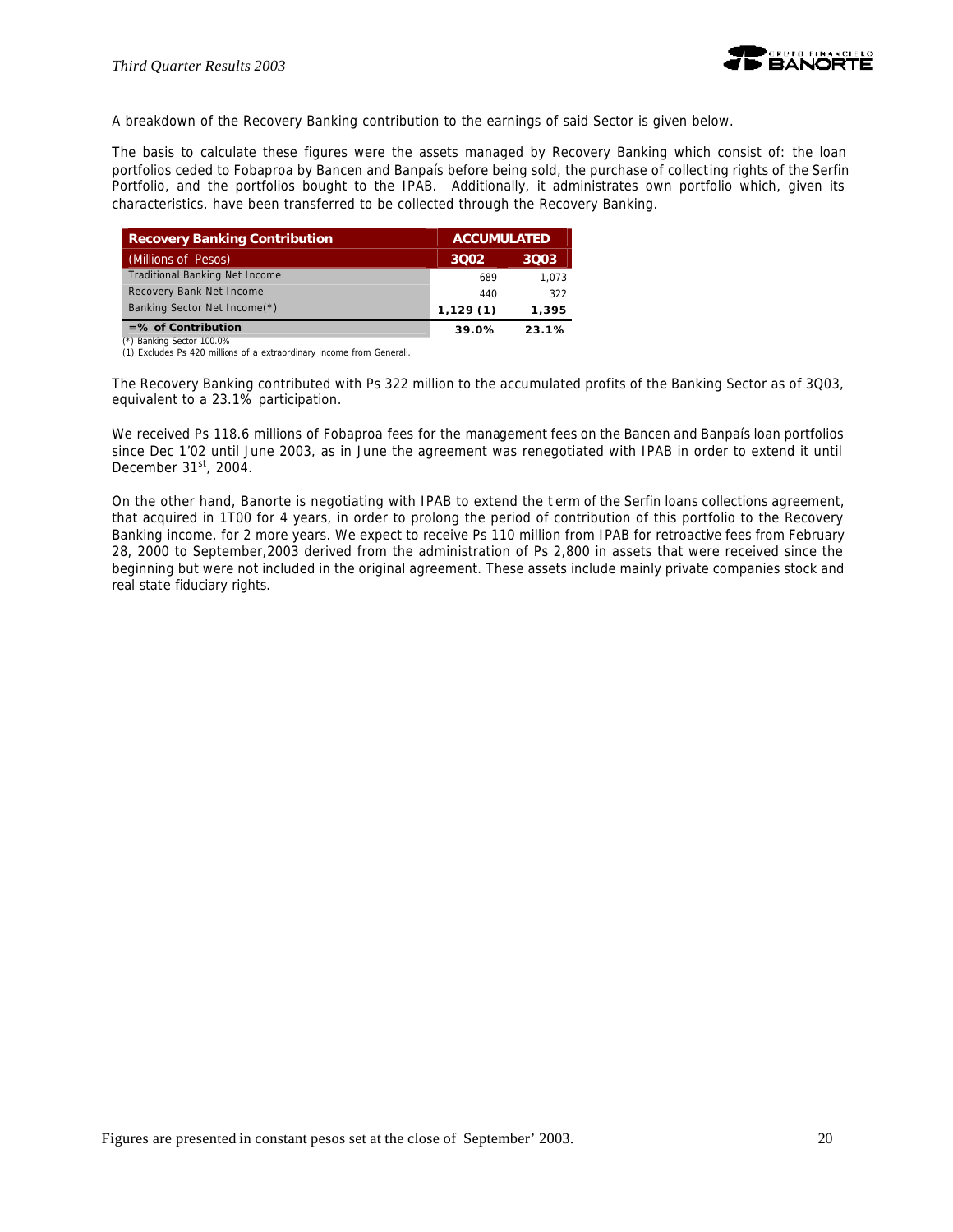A breakdown of the Recovery Banking contribution to the earnings of said Sector is given below.

The basis to calculate these figures were the assets managed by Recovery Banking which consist of: the loan portfolios ceded to Fobaproa by Bancen and Banpaís before being sold, the purchase of collecting rights of the Serfin Portfolio, and the portfolios bought to the IPAB. Additionally, it administrates own portfolio which, given its characteristics, have been transferred to be collected through the Recovery Banking.

| Recovery Banking Contribution | ACCUMULATED | |
|---|---|---|
| (Millions of Pesos) | 3Q02 | 3Q03 |
| Traditional Banking Net Income | 689 | 1,073 |
| Recovery Bank Net Income | 440 | 322 |
| Banking Sector Net Income(*) | **1,129 (1)** | **1,395** |
| **=% of Contribution** | **39.0%** | **23.1%** |

(*) Banking Sector 100.0%
(1) Excludes Ps 420 millions of a extraordinary income from Generali.

The Recovery Banking contributed with Ps 322 million to the accumulated profits of the Banking Sector as of 3Q03, equivalent to a 23.1% participation.

We received Ps 118.6 millions of Fobaproa fees for the management fees on the Bancen and Banpaís loan portfolios since Dec 1'02 until June 2003, as in June the agreement was renegotiated with IPAB in order to extend it until December 31st, 2004.

On the other hand, Banorte is negotiating with IPAB to extend the term of the Serfin loans collections agreement, that acquired in 1T00 for 4 years, in order to prolong the period of contribution of this portfolio to the Recovery Banking income, for 2 more years. We expect to receive Ps 110 million from IPAB for retroactive fees from February 28, 2000 to September,2003 derived from the administration of Ps 2,800 in assets that were received since the beginning but were not included in the original agreement. These assets include mainly private companies stock and real state fiduciary rights.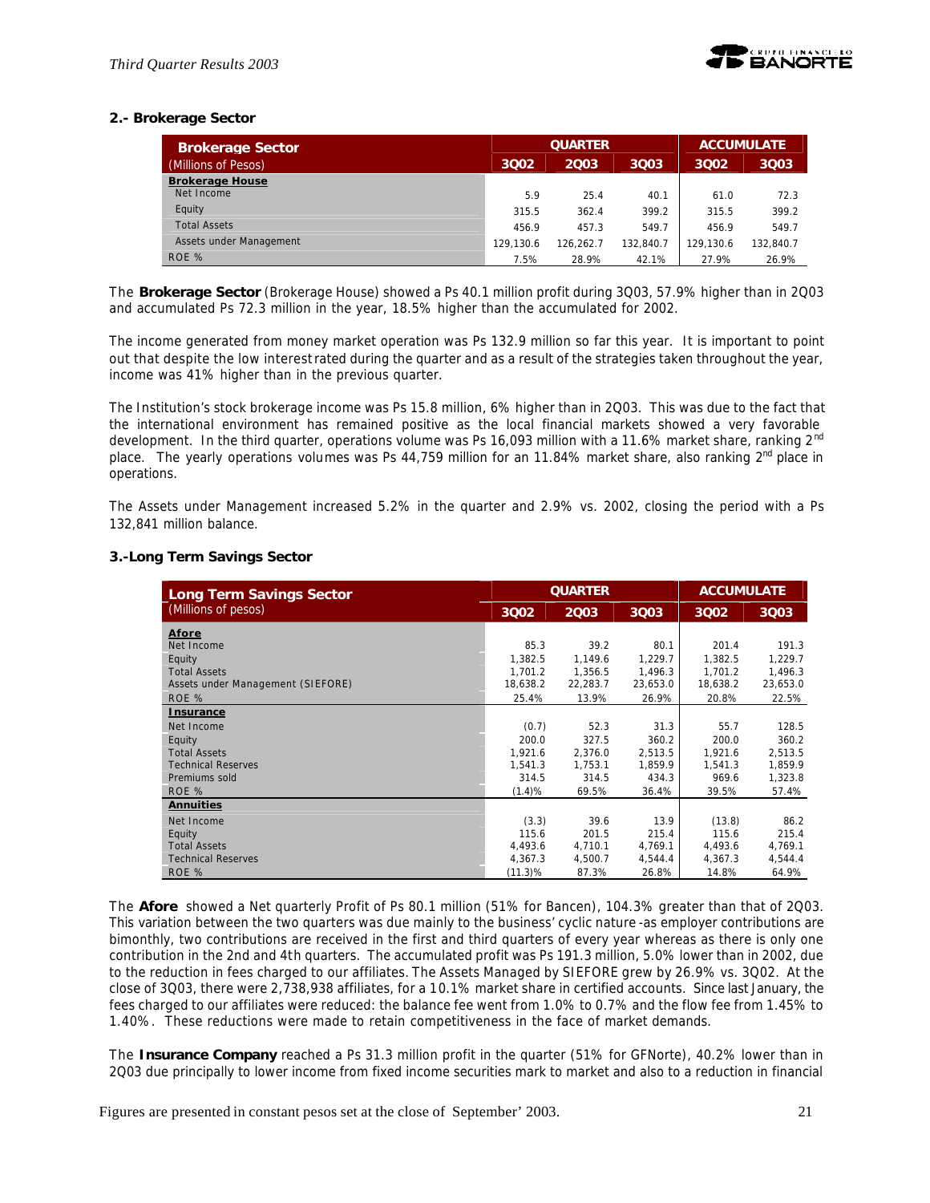## 2.- Brokerage Sector

| Brokerage Sector (Millions of Pesos) | QUARTER | | | ACCUMULATE | |
|---|---|---|---|---|---|
| | 3Q02 | 2Q03 | 3Q03 | 3Q02 | 3Q03 |
| **Brokerage House** | | | | | |
| Net Income | 5.9 | 25.4 | 40.1 | 61.0 | 72.3 |
| Equity | 315.5 | 362.4 | 399.2 | 315.5 | 399.2 |
| Total Assets | 456.9 | 457.3 | 549.7 | 456.9 | 549.7 |
| Assets under Management | 129,130.6 | 126,262.7 | 132,840.7 | 129,130.6 | 132,840.7 |
| ROE % | 7.5% | 28.9% | 42.1% | 27.9% | 26.9% |

The **Brokerage Sector** (Brokerage House) showed a Ps 40.1 million profit during 3Q03, 57.9% higher than in 2Q03 and accumulated Ps 72.3 million in the year, 18.5% higher than the accumulated for 2002.

The income generated from money market operation was Ps 132.9 million so far this year. It is important to point out that despite the low interest rated during the quarter and as a result of the strategies taken throughout the year, income was 41% higher than in the previous quarter.

The Institution's stock brokerage income was Ps 15.8 million, 6% higher than in 2Q03. This was due to the fact that the international environment has remained positive as the local financial markets showed a very favorable development. In the third quarter, operations volume was Ps 16,093 million with a 11.6% market share, ranking 2nd place. The yearly operations volumes was Ps 44,759 million for an 11.84% market share, also ranking 2nd place in operations.

The Assets under Management increased 5.2% in the quarter and 2.9% vs. 2002, closing the period with a Ps 132,841 million balance.

## 3.-Long Term Savings Sector

| Long Term Savings Sector (Millions of pesos) | QUARTER | | | ACCUMULATE | |
|---|---|---|---|---|---|
| | 3Q02 | 2Q03 | 3Q03 | 3Q02 | 3Q03 |
| **Afore** | | | | | |
| Net Income | 85.3 | 39.2 | 80.1 | 201.4 | 191.3 |
| Equity | 1,382.5 | 1,149.6 | 1,229.7 | 1,382.5 | 1,229.7 |
| Total Assets | 1,701.2 | 1,356.5 | 1,496.3 | 1,701.2 | 1,496.3 |
| Assets under Management (SIEFORE) | 18,638.2 | 22,283.7 | 23,653.0 | 18,638.2 | 23,653.0 |
| ROE % | 25.4% | 13.9% | 26.9% | 20.8% | 22.5% |
| **Insurance** | | | | | |
| Net Income | (0.7) | 52.3 | 31.3 | 55.7 | 128.5 |
| Equity | 200.0 | 327.5 | 360.2 | 200.0 | 360.2 |
| Total Assets | 1,921.6 | 2,376.0 | 2,513.5 | 1,921.6 | 2,513.5 |
| Technical Reserves | 1,541.3 | 1,753.1 | 1,859.9 | 1,541.3 | 1,859.9 |
| Premiums sold | 314.5 | 314.5 | 434.3 | 969.6 | 1,323.8 |
| ROE % | (1.4)% | 69.5% | 36.4% | 39.5% | 57.4% |
| **Annuities** | | | | | |
| Net Income | (3.3) | 39.6 | 13.9 | (13.8) | 86.2 |
| Equity | 115.6 | 201.5 | 215.4 | 115.6 | 215.4 |
| Total Assets | 4,493.6 | 4,710.1 | 4,769.1 | 4,493.6 | 4,769.1 |
| Technical Reserves | 4,367.3 | 4,500.7 | 4,544.4 | 4,367.3 | 4,544.4 |
| ROE % | (11.3)% | 87.3% | 26.8% | 14.8% | 64.9% |

The **Afore** showed a Net quarterly Profit of Ps 80.1 million (51% for Bancen), 104.3% greater than that of 2Q03. This variation between the two quarters was due mainly to the business' cyclic nature -as employer contributions are bimonthly, two contributions are received in the first and third quarters of every year whereas as there is only one contribution in the 2nd and 4th quarters. The accumulated profit was Ps 191.3 million, 5.0% lower than in 2002, due to the reduction in fees charged to our affiliates. The Assets Managed by SIEFORE grew by 26.9% vs. 3Q02. At the close of 3Q03, there were 2,738,938 affiliates, for a 10.1% market share in certified accounts. Since last January, the fees charged to our affiliates were reduced: the balance fee went from 1.0% to 0.7% and the flow fee from 1.45% to 1.40%. These reductions were made to retain competitiveness in the face of market demands.

The **Insurance Company** reached a Ps 31.3 million profit in the quarter (51% for GFNorte), 40.2% lower than in 2Q03 due principally to lower income from fixed income securities mark to market and also to a reduction in financial

Figures are presented in constant pesos set at the close of September' 2003.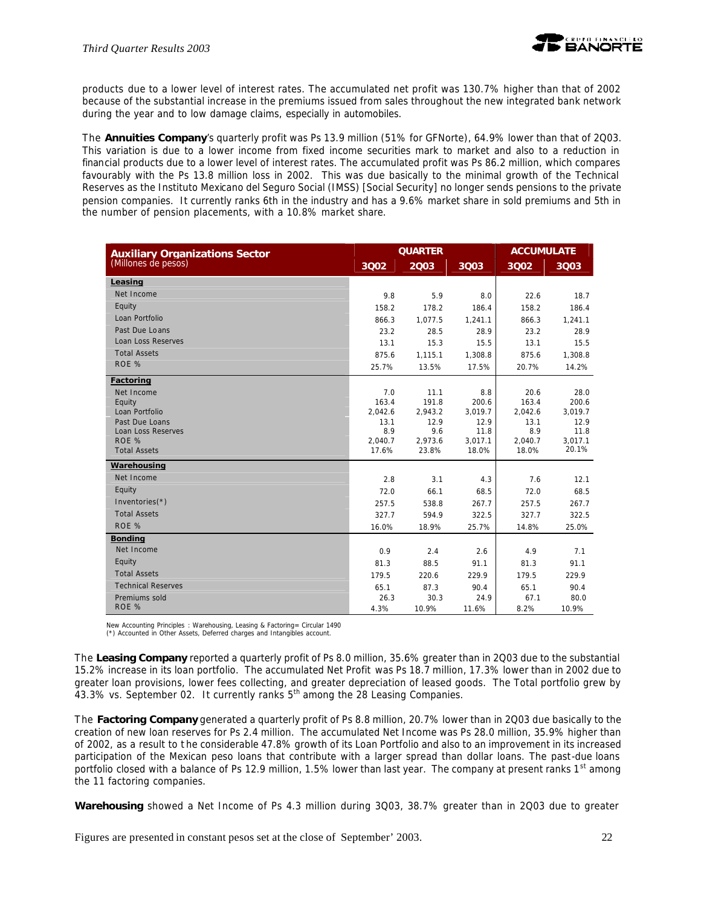products due to a lower level of interest rates. The accumulated net profit was 130.7% higher than that of 2002 because of the substantial increase in the premiums issued from sales throughout the new integrated bank network during the year and to low damage claims, especially in automobiles.

The **Annuities Company**'s quarterly profit was Ps 13.9 million (51% for GFNorte), 64.9% lower than that of 2Q03. This variation is due to a lower income from fixed income securities mark to market and also to a reduction in financial products due to a lower level of interest rates. The accumulated profit was Ps 86.2 million, which compares favourably with the Ps 13.8 million loss in 2002. This was due basically to the minimal growth of the Technical Reserves as the Instituto Mexicano del Seguro Social (IMSS) [Social Security] no longer sends pensions to the private pension companies. It currently ranks 6th in the industry and has a 9.6% market share in sold premiums and 5th in the number of pension placements, with a 10.8% market share.

| Auxiliary Organizations Sector (Millones de pesos) | QUARTER | | | ACCUMULATE | |
|---|---|---|---|---|---|
| | 3Q02 | 2Q03 | 3Q03 | 3Q02 | 3Q03 |
| **Leasing** | | | | | |
| Net Income | 9.8 | 5.9 | 8.0 | 22.6 | 18.7 |
| Equity | 158.2 | 178.2 | 186.4 | 158.2 | 186.4 |
| Loan Portfolio | 866.3 | 1,077.5 | 1,241.1 | 866.3 | 1,241.1 |
| Past Due Loans | 23.2 | 28.5 | 28.9 | 23.2 | 28.9 |
| Loan Loss Reserves | 13.1 | 15.3 | 15.5 | 13.1 | 15.5 |
| Total Assets | 875.6 | 1,115.1 | 1,308.8 | 875.6 | 1,308.8 |
| ROE % | 25.7% | 13.5% | 17.5% | 20.7% | 14.2% |
| **Factoring** | | | | | |
| Net Income | 7.0 | 11.1 | 8.8 | 20.6 | 28.0 |
| Equity | 163.4 | 191.8 | 200.6 | 163.4 | 200.6 |
| Loan Portfolio | 2,042.6 | 2,943.2 | 3,019.7 | 2,042.6 | 3,019.7 |
| Past Due Loans | 13.1 | 12.9 | 12.9 | 13.1 | 12.9 |
| Loan Loss Reserves | 8.9 | 9.6 | 11.8 | 8.9 | 11.8 |
| ROE % | 2,040.7 | 2,973.6 | 3,017.1 | 2,040.7 | 3,017.1 |
| Total Assets | 17.6% | 23.8% | 18.0% | 18.0% | 20.1% |
| **Warehousing** | | | | | |
| Net Income | 2.8 | 3.1 | 4.3 | 7.6 | 12.1 |
| Equity | 72.0 | 66.1 | 68.5 | 72.0 | 68.5 |
| Inventories(*) | 257.5 | 538.8 | 267.7 | 257.5 | 267.7 |
| Total Assets | 327.7 | 594.9 | 322.5 | 327.7 | 322.5 |
| ROE % | 16.0% | 18.9% | 25.7% | 14.8% | 25.0% |
| **Bonding** | | | | | |
| Net Income | 0.9 | 2.4 | 2.6 | 4.9 | 7.1 |
| Equity | 81.3 | 88.5 | 91.1 | 81.3 | 91.1 |
| Total Assets | 179.5 | 220.6 | 229.9 | 179.5 | 229.9 |
| Technical Reserves | 65.1 | 87.3 | 90.4 | 65.1 | 90.4 |
| Premiums sold | 26.3 | 30.3 | 24.9 | 67.1 | 80.0 |
| ROE % | 4.3% | 10.9% | 11.6% | 8.2% | 10.9% |

New Accounting Principles : Warehousing, Leasing & Factoring= Circular 1490
(*) Accounted in Other Assets, Deferred charges and Intangibles account.

The **Leasing Company** reported a quarterly profit of Ps 8.0 million, 35.6% greater than in 2Q03 due to the substantial 15.2% increase in its loan portfolio. The accumulated Net Profit was Ps 18.7 million, 17.3% lower than in 2002 due to greater loan provisions, lower fees collecting, and greater depreciation of leased goods. The Total portfolio grew by 43.3% vs. September 02. It currently ranks 5th among the 28 Leasing Companies.

The **Factoring Company** generated a quarterly profit of Ps 8.8 million, 20.7% lower than in 2Q03 due basically to the creation of new loan reserves for Ps 2.4 million. The accumulated Net Income was Ps 28.0 million, 35.9% higher than of 2002, as a result to the considerable 47.8% growth of its Loan Portfolio and also to an improvement in its increased participation of the Mexican peso loans that contribute with a larger spread than dollar loans. The past-due loans portfolio closed with a balance of Ps 12.9 million, 1.5% lower than last year. The company at present ranks 1st among the 11 factoring companies.

**Warehousing** showed a Net Income of Ps 4.3 million during 3Q03, 38.7% greater than in 2Q03 due to greater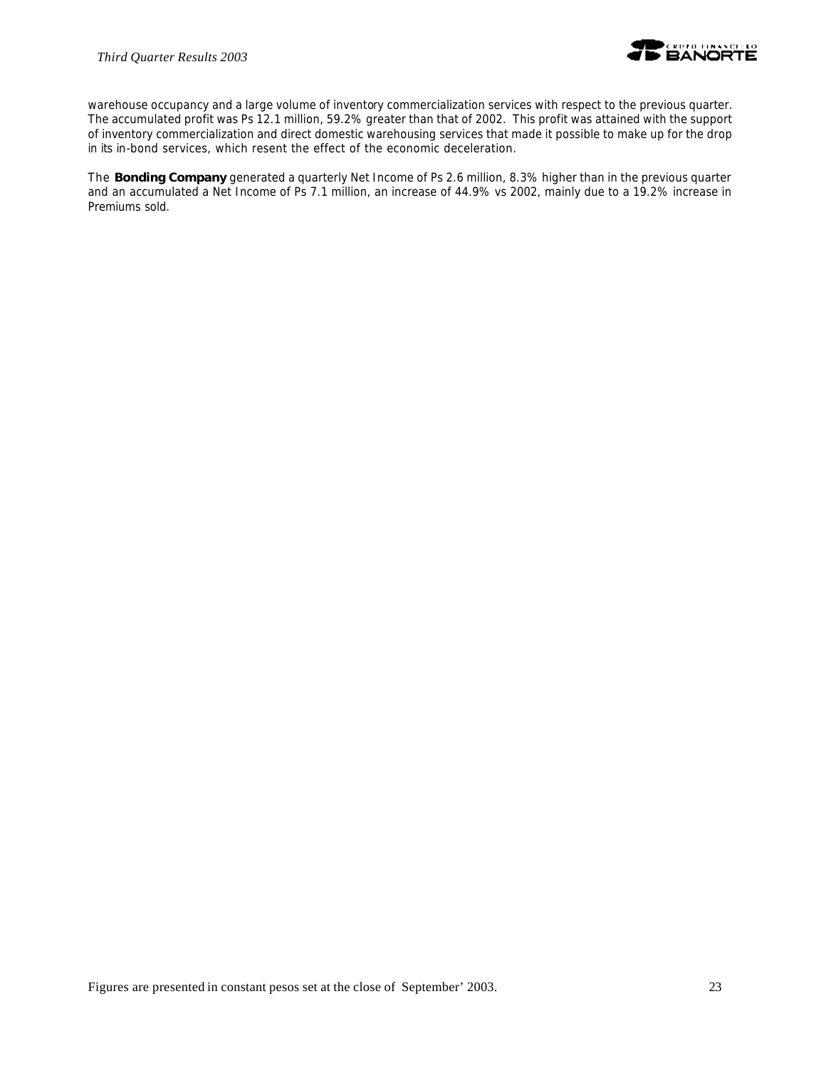warehouse occupancy and a large volume of inventory commercialization services with respect to the previous quarter. The accumulated profit was Ps 12.1 million, 59.2% greater than that of 2002. This profit was attained with the support of inventory commercialization and direct domestic warehousing services that made it possible to make up for the drop in its in-bond services, which resent the effect of the economic deceleration.

The **Bonding Company** generated a quarterly Net Income of Ps 2.6 million, 8.3% higher than in the previous quarter and an accumulated a Net Income of Ps 7.1 million, an increase of 44.9% vs 2002, mainly due to a 19.2% increase in Premiums sold.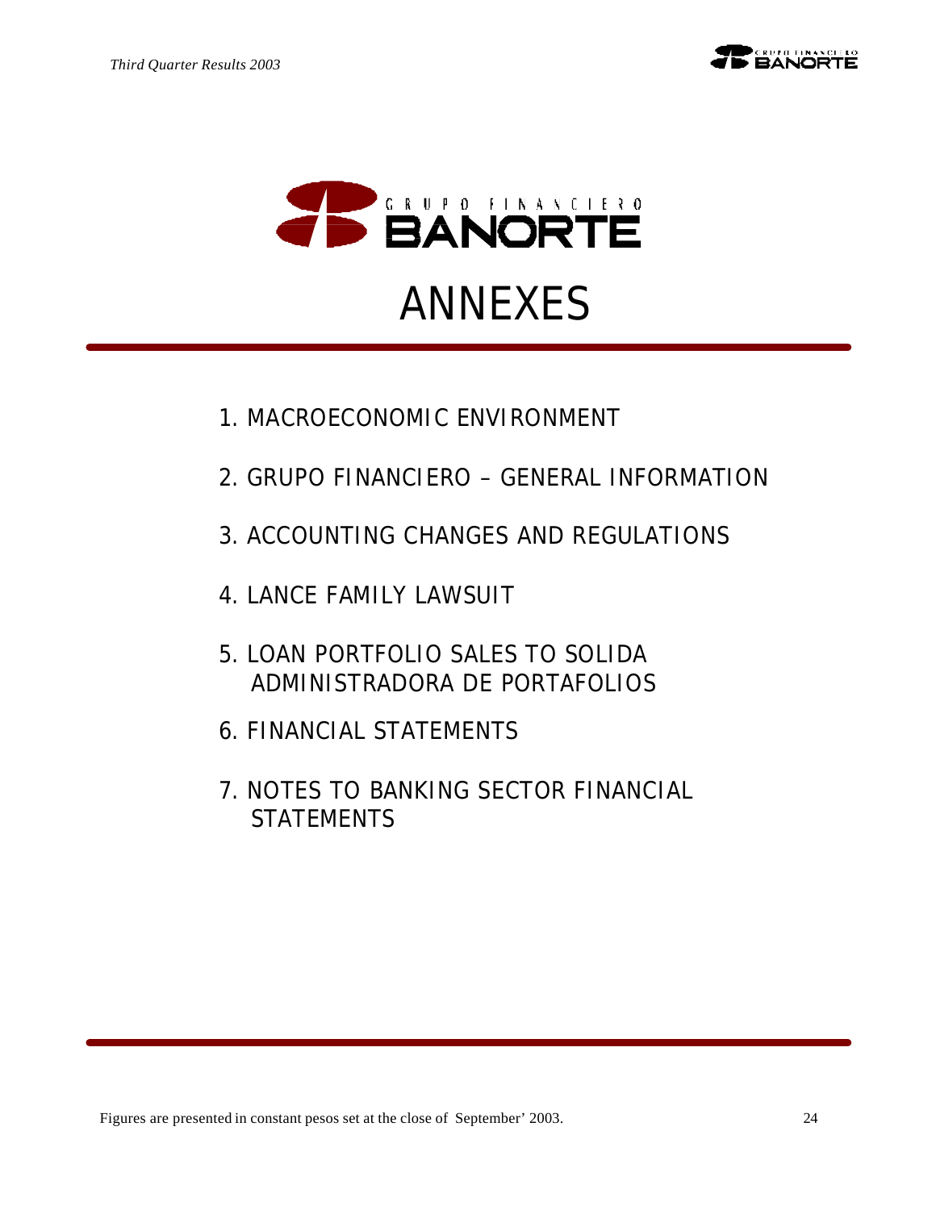# ANNEXES

1. MACROECONOMIC ENVIRONMENT
2. GRUPO FINANCIERO – GENERAL INFORMATION
3. ACCOUNTING CHANGES AND REGULATIONS
4. LANCE FAMILY LAWSUIT
5. LOAN PORTFOLIO SALES TO SOLIDA ADMINISTRADORA DE PORTAFOLIOS
6. FINANCIAL STATEMENTS
7. NOTES TO BANKING SECTOR FINANCIAL STATEMENTS

Figures are presented in constant pesos set at the close of September' 2003.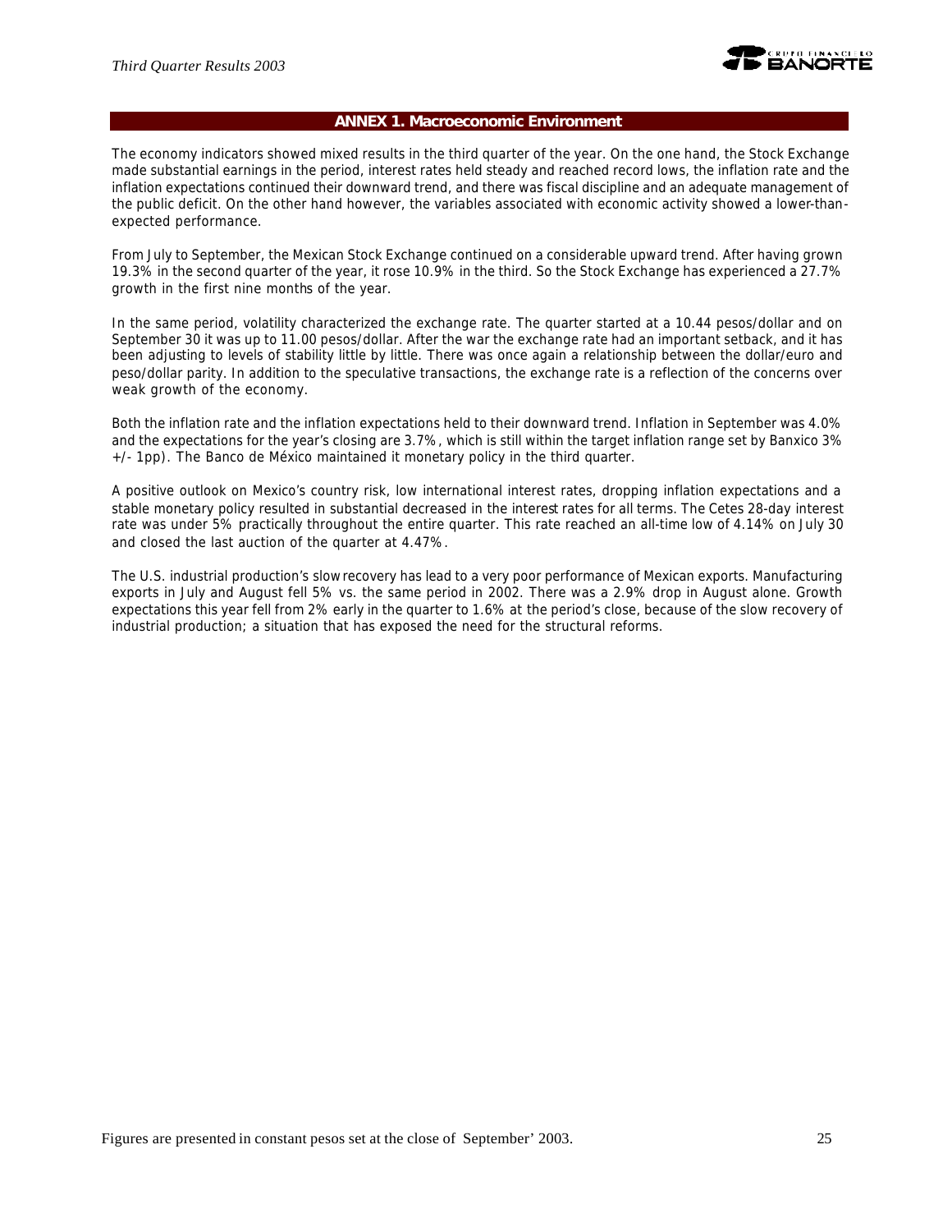## ANNEX 1. Macroeconomic Environment

The economy indicators showed mixed results in the third quarter of the year. On the one hand, the Stock Exchange made substantial earnings in the period, interest rates held steady and reached record lows, the inflation rate and the inflation expectations continued their downward trend, and there was fiscal discipline and an adequate management of the public deficit. On the other hand however, the variables associated with economic activity showed a lower-than-expected performance.

From July to September, the Mexican Stock Exchange continued on a considerable upward trend. After having grown 19.3% in the second quarter of the year, it rose 10.9% in the third. So the Stock Exchange has experienced a 27.7% growth in the first nine months of the year.

In the same period, volatility characterized the exchange rate. The quarter started at a 10.44 pesos/dollar and on September 30 it was up to 11.00 pesos/dollar. After the war the exchange rate had an important setback, and it has been adjusting to levels of stability little by little. There was once again a relationship between the dollar/euro and peso/dollar parity. In addition to the speculative transactions, the exchange rate is a reflection of the concerns over weak growth of the economy.

Both the inflation rate and the inflation expectations held to their downward trend. Inflation in September was 4.0% and the expectations for the year's closing are 3.7%, which is still within the target inflation range set by Banxico 3% +/- 1pp). The Banco de México maintained it monetary policy in the third quarter.

A positive outlook on Mexico's country risk, low international interest rates, dropping inflation expectations and a stable monetary policy resulted in substantial decreased in the interest rates for all terms. The Cetes 28-day interest rate was under 5% practically throughout the entire quarter. This rate reached an all-time low of 4.14% on July 30 and closed the last auction of the quarter at 4.47%.

The U.S. industrial production's slow recovery has lead to a very poor performance of Mexican exports. Manufacturing exports in July and August fell 5% vs. the same period in 2002. There was a 2.9% drop in August alone. Growth expectations this year fell from 2% early in the quarter to 1.6% at the period's close, because of the slow recovery of industrial production; a situation that has exposed the need for the structural reforms.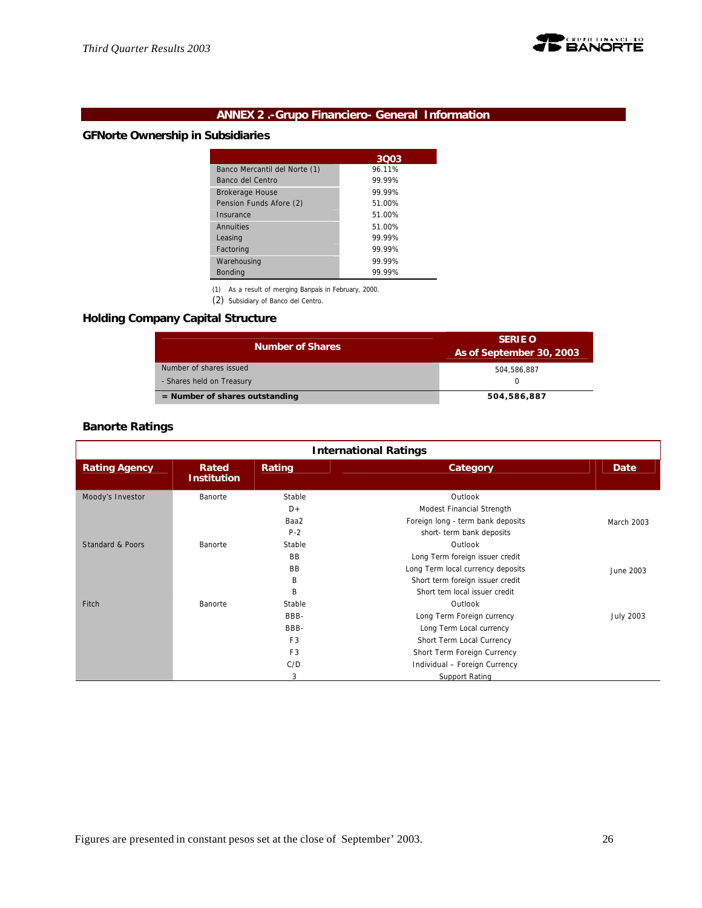## ANNEX 2 .-Grupo Financiero- General Information

### GFNorte Ownership in Subsidiaries

| | 3Q03 |
|---|---|
| Banco Mercantil del Norte (1) | 96.11% |
| Banco del Centro | 99.99% |
| Brokerage House | 99.99% |
| Pension Funds Afore (2) | 51.00% |
| Insurance | 51.00% |
| Annuities | 51.00% |
| Leasing | 99.99% |
| Factoring | 99.99% |
| Warehousing | 99.99% |
| Bonding | 99.99% |

(1) As a result of merging Banpaís in February, 2000.
(2) Subsidiary of Banco del Centro.

### Holding Company Capital Structure

| Number of Shares | SERIE O As of September 30, 2003 |
|---|---|
| Number of shares issued | 504,586,887 |
| - Shares held on Treasury | 0 |
| **= Number of shares outstanding** | **504,586,887** |

### Banorte Ratings

| International Ratings | | | | |
|---|---|---|---|---|
| **Rating Agency** | **Rated Institution** | **Rating** | **Category** | **Date** |
| Moody's Investor | Banorte | Stable | Outlook | |
| | | D+ | Modest Financial Strength | |
| | | Baa2 | Foreign long - term bank deposits | March 2003 |
| | | P-2 | short- term bank deposits | |
| Standard & Poors | Banorte | Stable | Outlook | |
| | | BB | Long Term foreign issuer credit | |
| | | BB | Long Term local currency deposits | June 2003 |
| | | B | Short term foreign issuer credit | |
| | | B | Short tem local issuer credit | |
| Fitch | Banorte | Stable | Outlook | |
| | | BBB- | Long Term Foreign currency | July 2003 |
| | | BBB- | Long Term Local currency | |
| | | F3 | Short Term Local Currency | |
| | | F3 | Short Term Foreign Currency | |
| | | C/D | Individual – Foreign Currency | |
| | | 3 | Support Rating | |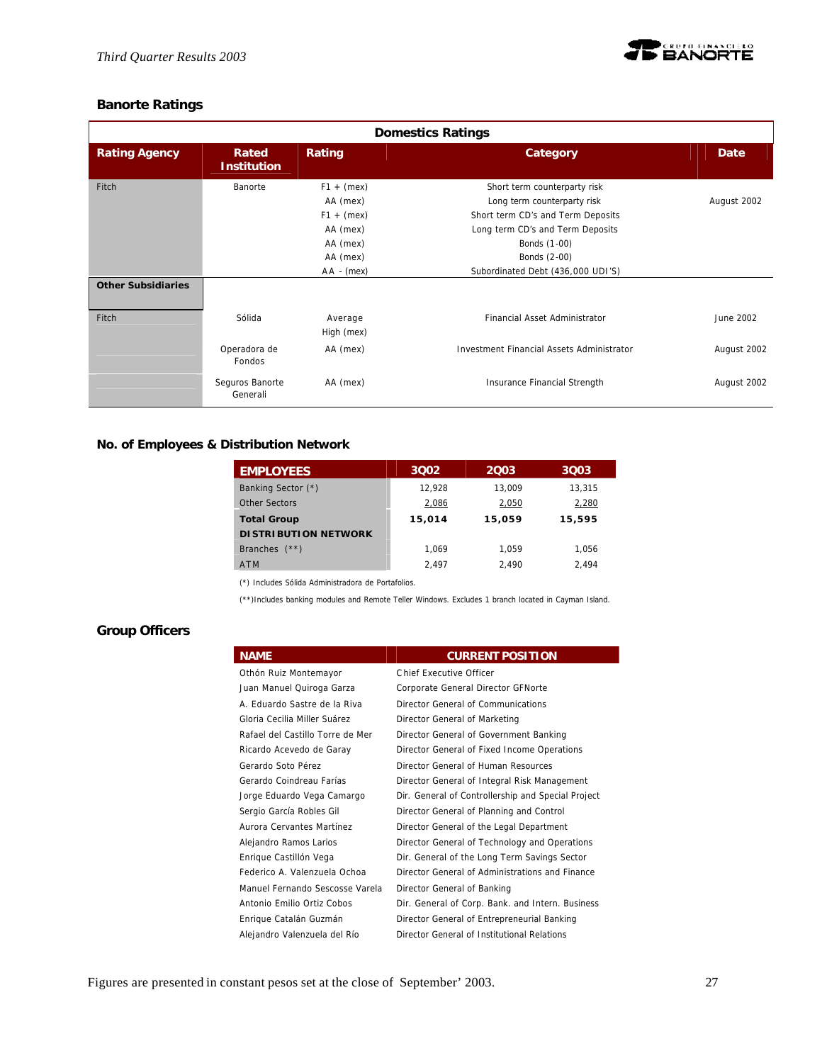## Banorte Ratings

| Domestics Ratings | | | | |
|---|---|---|---|---|
| **Rating Agency** | **Rated Institution** | **Rating** | **Category** | **Date** |
| Fitch | Banorte | F1 + (mex) | Short term counterparty risk | |
| | | AA (mex) | Long term counterparty risk | August 2002 |
| | | F1 + (mex) | Short term CD's and Term Deposits | |
| | | AA (mex) | Long term CD's and Term Deposits | |
| | | AA (mex) | Bonds (1-00) | |
| | | AA (mex) | Bonds (2-00) | |
| | | AA - (mex) | Subordinated Debt (436,000 UDI'S) | |
| **Other Subsidiaries** | | | | |
| Fitch | Sólida | Average High (mex) | Financial Asset Administrator | June 2002 |
| | Operadora de Fondos | AA (mex) | Investment Financial Assets Administrator | August 2002 |
| | Seguros Banorte Generali | AA (mex) | Insurance Financial Strength | August 2002 |

## No. of Employees & Distribution Network

| EMPLOYEES | 3Q02 | 2Q03 | 3Q03 |
|---|---|---|---|
| Banking Sector (*) | 12,928 | 13,009 | 13,315 |
| Other Sectors | 2,086 | 2,050 | 2,280 |
| **Total Group** | **15,014** | **15,059** | **15,595** |
| **DISTRIBUTION NETWORK** | | | |
| Branches (**) | 1,069 | 1,059 | 1,056 |
| ATM | 2,497 | 2,490 | 2,494 |

(*) Includes Sólida Administradora de Portafolios.

(**)Includes banking modules and Remote Teller Windows. Excludes 1 branch located in Cayman Island.

## Group Officers

| NAME | CURRENT POSITION |
|---|---|
| Othón Ruiz Montemayor | Chief Executive Officer |
| Juan Manuel Quiroga Garza | Corporate General Director GFNorte |
| A. Eduardo Sastre de la Riva | Director General of Communications |
| Gloria Cecilia Miller Suárez | Director General of Marketing |
| Rafael del Castillo Torre de Mer | Director General of Government Banking |
| Ricardo Acevedo de Garay | Director General of Fixed Income Operations |
| Gerardo Soto Pérez | Director General of Human Resources |
| Gerardo Coindreau Farías | Director General of Integral Risk Management |
| Jorge Eduardo Vega Camargo | Dir. General of Controllership and Special Project |
| Sergio García Robles Gil | Director General of Planning and Control |
| Aurora Cervantes Martínez | Director General of the Legal Department |
| Alejandro Ramos Larios | Director General of Technology and Operations |
| Enrique Castillón Vega | Dir. General of the Long Term Savings Sector |
| Federico A. Valenzuela Ochoa | Director General of Administrations and Finance |
| Manuel Fernando Sescosse Varela | Director General of Banking |
| Antonio Emilio Ortiz Cobos | Dir. General of Corp. Bank. and Intern. Business |
| Enrique Catalán Guzmán | Director General of Entrepreneurial Banking |
| Alejandro Valenzuela del Río | Director General of Institutional Relations |

Figures are presented in constant pesos set at the close of September' 2003.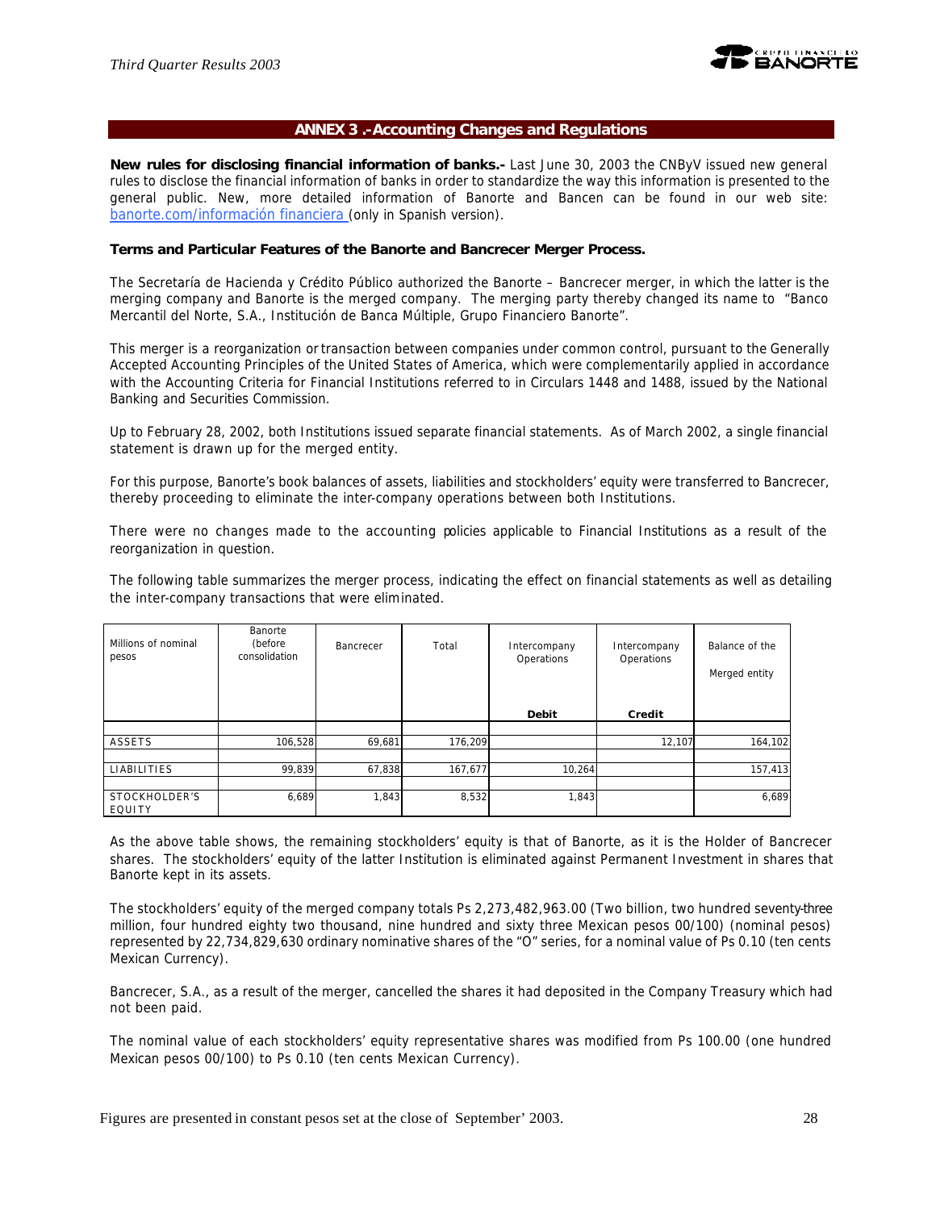## ANNEX 3 .-Accounting Changes and Regulations

**New rules for disclosing financial information of banks.-** Last June 30, 2003 the CNByV issued new general rules to disclose the financial information of banks in order to standardize the way this information is presented to the general public. New, more detailed information of Banorte and Bancen can be found in our web site: banorte.com/información financiera (only in Spanish version).

**Terms and Particular Features of the Banorte and Bancrecer Merger Process.**

The Secretaría de Hacienda y Crédito Público authorized the Banorte – Bancrecer merger, in which the latter is the merging company and Banorte is the merged company. The merging party thereby changed its name to "Banco Mercantil del Norte, S.A., Institución de Banca Múltiple, Grupo Financiero Banorte".

This merger is a reorganization or transaction between companies under common control, pursuant to the Generally Accepted Accounting Principles of the United States of America, which were complementarily applied in accordance with the Accounting Criteria for Financial Institutions referred to in Circulars 1448 and 1488, issued by the National Banking and Securities Commission.

Up to February 28, 2002, both Institutions issued separate financial statements. As of March 2002, a single financial statement is drawn up for the merged entity.

For this purpose, Banorte's book balances of assets, liabilities and stockholders' equity were transferred to Bancrecer, thereby proceeding to eliminate the inter-company operations between both Institutions.

There were no changes made to the accounting policies applicable to Financial Institutions as a result of the reorganization in question.

The following table summarizes the merger process, indicating the effect on financial statements as well as detailing the inter-company transactions that were eliminated.

| Millions of nominal pesos | Banorte (before consolidation | Bancrecer | Total | Intercompany Operations | Intercompany Operations | Balance of the Merged entity |
|---|---|---|---|---|---|---|
| | | | | **Debit** | **Credit** | |
| ASSETS | 106,528 | 69,681 | 176,209 | | 12,107 | 164,102 |
| LIABILITIES | 99,839 | 67,838 | 167,677 | 10,264 | | 157,413 |
| STOCKHOLDER'S EQUITY | 6,689 | 1,843 | 8,532 | 1,843 | | 6,689 |

As the above table shows, the remaining stockholders' equity is that of Banorte, as it is the Holder of Bancrecer shares. The stockholders' equity of the latter Institution is eliminated against Permanent Investment in shares that Banorte kept in its assets.

The stockholders' equity of the merged company totals Ps 2,273,482,963.00 (Two billion, two hundred seventy-three million, four hundred eighty two thousand, nine hundred and sixty three Mexican pesos 00/100) (nominal pesos) represented by 22,734,829,630 ordinary nominative shares of the "O" series, for a nominal value of Ps 0.10 (ten cents Mexican Currency).

Bancrecer, S.A., as a result of the merger, cancelled the shares it had deposited in the Company Treasury which had not been paid.

The nominal value of each stockholders' equity representative shares was modified from Ps 100.00 (one hundred Mexican pesos 00/100) to Ps 0.10 (ten cents Mexican Currency).

Figures are presented in constant pesos set at the close of September' 2003.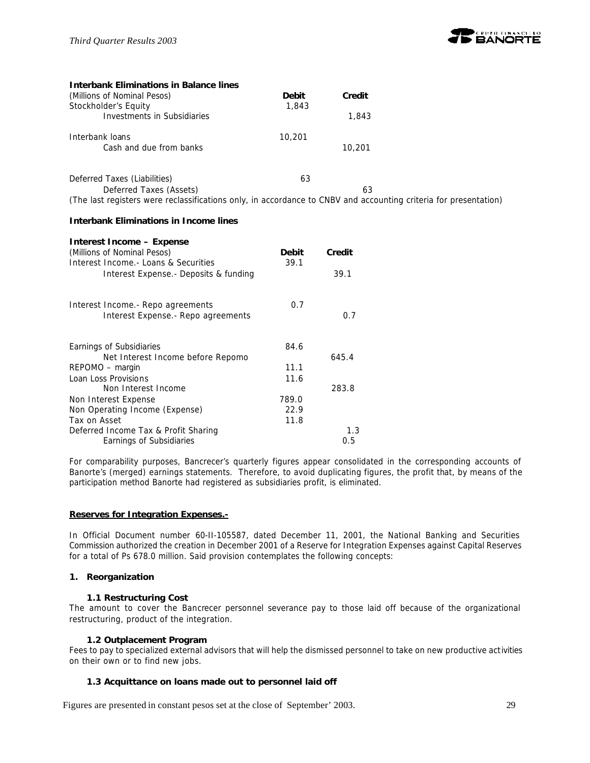**Interbank Eliminations in Balance lines**

| (Millions of Nominal Pesos) | Debit | Credit |
|---|---|---|
| Stockholder's Equity | 1,843 | |
| Investments in Subsidiaries | | 1,843 |
| | | |
| Interbank loans | 10,201 | |
| Cash and due from banks | | 10,201 |
| | | |
| Deferred Taxes (Liabilities) | 63 | |
| Deferred Taxes (Assets) | | 63 |

(The last registers were reclassifications only, in accordance to CNBV and accounting criteria for presentation)

**Interbank Eliminations in Income lines**

**Interest Income – Expense**

| (Millions of Nominal Pesos) | Debit | Credit |
|---|---|---|
| Interest Income.- Loans & Securities | 39.1 | |
| Interest Expense.- Deposits & funding | | 39.1 |
| | | |
| Interest Income.- Repo agreements | 0.7 | |
| Interest Expense.- Repo agreements | | 0.7 |
| | | |
| Earnings of Subsidiaries | 84.6 | |
| Net Interest Income before Repomo | | 645.4 |
| REPOMO – margin | 11.1 | |
| Loan Loss Provisions | 11.6 | |
| Non Interest Income | | 283.8 |
| Non Interest Expense | 789.0 | |
| Non Operating Income (Expense) | 22.9 | |
| Tax on Asset | 11.8 | |
| Deferred Income Tax & Profit Sharing | | 1.3 |
| Earnings of Subsidiaries | | 0.5 |

For comparability purposes, Bancrecer's quarterly figures appear consolidated in the corresponding accounts of Banorte's (merged) earnings statements. Therefore, to avoid duplicating figures, the profit that, by means of the participation method Banorte had registered as subsidiaries profit, is eliminated.

**Reserves for Integration Expenses.-**

In Official Document number 60-II-105587, dated December 11, 2001, the National Banking and Securities Commission authorized the creation in December 2001 of a Reserve for Integration Expenses against Capital Reserves for a total of Ps 678.0 million. Said provision contemplates the following concepts:

**1. Reorganization**

**1.1 Restructuring Cost**

The amount to cover the Bancrecer personnel severance pay to those laid off because of the organizational restructuring, product of the integration.

**1.2 Outplacement Program**

Fees to pay to specialized external advisors that will help the dismissed personnel to take on new productive activities on their own or to find new jobs.

**1.3 Acquittance on loans made out to personnel laid off**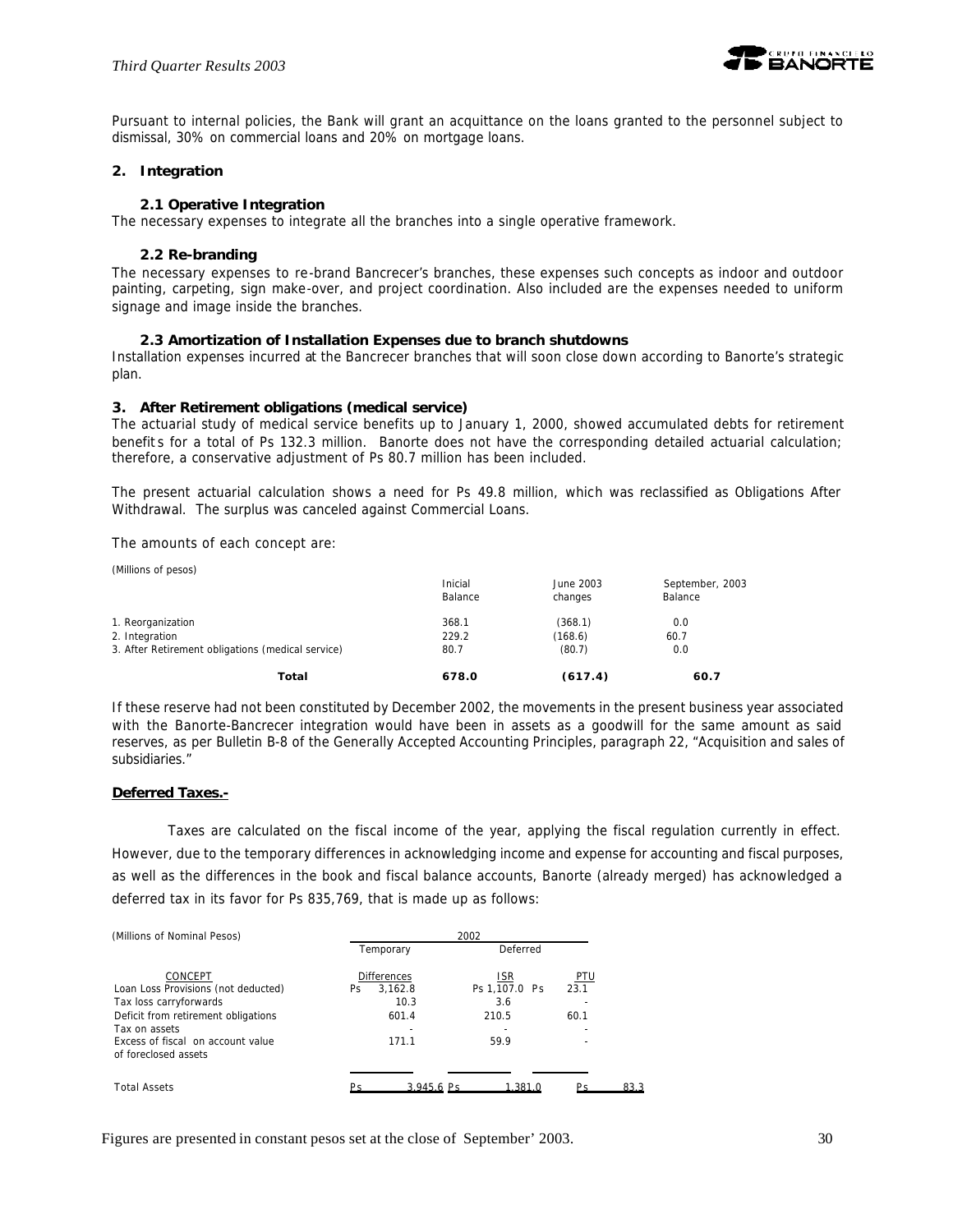Pursuant to internal policies, the Bank will grant an acquittance on the loans granted to the personnel subject to dismissal, 30% on commercial loans and 20% on mortgage loans.

**2. Integration**

**2.1 Operative Integration**

The necessary expenses to integrate all the branches into a single operative framework.

**2.2 Re-branding**

The necessary expenses to re-brand Bancrecer's branches, these expenses such concepts as indoor and outdoor painting, carpeting, sign make-over, and project coordination. Also included are the expenses needed to uniform signage and image inside the branches.

**2.3 Amortization of Installation Expenses due to branch shutdowns**

Installation expenses incurred at the Bancrecer branches that will soon close down according to Banorte's strategic plan.

**3. After Retirement obligations (medical service)**

The actuarial study of medical service benefits up to January 1, 2000, showed accumulated debts for retirement benefits for a total of Ps 132.3 million. Banorte does not have the corresponding detailed actuarial calculation; therefore, a conservative adjustment of Ps 80.7 million has been included.

The present actuarial calculation shows a need for Ps 49.8 million, which was reclassified as Obligations After Withdrawal. The surplus was canceled against Commercial Loans.

The amounts of each concept are:

(Millions of pesos)

| | Inicial Balance | June 2003 changes | September, 2003 Balance |
|---|---|---|---|
| 1. Reorganization | 368.1 | (368.1) | 0.0 |
| 2. Integration | 229.2 | (168.6) | 60.7 |
| 3. After Retirement obligations (medical service) | 80.7 | (80.7) | 0.0 |
| **Total** | **678.0** | **(617.4)** | **60.7** |

If these reserve had not been constituted by December 2002, the movements in the present business year associated with the Banorte-Bancrecer integration would have been in assets as a goodwill for the same amount as said reserves, as per Bulletin B-8 of the Generally Accepted Accounting Principles, paragraph 22, "Acquisition and sales of subsidiaries."

**Deferred Taxes.-**

Taxes are calculated on the fiscal income of the year, applying the fiscal regulation currently in effect. However, due to the temporary differences in acknowledging income and expense for accounting and fiscal purposes, as well as the differences in the book and fiscal balance accounts, Banorte (already merged) has acknowledged a deferred tax in its favor for Ps 835,769, that is made up as follows:

(Millions of Nominal Pesos)

| | 2002 | | |
|---|---|---|---|
| | Temporary | Deferred | |
| CONCEPT | Differences | ISR | PTU |
| Loan Loss Provisions (not deducted) | Ps 3,162.8 | Ps 1,107.0 | Ps 23.1 |
| Tax loss carryforwards | 10.3 | 3.6 | - |
| Deficit from retirement obligations | 601.4 | 210.5 | 60.1 |
| Tax on assets | - | - | - |
| Excess of fiscal on account value of foreclosed assets | 171.1 | 59.9 | - |
| Total Assets | Ps 3,945.6 | Ps 1,381.0 | Ps 83.3 |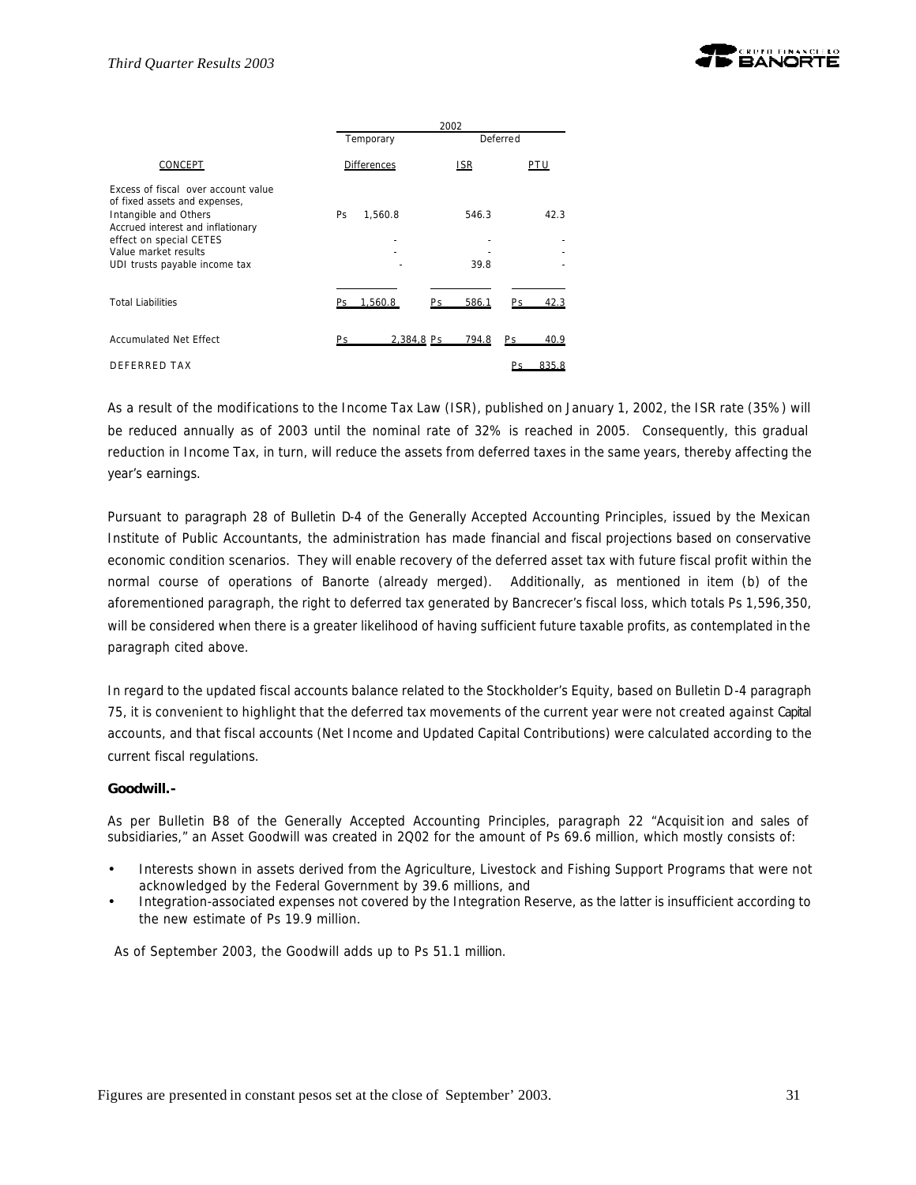| CONCEPT | 2002 | | |
|---|---|---|---|
| | Temporary | Deferred | |
| | Differences | ISR | PTU |
| Excess of fiscal over account value of fixed assets and expenses, Intangible and Others | Ps 1,560.8 | 546.3 | 42.3 |
| Accrued interest and inflationary effect on special CETES | - | - | - |
| Value market results | - | - | - |
| UDI trusts payable income tax | - | 39.8 | - |
| Total Liabilities | Ps 1,560.8 | Ps 586.1 | Ps 42.3 |
| Accumulated Net Effect | Ps 2,384.8 | Ps 794.8 | Ps 40.9 |
| DEFERRED TAX | | | Ps 835.8 |

As a result of the modifications to the Income Tax Law (ISR), published on January 1, 2002, the ISR rate (35%) will be reduced annually as of 2003 until the nominal rate of 32% is reached in 2005. Consequently, this gradual reduction in Income Tax, in turn, will reduce the assets from deferred taxes in the same years, thereby affecting the year's earnings.

Pursuant to paragraph 28 of Bulletin D-4 of the Generally Accepted Accounting Principles, issued by the Mexican Institute of Public Accountants, the administration has made financial and fiscal projections based on conservative economic condition scenarios. They will enable recovery of the deferred asset tax with future fiscal profit within the normal course of operations of Banorte (already merged). Additionally, as mentioned in item (b) of the aforementioned paragraph, the right to deferred tax generated by Bancrecer's fiscal loss, which totals Ps 1,596,350, will be considered when there is a greater likelihood of having sufficient future taxable profits, as contemplated in the paragraph cited above.

In regard to the updated fiscal accounts balance related to the Stockholder's Equity, based on Bulletin D-4 paragraph 75, it is convenient to highlight that the deferred tax movements of the current year were not created against Capital accounts, and that fiscal accounts (Net Income and Updated Capital Contributions) were calculated according to the current fiscal regulations.

**Goodwill.-**

As per Bulletin B-8 of the Generally Accepted Accounting Principles, paragraph 22 "Acquisition and sales of subsidiaries," an Asset Goodwill was created in 2Q02 for the amount of Ps 69.6 million, which mostly consists of:

- Interests shown in assets derived from the Agriculture, Livestock and Fishing Support Programs that were not acknowledged by the Federal Government by 39.6 millions, and
- Integration-associated expenses not covered by the Integration Reserve, as the latter is insufficient according to the new estimate of Ps 19.9 million.

As of September 2003, the Goodwill adds up to Ps 51.1 million.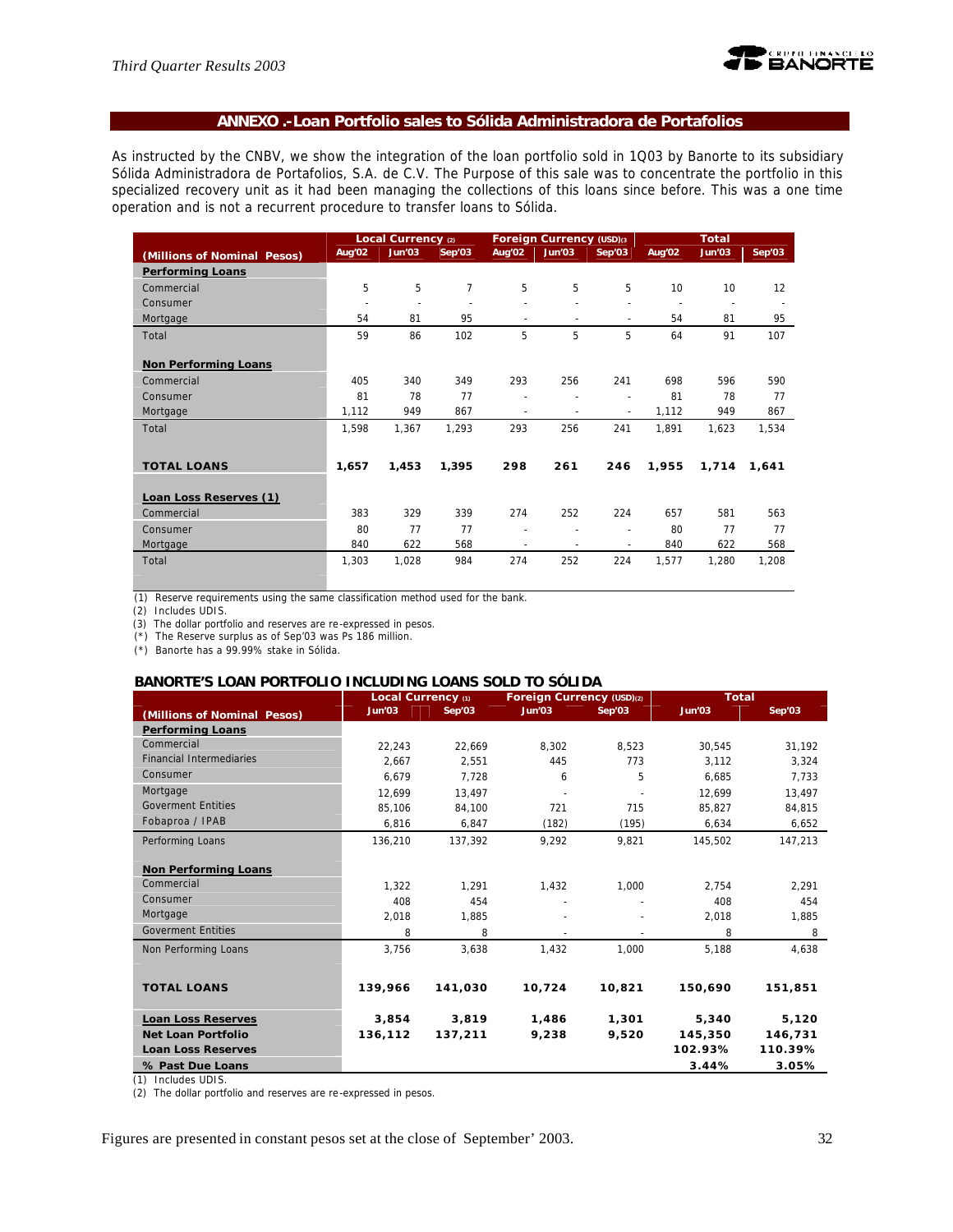## ANNEXO .-Loan Portfolio sales to Sólida Administradora de Portafolios

As instructed by the CNBV, we show the integration of the loan portfolio sold in 1Q03 by Banorte to its subsidiary Sólida Administradora de Portafolios, S.A. de C.V. The Purpose of this sale was to concentrate the portfolio in this specialized recovery unit as it had been managing the collections of this loans since before. This was a one time operation and is not a recurrent procedure to transfer loans to Sólida.

| (Millions of Nominal Pesos) | Local Currency (2) | | | Foreign Currency (USD)(3) | | | Total | | |
|---|---|---|---|---|---|---|---|---|---|
| | Aug'02 | Jun'03 | Sep'03 | Aug'02 | Jun'03 | Sep'03 | Aug'02 | Jun'03 | Sep'03 |
| **Performing Loans** | | | | | | | | | |
| Commercial | 5 | 5 | 7 | 5 | 5 | 5 | 10 | 10 | 12 |
| Consumer | - | - | - | - | - | - | - | - | - |
| Mortgage | 54 | 81 | 95 | - | - | - | 54 | 81 | 95 |
| Total | 59 | 86 | 102 | 5 | 5 | 5 | 64 | 91 | 107 |
| **Non Performing Loans** | | | | | | | | | |
| Commercial | 405 | 340 | 349 | 293 | 256 | 241 | 698 | 596 | 590 |
| Consumer | 81 | 78 | 77 | - | - | - | 81 | 78 | 77 |
| Mortgage | 1,112 | 949 | 867 | - | - | - | 1,112 | 949 | 867 |
| Total | 1,598 | 1,367 | 1,293 | 293 | 256 | 241 | 1,891 | 1,623 | 1,534 |
| **TOTAL LOANS** | **1,657** | **1,453** | **1,395** | **298** | **261** | **246** | **1,955** | **1,714** | **1,641** |
| **Loan Loss Reserves (1)** | | | | | | | | | |
| Commercial | 383 | 329 | 339 | 274 | 252 | 224 | 657 | 581 | 563 |
| Consumer | 80 | 77 | 77 | - | - | - | 80 | 77 | 77 |
| Mortgage | 840 | 622 | 568 | - | - | - | 840 | 622 | 568 |
| Total | 1,303 | 1,028 | 984 | 274 | 252 | 224 | 1,577 | 1,280 | 1,208 |

(1) Reserve requirements using the same classification method used for the bank.
(2) Includes UDIS.
(3) The dollar portfolio and reserves are re-expressed in pesos.
(*) The Reserve surplus as of Sep'03 was Ps 186 million.
(*) Banorte has a 99.99% stake in Sólida.

### BANORTE'S LOAN PORTFOLIO INCLUDING LOANS SOLD TO SÓLIDA

| (Millions of Nominal Pesos) | Local Currency (1) | | Foreign Currency (USD)(2) | | Total | |
|---|---|---|---|---|---|---|
| | Jun'03 | Sep'03 | Jun'03 | Sep'03 | Jun'03 | Sep'03 |
| **Performing Loans** | | | | | | |
| Commercial | 22,243 | 22,669 | 8,302 | 8,523 | 30,545 | 31,192 |
| Financial Intermediaries | 2,667 | 2,551 | 445 | 773 | 3,112 | 3,324 |
| Consumer | 6,679 | 7,728 | 6 | 5 | 6,685 | 7,733 |
| Mortgage | 12,699 | 13,497 | - | - | 12,699 | 13,497 |
| Goverment Entities | 85,106 | 84,100 | 721 | 715 | 85,827 | 84,815 |
| Fobaproa / IPAB | 6,816 | 6,847 | (182) | (195) | 6,634 | 6,652 |
| Performing Loans | 136,210 | 137,392 | 9,292 | 9,821 | 145,502 | 147,213 |
| **Non Performing Loans** | | | | | | |
| Commercial | 1,322 | 1,291 | 1,432 | 1,000 | 2,754 | 2,291 |
| Consumer | 408 | 454 | - | - | 408 | 454 |
| Mortgage | 2,018 | 1,885 | - | - | 2,018 | 1,885 |
| Goverment Entities | 8 | 8 | - | - | 8 | 8 |
| Non Performing Loans | 3,756 | 3,638 | 1,432 | 1,000 | 5,188 | 4,638 |
| **TOTAL LOANS** | **139,966** | **141,030** | **10,724** | **10,821** | **150,690** | **151,851** |
| **Loan Loss Reserves** | **3,854** | **3,819** | **1,486** | **1,301** | **5,340** | **5,120** |
| **Net Loan Portfolio** | **136,112** | **137,211** | **9,238** | **9,520** | **145,350** | **146,731** |
| **Loan Loss Reserves** | | | | | **102.93%** | **110.39%** |
| **% Past Due Loans** | | | | | **3.44%** | **3.05%** |

(1) Includes UDIS.
(2) The dollar portfolio and reserves are re-expressed in pesos.

Figures are presented in constant pesos set at the close of September' 2003.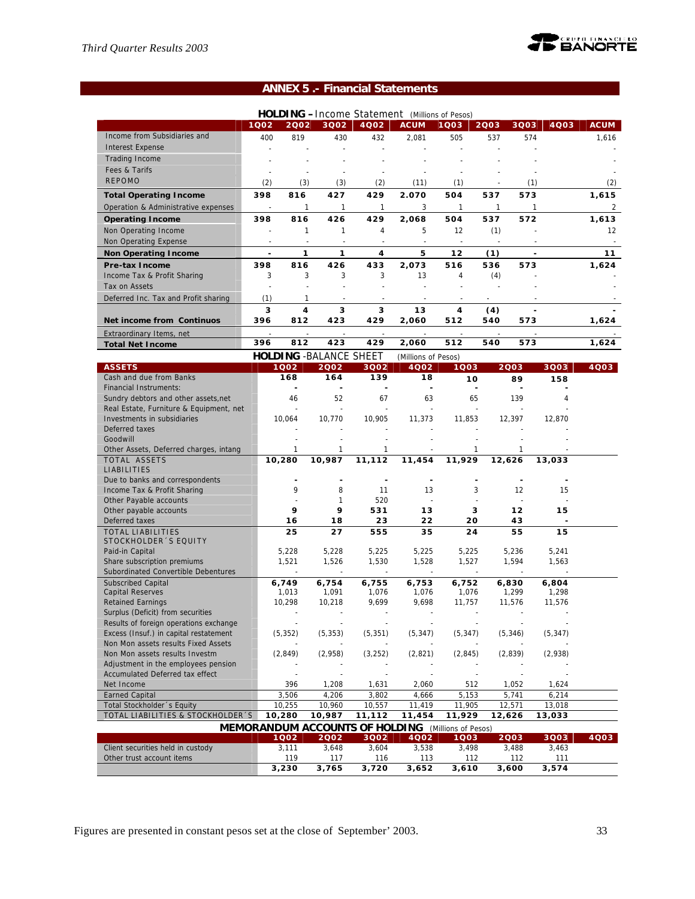## ANNEX 5 .- Financial Statements

**HOLDING** – Income Statement (Millions of Pesos)

| | 1Q02 | 2Q02 | 3Q02 | 4Q02 | ACUM | 1Q03 | 2Q03 | 3Q03 | 4Q03 | ACUM |
|---|---|---|---|---|---|---|---|---|---|---|
| Income from Subsidiaries and | 400 | 819 | 430 | 432 | 2,081 | 505 | 537 | 574 | | 1,616 |
| Interest Expense | - | - | - | - | - | - | - | - | | - |
| Trading Income | - | - | - | - | - | - | - | - | | - |
| Fees & Tarifs | - | - | - | - | - | - | - | - | | - |
| REPOMO | (2) | (3) | (3) | (2) | (11) | (1) | - | (1) | | (2) |
| **Total Operating Income** | **398** | **816** | **427** | **429** | **2.070** | **504** | **537** | **573** | | **1,615** |
| Operation & Administrative expenses | - | 1 | 1 | 1 | 3 | 1 | 1 | 1 | | 2 |
| **Operating Income** | **398** | **816** | **426** | **429** | **2,068** | **504** | **537** | **572** | | **1,613** |
| Non Operating Income | - | 1 | 1 | 4 | 5 | 12 | (1) | - | | 12 |
| Non Operating Expense | - | - | - | - | - | - | - | - | | - |
| **Non Operating Income** | **-** | **1** | **1** | **4** | **5** | **12** | **(1)** | **-** | | **11** |
| **Pre-tax Income** | **398** | **816** | **426** | **433** | **2,073** | **516** | **536** | **573** | | **1,624** |
| Income Tax & Profit Sharing | 3 | 3 | 3 | 3 | 13 | 4 | (4) | - | | - |
| Tax on Assets | - | - | - | - | - | - | - | - | | - |
| Deferred Inc. Tax and Profit sharing | (1) | 1 | - | - | - | - | - | - | | - |
| | **3** | **4** | **3** | **3** | **13** | **4** | **(4)** | **-** | | **-** |
| **Net income from Continuos** | **396** | **812** | **423** | **429** | **2,060** | **512** | **540** | **573** | | **1,624** |
| Extraordinary Items, net | - | - | - | - | - | - | - | - | | - |
| **Total Net Income** | **396** | **812** | **423** | **429** | **2,060** | **512** | **540** | **573** | | **1,624** |

**HOLDING** -BALANCE SHEET (Millions of Pesos)

| ASSETS | 1Q02 | 2Q02 | 3Q02 | 4Q02 | 1Q03 | 2Q03 | 3Q03 | 4Q03 |
|---|---|---|---|---|---|---|---|---|
| Cash and due from Banks | **168** | **164** | **139** | **18** | **10** | **89** | **158** | |
| Financial Instruments: | **-** | **-** | **-** | **-** | **-** | **-** | **-** | |
| Sundry debtors and other assets,net | 46 | 52 | 67 | 63 | 65 | 139 | 4 | |
| Real Estate, Furniture & Equipment, net | - | - | - | - | - | - | - | |
| Investments in subsidiaries | 10,064 | 10,770 | 10,905 | 11,373 | 11,853 | 12,397 | 12,870 | |
| Deferred taxes | - | - | - | - | - | - | - | |
| Goodwill | - | - | - | - | - | - | - | |
| Other Assets, Deferred charges, intang | 1 | 1 | 1 | - | 1 | 1 | - | |
| TOTAL ASSETS | **10,280** | **10,987** | **11,112** | **11,454** | **11,929** | **12,626** | **13,033** | |
| LIABILITIES | | | | | | | | |
| Due to banks and correspondents | **-** | **-** | **-** | **-** | **-** | **-** | **-** | |
| Income Tax & Profit Sharing | 9 | 8 | 11 | 13 | 3 | 12 | 15 | |
| Other Payable accounts | - | 1 | 520 | - | - | - | - | |
| Other payable accounts | **9** | **9** | **531** | **13** | **3** | **12** | **15** | |
| Deferred taxes | **16** | **18** | **23** | **22** | **20** | **43** | **-** | |
| TOTAL LIABILITIES | **25** | **27** | **555** | **35** | **24** | **55** | **15** | |
| STOCKHOLDER´S EQUITY | | | | | | | | |
| Paid-in Capital | 5,228 | 5,228 | 5,225 | 5,225 | 5,225 | 5,236 | 5,241 | |
| Share subscription premiums | 1,521 | 1,526 | 1,530 | 1,528 | 1,527 | 1,594 | 1,563 | |
| Subordinated Convertible Debentures | - | - | - | - | - | - | - | |
| Subscribed Capital | **6,749** | **6,754** | **6,755** | **6,753** | **6,752** | **6,830** | **6,804** | |
| Capital Reserves | 1,013 | 1,091 | 1,076 | 1,076 | 1,076 | 1,299 | 1,298 | |
| Retained Earnings | 10,298 | 10,218 | 9,699 | 9,698 | 11,757 | 11,576 | 11,576 | |
| Surplus (Deficit) from securities | - | - | - | - | - | - | - | |
| Results of foreign operations exchange | - | - | - | - | - | - | - | |
| Excess (Insuf.) in capital restatement | (5,352) | (5,353) | (5,351) | (5,347) | (5,347) | (5,346) | (5,347) | |
| Non Mon assets results Fixed Assets | - | - | - | - | - | - | - | |
| Non Mon assets results Investm | (2,849) | (2,958) | (3,252) | (2,821) | (2,845) | (2,839) | (2,938) | |
| Adjustment in the employees pension | - | - | - | - | - | - | - | |
| Accumulated Deferred tax effect | - | - | - | - | - | - | - | |
| Net Income | 396 | 1,208 | 1,631 | 2,060 | 512 | 1,052 | 1,624 | |
| Earned Capital | 3,506 | 4,206 | 3,802 | 4,666 | 5,153 | 5,741 | 6,214 | |
| Total Stockholder´s Equity | 10,255 | 10,960 | 10,557 | 11,419 | 11,905 | 12,571 | 13,018 | |
| TOTAL LIABILITIES & STOCKHOLDER´S | **10,280** | **10,987** | **11,112** | **11,454** | **11,929** | **12,626** | **13,033** | |

**MEMORANDUM ACCOUNTS OF HOLDING** (Millions of Pesos)

| | 1Q02 | 2Q02 | 3Q02 | 4Q02 | 1Q03 | 2Q03 | 3Q03 | 4Q03 |
|---|---|---|---|---|---|---|---|---|
| Client securities held in custody | 3,111 | 3,648 | 3,604 | 3,538 | 3,498 | 3,488 | 3,463 | |
| Other trust account items | 119 | 117 | 116 | 113 | 112 | 112 | 111 | |
| | **3,230** | **3,765** | **3,720** | **3,652** | **3,610** | **3,600** | **3,574** | |

Figures are presented in constant pesos set at the close of September' 2003.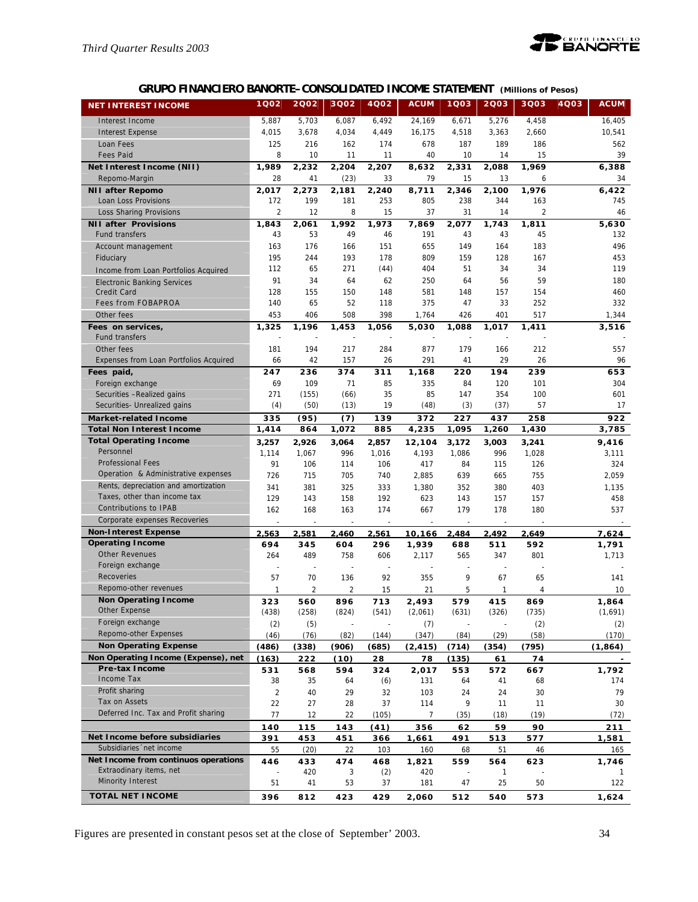## GRUPO FINANCIERO BANORTE- CONSOLIDATED INCOME STATEMENT (Millions of Pesos)

| NET INTEREST INCOME | 1Q02 | 2Q02 | 3Q02 | 4Q02 | ACUM | 1Q03 | 2Q03 | 3Q03 | 4Q03 | ACUM |
|---|---|---|---|---|---|---|---|---|---|---|
| Interest Income | 5,887 | 5,703 | 6,087 | 6,492 | 24,169 | 6,671 | 5,276 | 4,458 | | 16,405 |
| Interest Expense | 4,015 | 3,678 | 4,034 | 4,449 | 16,175 | 4,518 | 3,363 | 2,660 | | 10,541 |
| Loan Fees | 125 | 216 | 162 | 174 | 678 | 187 | 189 | 186 | | 562 |
| Fees Paid | 8 | 10 | 11 | 11 | 40 | 10 | 14 | 15 | | 39 |
| **Net Interest Income (NII)** | **1,989** | **2,232** | **2,204** | **2,207** | **8,632** | **2,331** | **2,088** | **1,969** | | **6,388** |
| Repomo-Margin | 28 | 41 | (23) | 33 | 79 | 15 | 13 | 6 | | 34 |
| **NII after Repomo** | **2,017** | **2,273** | **2,181** | **2,240** | **8,711** | **2,346** | **2,100** | **1,976** | | **6,422** |
| Loan Loss Provisions | 172 | 199 | 181 | 253 | 805 | 238 | 344 | 163 | | 745 |
| Loss Sharing Provisions | 2 | 12 | 8 | 15 | 37 | 31 | 14 | 2 | | 46 |
| **NII after Provisions** | **1,843** | **2,061** | **1,992** | **1,973** | **7,869** | **2,077** | **1,743** | **1,811** | | **5,630** |
| Fund transfers | 43 | 53 | 49 | 46 | 191 | 43 | 43 | 45 | | 132 |
| Account management | 163 | 176 | 166 | 151 | 655 | 149 | 164 | 183 | | 496 |
| Fiduciary | 195 | 244 | 193 | 178 | 809 | 159 | 128 | 167 | | 453 |
| Income from Loan Portfolios Acquired | 112 | 65 | 271 | (44) | 404 | 51 | 34 | 34 | | 119 |
| Electronic Banking Services | 91 | 34 | 64 | 62 | 250 | 64 | 56 | 59 | | 180 |
| Credit Card | 128 | 155 | 150 | 148 | 581 | 148 | 157 | 154 | | 460 |
| Fees from FOBAPROA | 140 | 65 | 52 | 118 | 375 | 47 | 33 | 252 | | 332 |
| Other fees | 453 | 406 | 508 | 398 | 1,764 | 426 | 401 | 517 | | 1,344 |
| **Fees on services,** | **1,325** | **1,196** | **1,453** | **1,056** | **5,030** | **1,088** | **1,017** | **1,411** | | **3,516** |
| Fund transfers | - | - | - | - | - | - | - | - | | - |
| Other fees | 181 | 194 | 217 | 284 | 877 | 179 | 166 | 212 | | 557 |
| Expenses from Loan Portfolios Acquired | 66 | 42 | 157 | 26 | 291 | 41 | 29 | 26 | | 96 |
| **Fees paid,** | **247** | **236** | **374** | **311** | **1,168** | **220** | **194** | **239** | | **653** |
| Foreign exchange | 69 | 109 | 71 | 85 | 335 | 84 | 120 | 101 | | 304 |
| Securities –Realized gains | 271 | (155) | (66) | 35 | 85 | 147 | 354 | 100 | | 601 |
| Securities- Unrealized gains | (4) | (50) | (13) | 19 | (48) | (3) | (37) | 57 | | 17 |
| **Market-related Income** | **335** | **(95)** | **(7)** | **139** | **372** | **227** | **437** | **258** | | **922** |
| **Total Non Interest Income** | **1,414** | **864** | **1,072** | **885** | **4,235** | **1,095** | **1,260** | **1,430** | | **3,785** |
| **Total Operating Income** | **3,257** | **2,926** | **3,064** | **2,857** | **12,104** | **3,172** | **3,003** | **3,241** | | **9,416** |
| Personnel | 1,114 | 1,067 | 996 | 1,016 | 4,193 | 1,086 | 996 | 1,028 | | 3,111 |
| Professional Fees | 91 | 106 | 114 | 106 | 417 | 84 | 115 | 126 | | 324 |
| Operation & Administrative expenses | 726 | 715 | 705 | 740 | 2,885 | 639 | 665 | 755 | | 2,059 |
| Rents, depreciation and amortization | 341 | 381 | 325 | 333 | 1,380 | 352 | 380 | 403 | | 1,135 |
| Taxes, other than income tax | 129 | 143 | 158 | 192 | 623 | 143 | 157 | 157 | | 458 |
| Contributions to IPAB | 162 | 168 | 163 | 174 | 667 | 179 | 178 | 180 | | 537 |
| Corporate expenses Recoveries | - | - | - | - | - | - | - | - | | - |
| **Non-Interest Expense** | **2,563** | **2,581** | **2,460** | **2,561** | **10,166** | **2,484** | **2,492** | **2,649** | | **7,624** |
| **Operating Income** | **694** | **345** | **604** | **296** | **1,939** | **688** | **511** | **592** | | **1,791** |
| Other Revenues | 264 | 489 | 758 | 606 | 2,117 | 565 | 347 | 801 | | 1,713 |
| Foreign exchange | - | - | - | - | - | - | - | - | | - |
| Recoveries | 57 | 70 | 136 | 92 | 355 | 9 | 67 | 65 | | 141 |
| Repomo-other revenues | 1 | 2 | 2 | 15 | 21 | 5 | 1 | 4 | | 10 |
| **Non Operating Income** | **323** | **560** | **896** | **713** | **2,493** | **579** | **415** | **869** | | **1,864** |
| Other Expense | (438) | (258) | (824) | (541) | (2,061) | (631) | (326) | (735) | | (1,691) |
| Foreign exchange | (2) | (5) | - | - | (7) | - | - | (2) | | (2) |
| Repomo-other Expenses | (46) | (76) | (82) | (144) | (347) | (84) | (29) | (58) | | (170) |
| **Non Operating Expense** | **(486)** | **(338)** | **(906)** | **(685)** | **(2,415)** | **(714)** | **(354)** | **(795)** | | **(1,864)** |
| **Non Operating Income (Expense), net** | **(163)** | **222** | **(10)** | **28** | **78** | **(135)** | **61** | **74** | | **-** |
| **Pre-tax Income** | **531** | **568** | **594** | **324** | **2,017** | **553** | **572** | **667** | | **1,792** |
| Income Tax | 38 | 35 | 64 | (6) | 131 | 64 | 41 | 68 | | 174 |
| Profit sharing | 2 | 40 | 29 | 32 | 103 | 24 | 24 | 30 | | 79 |
| Tax on Assets | 22 | 27 | 28 | 37 | 114 | 9 | 11 | 11 | | 30 |
| Deferred Inc. Tax and Profit sharing | 77 | 12 | 22 | (105) | 7 | (35) | (18) | (19) | | (72) |
| | **140** | **115** | **143** | **(41)** | **356** | **62** | **59** | **90** | | **211** |
| **Net Income before subsidiaries** | **391** | **453** | **451** | **366** | **1,661** | **491** | **513** | **577** | | **1,581** |
| Subsidiaries´net income | 55 | (20) | 22 | 103 | 160 | 68 | 51 | 46 | | 165 |
| **Net Income from continuos operations** | **446** | **433** | **474** | **468** | **1,821** | **559** | **564** | **623** | | **1,746** |
| Extraodinary items, net | - | 420 | 3 | (2) | 420 | - | 1 | - | | 1 |
| Minority Interest | 51 | 41 | 53 | 37 | 181 | 47 | 25 | 50 | | 122 |
| **TOTAL NET INCOME** | **396** | **812** | **423** | **429** | **2,060** | **512** | **540** | **573** | | **1,624** |

Figures are presented in constant pesos set at the close of September' 2003.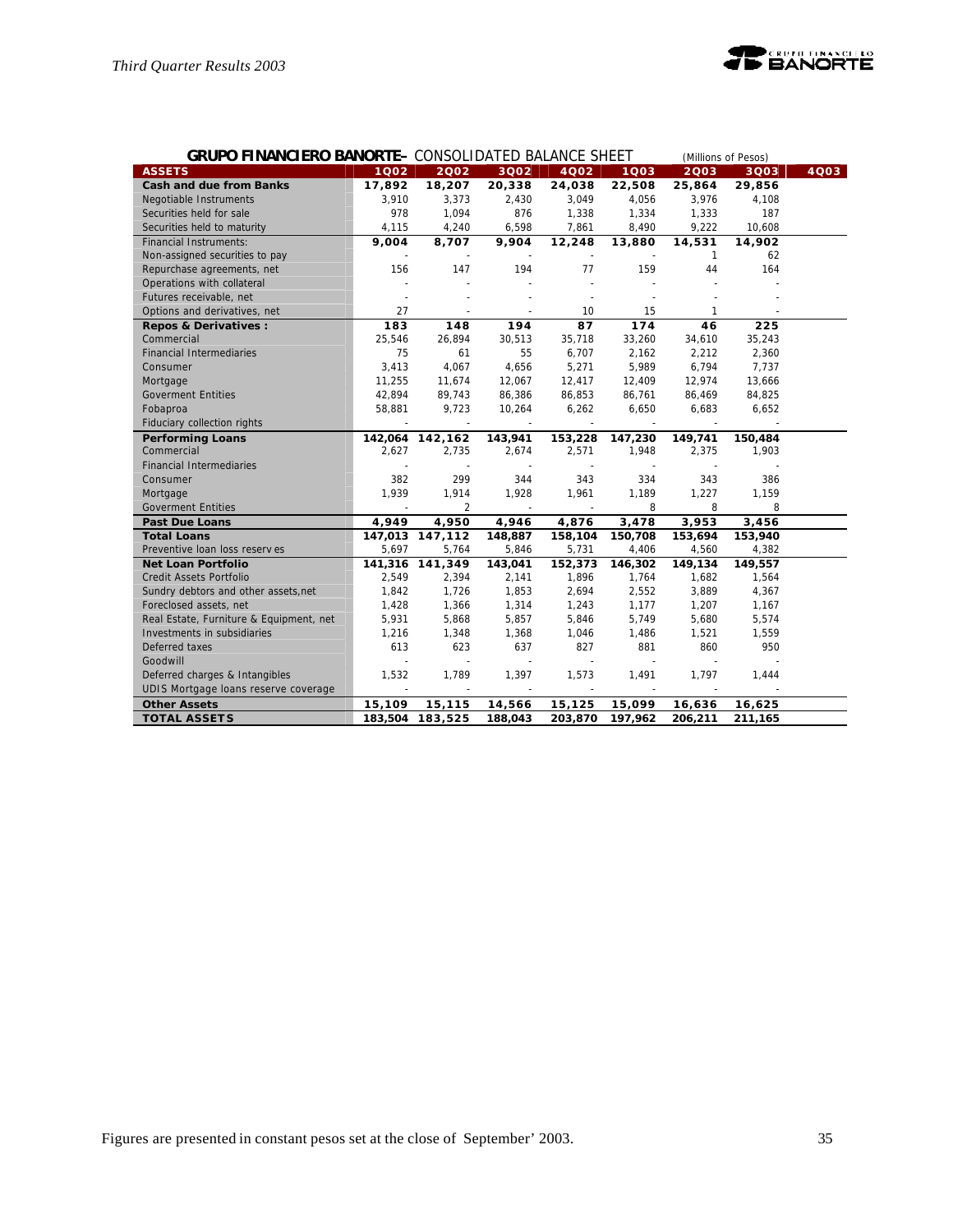**GRUPO FINANCIERO BANORTE–** CONSOLIDATED BALANCE SHEET (Millions of Pesos)

| ASSETS | 1Q02 | 2Q02 | 3Q02 | 4Q02 | 1Q03 | 2Q03 | 3Q03 | 4Q03 |
|---|---|---|---|---|---|---|---|---|
| **Cash and due from Banks** | **17,892** | **18,207** | **20,338** | **24,038** | **22,508** | **25,864** | **29,856** | |
| Negotiable Instruments | 3,910 | 3,373 | 2,430 | 3,049 | 4,056 | 3,976 | 4,108 | |
| Securities held for sale | 978 | 1,094 | 876 | 1,338 | 1,334 | 1,333 | 187 | |
| Securities held to maturity | 4,115 | 4,240 | 6,598 | 7,861 | 8,490 | 9,222 | 10,608 | |
| Financial Instruments: | **9,004** | **8,707** | **9,904** | **12,248** | **13,880** | **14,531** | **14,902** | |
| Non-assigned securities to pay | - | - | - | - | - | 1 | 62 | |
| Repurchase agreements, net | 156 | 147 | 194 | 77 | 159 | 44 | 164 | |
| Operations with collateral | - | - | - | - | - | - | - | |
| Futures receivable, net | - | - | - | - | - | - | - | |
| Options and derivatives, net | 27 | - | - | 10 | 15 | 1 | - | |
| **Repos & Derivatives :** | **183** | **148** | **194** | **87** | **174** | **46** | **225** | |
| Commercial | 25,546 | 26,894 | 30,513 | 35,718 | 33,260 | 34,610 | 35,243 | |
| Financial Intermediaries | 75 | 61 | 55 | 6,707 | 2,162 | 2,212 | 2,360 | |
| Consumer | 3,413 | 4,067 | 4,656 | 5,271 | 5,989 | 6,794 | 7,737 | |
| Mortgage | 11,255 | 11,674 | 12,067 | 12,417 | 12,409 | 12,974 | 13,666 | |
| Goverment Entities | 42,894 | 89,743 | 86,386 | 86,853 | 86,761 | 86,469 | 84,825 | |
| Fobaproa | 58,881 | 9,723 | 10,264 | 6,262 | 6,650 | 6,683 | 6,652 | |
| Fiduciary collection rights | - | - | - | - | - | - | - | |
| **Performing Loans** | **142,064** | **142,162** | **143,941** | **153,228** | **147,230** | **149,741** | **150,484** | |
| Commercial | 2,627 | 2,735 | 2,674 | 2,571 | 1,948 | 2,375 | 1,903 | |
| Financial Intermediaries | - | - | - | - | - | - | - | |
| Consumer | 382 | 299 | 344 | 343 | 334 | 343 | 386 | |
| Mortgage | 1,939 | 1,914 | 1,928 | 1,961 | 1,189 | 1,227 | 1,159 | |
| Goverment Entities | - | 2 | - | - | 8 | 8 | 8 | |
| **Past Due Loans** | **4,949** | **4,950** | **4,946** | **4,876** | **3,478** | **3,953** | **3,456** | |
| **Total Loans** | **147,013** | **147,112** | **148,887** | **158,104** | **150,708** | **153,694** | **153,940** | |
| Preventive loan loss reserves | 5,697 | 5,764 | 5,846 | 5,731 | 4,406 | 4,560 | 4,382 | |
| **Net Loan Portfolio** | **141,316** | **141,349** | **143,041** | **152,373** | **146,302** | **149,134** | **149,557** | |
| Credit Assets Portfolio | 2,549 | 2,394 | 2,141 | 1,896 | 1,764 | 1,682 | 1,564 | |
| Sundry debtors and other assets,net | 1,842 | 1,726 | 1,853 | 2,694 | 2,552 | 3,889 | 4,367 | |
| Foreclosed assets, net | 1,428 | 1,366 | 1,314 | 1,243 | 1,177 | 1,207 | 1,167 | |
| Real Estate, Furniture & Equipment, net | 5,931 | 5,868 | 5,857 | 5,846 | 5,749 | 5,680 | 5,574 | |
| Investments in subsidiaries | 1,216 | 1,348 | 1,368 | 1,046 | 1,486 | 1,521 | 1,559 | |
| Deferred taxes | 613 | 623 | 637 | 827 | 881 | 860 | 950 | |
| Goodwill | - | - | - | - | - | - | - | |
| Deferred charges & Intangibles | 1,532 | 1,789 | 1,397 | 1,573 | 1,491 | 1,797 | 1,444 | |
| UDIS Mortgage loans reserve coverage | - | - | - | - | - | - | - | |
| **Other Assets** | **15,109** | **15,115** | **14,566** | **15,125** | **15,099** | **16,636** | **16,625** | |
| **TOTAL ASSETS** | **183,504** | **183,525** | **188,043** | **203,870** | **197,962** | **206,211** | **211,165** | |

Figures are presented in constant pesos set at the close of September' 2003.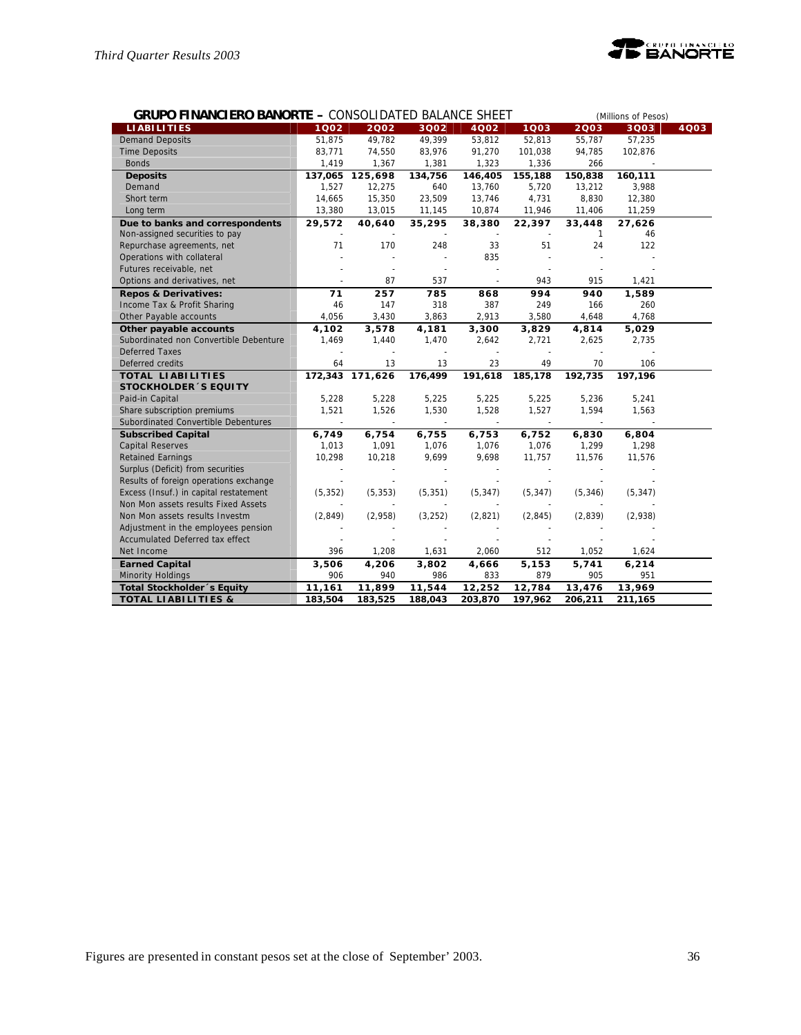**GRUPO FINANCIERO BANORTE –** CONSOLIDATED BALANCE SHEET (Millions of Pesos)

| LIABILITIES | 1Q02 | 2Q02 | 3Q02 | 4Q02 | 1Q03 | 2Q03 | 3Q03 | 4Q03 |
|---|---|---|---|---|---|---|---|---|
| Demand Deposits | 51,875 | 49,782 | 49,399 | 53,812 | 52,813 | 55,787 | 57,235 | |
| Time Deposits | 83,771 | 74,550 | 83,976 | 91,270 | 101,038 | 94,785 | 102,876 | |
| Bonds | 1,419 | 1,367 | 1,381 | 1,323 | 1,336 | 266 | - | |
| **Deposits** | **137,065** | **125,698** | **134,756** | **146,405** | **155,188** | **150,838** | **160,111** | |
| Demand | 1,527 | 12,275 | 640 | 13,760 | 5,720 | 13,212 | 3,988 | |
| Short term | 14,665 | 15,350 | 23,509 | 13,746 | 4,731 | 8,830 | 12,380 | |
| Long term | 13,380 | 13,015 | 11,145 | 10,874 | 11,946 | 11,406 | 11,259 | |
| **Due to banks and correspondents** | **29,572** | **40,640** | **35,295** | **38,380** | **22,397** | **33,448** | **27,626** | |
| Non-assigned securities to pay | - | - | - | - | - | 1 | 46 | |
| Repurchase agreements, net | 71 | 170 | 248 | 33 | 51 | 24 | 122 | |
| Operations with collateral | - | - | - | 835 | - | - | - | |
| Futures receivable, net | - | - | - | - | - | - | - | |
| Options and derivatives, net | - | 87 | 537 | - | 943 | 915 | 1,421 | |
| **Repos & Derivatives:** | **71** | **257** | **785** | **868** | **994** | **940** | **1,589** | |
| Income Tax & Profit Sharing | 46 | 147 | 318 | 387 | 249 | 166 | 260 | |
| Other Payable accounts | 4,056 | 3,430 | 3,863 | 2,913 | 3,580 | 4,648 | 4,768 | |
| **Other payable accounts** | **4,102** | **3,578** | **4,181** | **3,300** | **3,829** | **4,814** | **5,029** | |
| Subordinated non Convertible Debenture | 1,469 | 1,440 | 1,470 | 2,642 | 2,721 | 2,625 | 2,735 | |
| Deferred Taxes | - | - | - | - | - | - | - | |
| Deferred credits | 64 | 13 | 13 | 23 | 49 | 70 | 106 | |
| **TOTAL LIABILITIES** | **172,343** | **171,626** | **176,499** | **191,618** | **185,178** | **192,735** | **197,196** | |
| **STOCKHOLDER´S EQUITY** | | | | | | | | |
| Paid-in Capital | 5,228 | 5,228 | 5,225 | 5,225 | 5,225 | 5,236 | 5,241 | |
| Share subscription premiums | 1,521 | 1,526 | 1,530 | 1,528 | 1,527 | 1,594 | 1,563 | |
| Subordinated Convertible Debentures | - | - | - | - | - | - | - | |
| **Subscribed Capital** | **6,749** | **6,754** | **6,755** | **6,753** | **6,752** | **6,830** | **6,804** | |
| Capital Reserves | 1,013 | 1,091 | 1,076 | 1,076 | 1,076 | 1,299 | 1,298 | |
| Retained Earnings | 10,298 | 10,218 | 9,699 | 9,698 | 11,757 | 11,576 | 11,576 | |
| Surplus (Deficit) from securities | - | - | - | - | - | - | - | |
| Results of foreign operations exchange | - | - | - | - | - | - | - | |
| Excess (Insuf.) in capital restatement | (5,352) | (5,353) | (5,351) | (5,347) | (5,347) | (5,346) | (5,347) | |
| Non Mon assets results Fixed Assets | - | - | - | - | - | - | - | |
| Non Mon assets results Investm | (2,849) | (2,958) | (3,252) | (2,821) | (2,845) | (2,839) | (2,938) | |
| Adjustment in the employees pension | - | - | - | - | - | - | - | |
| Accumulated Deferred tax effect | - | - | - | - | - | - | - | |
| Net Income | 396 | 1,208 | 1,631 | 2,060 | 512 | 1,052 | 1,624 | |
| **Earned Capital** | **3,506** | **4,206** | **3,802** | **4,666** | **5,153** | **5,741** | **6,214** | |
| Minority Holdings | 906 | 940 | 986 | 833 | 879 | 905 | 951 | |
| **Total Stockholder´s Equity** | **11,161** | **11,899** | **11,544** | **12,252** | **12,784** | **13,476** | **13,969** | |
| **TOTAL LIABILITIES &** | **183,504** | **183,525** | **188,043** | **203,870** | **197,962** | **206,211** | **211,165** | |

Figures are presented in constant pesos set at the close of September' 2003.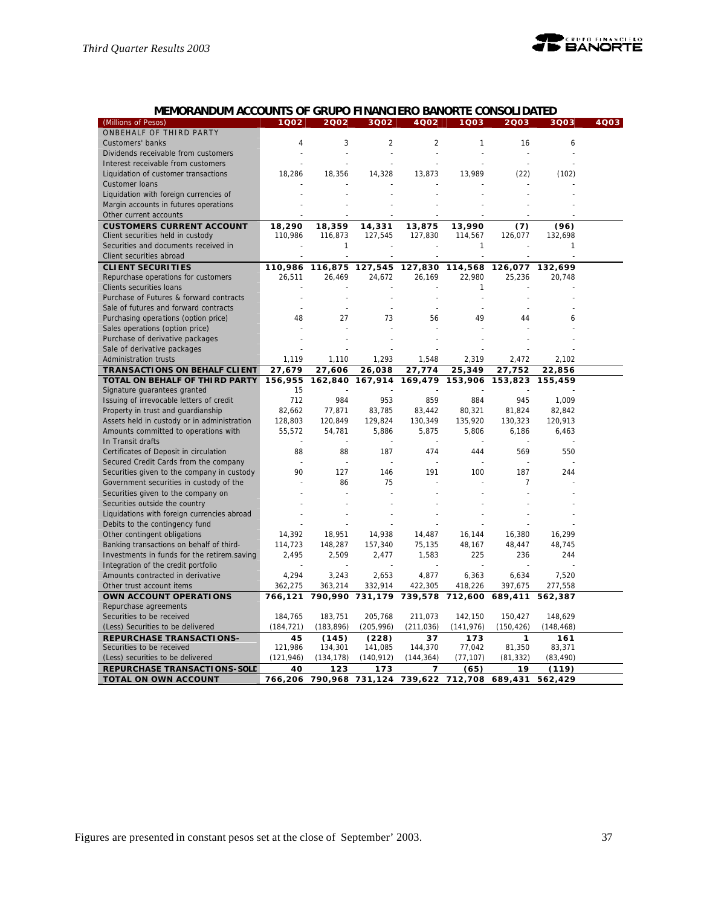## MEMORANDUM ACCOUNTS OF GRUPO FINANCIERO BANORTE CONSOLIDATED

| (Millions of Pesos) | 1Q02 | 2Q02 | 3Q02 | 4Q02 | 1Q03 | 2Q03 | 3Q03 | 4Q03 |
|---|---|---|---|---|---|---|---|---|
| ONBEHALF OF THIRD PARTY | | | | | | | | |
| Customers' banks | 4 | 3 | 2 | 2 | 1 | 16 | 6 | |
| Dividends receivable from customers | - | - | - | - | - | - | - | |
| Interest receivable from customers | - | - | - | - | - | - | - | |
| Liquidation of customer transactions | 18,286 | 18,356 | 14,328 | 13,873 | 13,989 | (22) | (102) | |
| Customer loans | - | - | - | - | - | - | - | |
| Liquidation with foreign currencies of | - | - | - | - | - | - | - | |
| Margin accounts in futures operations | - | - | - | - | - | - | - | |
| Other current accounts | - | - | - | - | - | - | - | |
| **CUSTOMERS CURRENT ACCOUNT** | **18,290** | **18,359** | **14,331** | **13,875** | **13,990** | **(7)** | **(96)** | |
| Client securities held in custody | 110,986 | 116,873 | 127,545 | 127,830 | 114,567 | 126,077 | 132,698 | |
| Securities and documents received in | - | 1 | - | - | 1 | - | 1 | |
| Client securities abroad | - | - | - | - | - | - | - | |
| **CLIENT SECURITIES** | **110,986** | **116,875** | **127,545** | **127,830** | **114,568** | **126,077** | **132,699** | |
| Repurchase operations for customers | 26,511 | 26,469 | 24,672 | 26,169 | 22,980 | 25,236 | 20,748 | |
| Clients securities loans | - | - | - | - | 1 | - | - | |
| Purchase of Futures & forward contracts | - | - | - | - | - | - | - | |
| Sale of futures and forward contracts | - | - | - | - | - | - | - | |
| Purchasing operations (option price) | 48 | 27 | 73 | 56 | 49 | 44 | 6 | |
| Sales operations (option price) | - | - | - | - | - | - | - | |
| Purchase of derivative packages | - | - | - | - | - | - | - | |
| Sale of derivative packages | - | - | - | - | - | - | - | |
| Administration trusts | 1,119 | 1,110 | 1,293 | 1,548 | 2,319 | 2,472 | 2,102 | |
| **TRANSACTIONS ON BEHALF CLIENT** | **27,679** | **27,606** | **26,038** | **27,774** | **25,349** | **27,752** | **22,856** | |
| **TOTAL ON BEHALF OF THIRD PARTY** | **156,955** | **162,840** | **167,914** | **169,479** | **153,906** | **153,823** | **155,459** | |
| Signature guarantees granted | 15 | - | - | - | - | - | - | |
| Issuing of irrevocable letters of credit | 712 | 984 | 953 | 859 | 884 | 945 | 1,009 | |
| Property in trust and guardianship | 82,662 | 77,871 | 83,785 | 83,442 | 80,321 | 81,824 | 82,842 | |
| Assets held in custody or in administration | 128,803 | 120,849 | 129,824 | 130,349 | 135,920 | 130,323 | 120,913 | |
| Amounts committed to operations with | 55,572 | 54,781 | 5,886 | 5,875 | 5,806 | 6,186 | 6,463 | |
| In Transit drafts | - | - | - | - | - | - | - | |
| Certificates of Deposit in circulation | 88 | 88 | 187 | 474 | 444 | 569 | 550 | |
| Secured Credit Cards from the company | - | - | - | - | - | - | - | |
| Securities given to the company in custody | 90 | 127 | 146 | 191 | 100 | 187 | 244 | |
| Government securities in custody of the | - | 86 | 75 | - | - | 7 | - | |
| Securities given to the company on | - | - | - | - | - | - | - | |
| Securities outside the country | - | - | - | - | - | - | - | |
| Liquidations with foreign currencies abroad | - | - | - | - | - | - | - | |
| Debits to the contingency fund | - | - | - | - | - | - | - | |
| Other contingent obligations | 14,392 | 18,951 | 14,938 | 14,487 | 16,144 | 16,380 | 16,299 | |
| Banking transactions on behalf of third- | 114,723 | 148,287 | 157,340 | 75,135 | 48,167 | 48,447 | 48,745 | |
| Investments in funds for the retirem.saving | 2,495 | 2,509 | 2,477 | 1,583 | 225 | 236 | 244 | |
| Integration of the credit portfolio | - | - | - | - | - | - | - | |
| Amounts contracted in derivative | 4,294 | 3,243 | 2,653 | 4,877 | 6,363 | 6,634 | 7,520 | |
| Other trust account items | 362,275 | 363,214 | 332,914 | 422,305 | 418,226 | 397,675 | 277,558 | |
| **OWN ACCOUNT OPERATIONS** | **766,121** | **790,990** | **731,179** | **739,578** | **712,600** | **689,411** | **562,387** | |
| Repurchase agreements | | | | | | | | |
| Securities to be received | 184,765 | 183,751 | 205,768 | 211,073 | 142,150 | 150,427 | 148,629 | |
| (Less) Securities to be delivered | (184,721) | (183,896) | (205,996) | (211,036) | (141,976) | (150,426) | (148,468) | |
| **REPURCHASE TRANSACTIONS-** | **45** | **(145)** | **(228)** | **37** | **173** | **1** | **161** | |
| Securities to be received | 121,986 | 134,301 | 141,085 | 144,370 | 77,042 | 81,350 | 83,371 | |
| (Less) securities to be delivered | (121,946) | (134,178) | (140,912) | (144,364) | (77,107) | (81,332) | (83,490) | |
| **REPURCHASE TRANSACTIONS-SOLD** | **40** | **123** | **173** | **7** | **(65)** | **19** | **(119)** | |
| **TOTAL ON OWN ACCOUNT** | **766,206** | **790,968** | **731,124** | **739,622** | **712,708** | **689,431** | **562,429** | |

Figures are presented in constant pesos set at the close of September' 2003.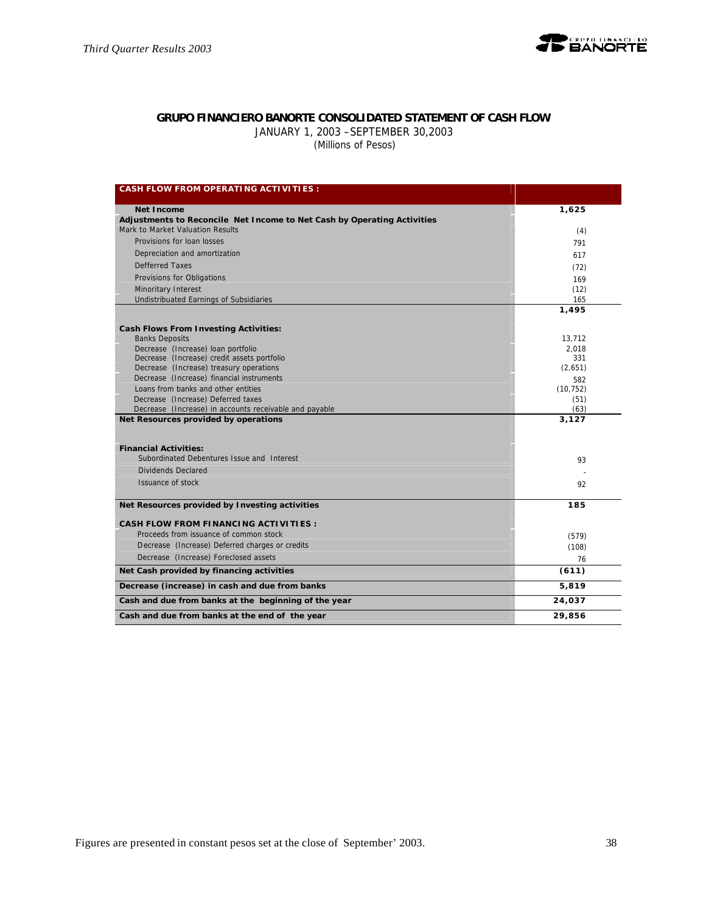## GRUPO FINANCIERO BANORTE CONSOLIDATED STATEMENT OF CASH FLOW

JANUARY 1, 2003 –SEPTEMBER 30,2003

(Millions of Pesos)

| CASH FLOW FROM OPERATING ACTIVITIES : | |
|---|---|
| **Net Income** | **1,625** |
| **Adjustments to Reconcile Net Income to Net Cash by Operating Activities** | |
| Mark to Market Valuation Results | (4) |
| Provisions for loan losses | 791 |
| Depreciation and amortization | 617 |
| Defferred Taxes | (72) |
| Provisions for Obligations | 169 |
| Minoritary Interest | (12) |
| Undistribuated Earnings of Subsidiaries | 165 |
| | **1,495** |
| **Cash Flows From Investing Activities:** | |
| Banks Deposits | 13,712 |
| Decrease (Increase) loan portfolio | 2,018 |
| Decrease (Increase) credit assets portfolio | 331 |
| Decrease (Increase) treasury operations | (2,651) |
| Decrease (Increase) financial instruments | 582 |
| Loans from banks and other entities | (10,752) |
| Decrease (Increase) Deferred taxes | (51) |
| Decrease (Increase) in accounts receivable and payable | (63) |
| **Net Resources provided by operations** | **3,127** |
| **Financial Activities:** | |
| Subordinated Debentures Issue and Interest | 93 |
| Dividends Declared | - |
| Issuance of stock | 92 |
| **Net Resources provided by Investing activities** | **185** |
| **CASH FLOW FROM FINANCING ACTIVITIES :** | |
| Proceeds from issuance of common stock | (579) |
| Decrease (Increase) Deferred charges or credits | (108) |
| Decrease (Increase) Foreclosed assets | 76 |
| **Net Cash provided by financing activities** | **(611)** |
| **Decrease (increase) in cash and due from banks** | **5,819** |
| **Cash and due from banks at the beginning of the year** | **24,037** |
| **Cash and due from banks at the end of the year** | **29,856** |

Figures are presented in constant pesos set at the close of September' 2003.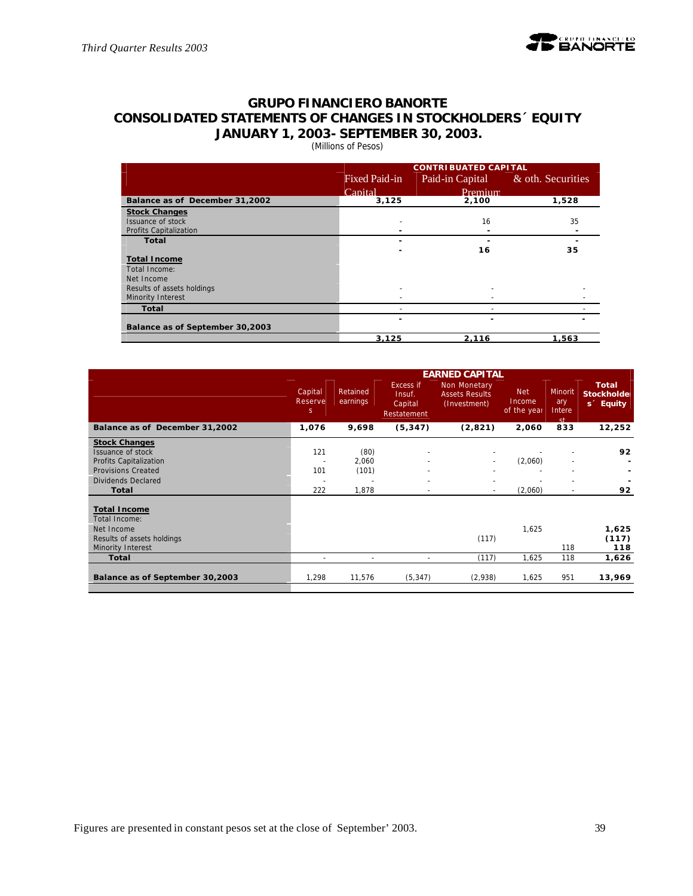# GRUPO FINANCIERO BANORTE
## CONSOLIDATED STATEMENTS OF CHANGES IN STOCKHOLDERS´ EQUITY
## JANUARY 1, 2003- SEPTEMBER 30, 2003.

(Millions of Pesos)

| | CONTRIBUATED CAPITAL | | |
|---|---|---|---|
| | Fixed Paid-in Capital | Paid-in Capital Premium | & oth. Securities |
| **Balance as of December 31,2002** | **3,125** | **2,100** | **1,528** |
| **Stock Changes** | | | |
| Issuance of stock | - | 16 | 35 |
| Profits Capitalization | - | - | - |
| **Total** | - | **16** | **35** |
| **Total Income** | | | |
| Total Income: | | | |
| Net Income | | | |
| Results of assets holdings | - | - | - |
| Minority Interest | - | - | - |
| **Total** | - | - | - |
| **Balance as of September 30,2003** | **3,125** | **2,116** | **1,563** |

| | EARNED CAPITAL | | | | | | |
|---|---|---|---|---|---|---|---|
| | Capital Reserves | Retained earnings | Excess if Insuf. Capital Restatement | Non Monetary Assets Results (Investment) | Net Income of the year | Minoritary Interest | Total Stockholders´ Equity |
| **Balance as of December 31,2002** | **1,076** | **9,698** | **(5,347)** | **(2,821)** | **2,060** | **833** | **12,252** |
| **Stock Changes** | | | | | | | |
| Issuance of stock | 121 | (80) | - | - | - | - | **92** |
| Profits Capitalization | - | 2,060 | - | - | (2,060) | - | - |
| Provisions Created | 101 | (101) | - | - | - | - | - |
| Dividends Declared | - | - | - | - | - | - | - |
| **Total** | 222 | 1,878 | - | - | (2,060) | - | **92** |
| **Total Income** | | | | | | | |
| Total Income: | | | | | | | |
| Net Income | | | | | 1,625 | | **1,625** |
| Results of assets holdings | | | | (117) | | | **(117)** |
| Minority Interest | | | | | | 118 | **118** |
| **Total** | - | - | - | (117) | 1,625 | 118 | **1,626** |
| **Balance as of September 30,2003** | 1,298 | 11,576 | (5,347) | (2,938) | 1,625 | 951 | **13,969** |

Figures are presented in constant pesos set at the close of September' 2003.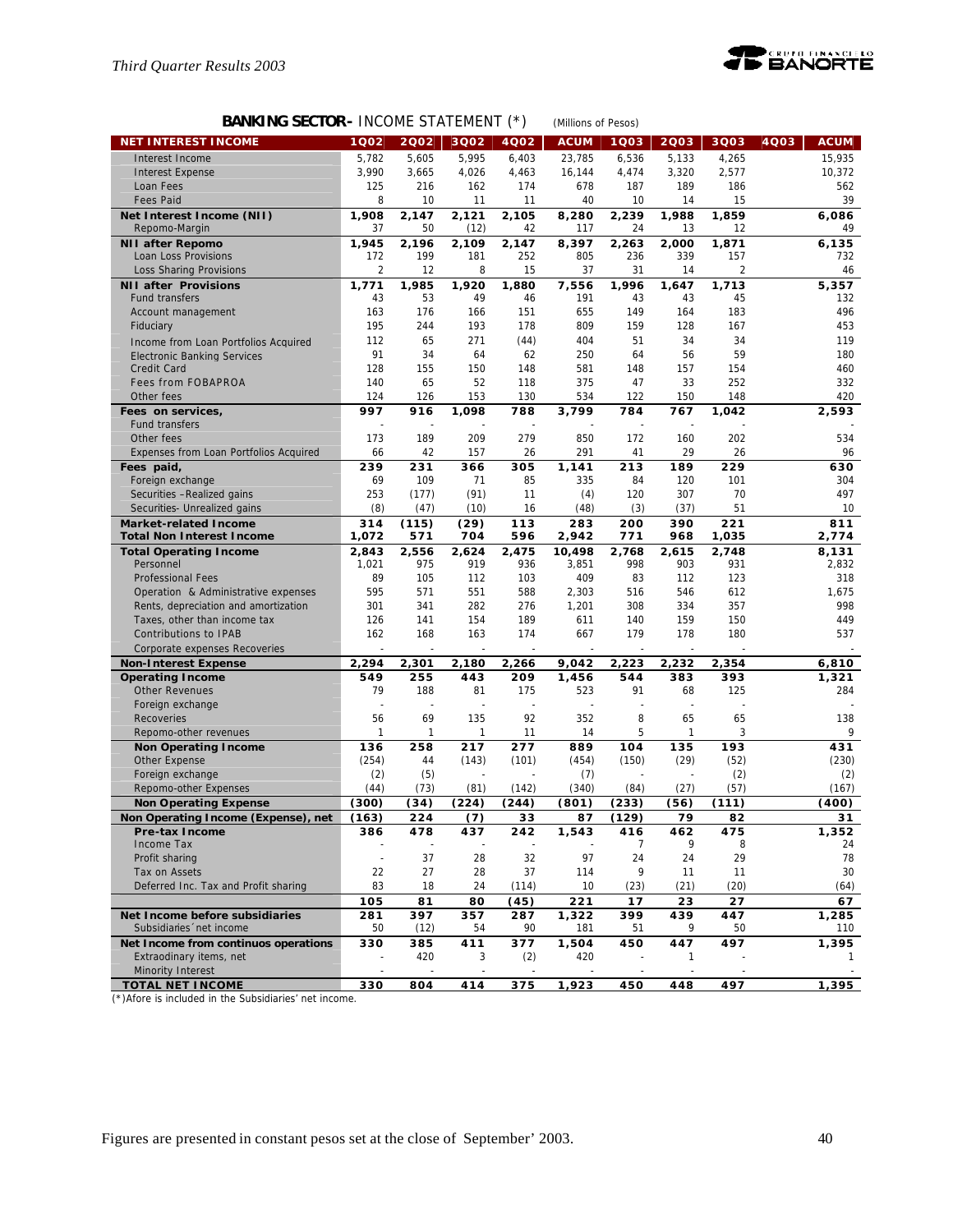## BANKING SECTOR - INCOME STATEMENT (*) (Millions of Pesos)

| NET INTEREST INCOME | 1Q02 | 2Q02 | 3Q02 | 4Q02 | ACUM | 1Q03 | 2Q03 | 3Q03 | 4Q03 | ACUM |
|---|---|---|---|---|---|---|---|---|---|---|
| Interest Income | 5,782 | 5,605 | 5,995 | 6,403 | 23,785 | 6,536 | 5,133 | 4,265 | | 15,935 |
| Interest Expense | 3,990 | 3,665 | 4,026 | 4,463 | 16,144 | 4,474 | 3,320 | 2,577 | | 10,372 |
| Loan Fees | 125 | 216 | 162 | 174 | 678 | 187 | 189 | 186 | | 562 |
| Fees Paid | 8 | 10 | 11 | 11 | 40 | 10 | 14 | 15 | | 39 |
| **Net Interest Income (NII)** | **1,908** | **2,147** | **2,121** | **2,105** | **8,280** | **2,239** | **1,988** | **1,859** | | **6,086** |
| Repomo-Margin | 37 | 50 | (12) | 42 | 117 | 24 | 13 | 12 | | 49 |
| **NII after Repomo** | **1,945** | **2,196** | **2,109** | **2,147** | **8,397** | **2,263** | **2,000** | **1,871** | | **6,135** |
| Loan Loss Provisions | 172 | 199 | 181 | 252 | 805 | 236 | 339 | 157 | | 732 |
| Loss Sharing Provisions | 2 | 12 | 8 | 15 | 37 | 31 | 14 | 2 | | 46 |
| **NII after Provisions** | **1,771** | **1,985** | **1,920** | **1,880** | **7,556** | **1,996** | **1,647** | **1,713** | | **5,357** |
| Fund transfers | 43 | 53 | 49 | 46 | 191 | 43 | 43 | 45 | | 132 |
| Account management | 163 | 176 | 166 | 151 | 655 | 149 | 164 | 183 | | 496 |
| Fiduciary | 195 | 244 | 193 | 178 | 809 | 159 | 128 | 167 | | 453 |
| Income from Loan Portfolios Acquired | 112 | 65 | 271 | (44) | 404 | 51 | 34 | 34 | | 119 |
| Electronic Banking Services | 91 | 34 | 64 | 62 | 250 | 64 | 56 | 59 | | 180 |
| Credit Card | 128 | 155 | 150 | 148 | 581 | 148 | 157 | 154 | | 460 |
| Fees from FOBAPROA | 140 | 65 | 52 | 118 | 375 | 47 | 33 | 252 | | 332 |
| Other fees | 124 | 126 | 153 | 130 | 534 | 122 | 150 | 148 | | 420 |
| **Fees on services,** | **997** | **916** | **1,098** | **788** | **3,799** | **784** | **767** | **1,042** | | **2,593** |
| Fund transfers | - | - | - | - | - | - | - | - | | - |
| Other fees | 173 | 189 | 209 | 279 | 850 | 172 | 160 | 202 | | 534 |
| Expenses from Loan Portfolios Acquired | 66 | 42 | 157 | 26 | 291 | 41 | 29 | 26 | | 96 |
| **Fees paid,** | **239** | **231** | **366** | **305** | **1,141** | **213** | **189** | **229** | | **630** |
| Foreign exchange | 69 | 109 | 71 | 85 | 335 | 84 | 120 | 101 | | 304 |
| Securities –Realized gains | 253 | (177) | (91) | 11 | (4) | 120 | 307 | 70 | | 497 |
| Securities- Unrealized gains | (8) | (47) | (10) | 16 | (48) | (3) | (37) | 51 | | 10 |
| **Market-related Income** | **314** | **(115)** | **(29)** | **113** | **283** | **200** | **390** | **221** | | **811** |
| **Total Non Interest Income** | **1,072** | **571** | **704** | **596** | **2,942** | **771** | **968** | **1,035** | | **2,774** |
| **Total Operating Income** | **2,843** | **2,556** | **2,624** | **2,475** | **10,498** | **2,768** | **2,615** | **2,748** | | **8,131** |
| Personnel | 1,021 | 975 | 919 | 936 | 3,851 | 998 | 903 | 931 | | 2,832 |
| Professional Fees | 89 | 105 | 112 | 103 | 409 | 83 | 112 | 123 | | 318 |
| Operation & Administrative expenses | 595 | 571 | 551 | 588 | 2,303 | 516 | 546 | 612 | | 1,675 |
| Rents, depreciation and amortization | 301 | 341 | 282 | 276 | 1,201 | 308 | 334 | 357 | | 998 |
| Taxes, other than income tax | 126 | 141 | 154 | 189 | 611 | 140 | 159 | 150 | | 449 |
| Contributions to IPAB | 162 | 168 | 163 | 174 | 667 | 179 | 178 | 180 | | 537 |
| Corporate expenses Recoveries | - | - | - | - | - | - | - | - | | - |
| **Non-Interest Expense** | **2,294** | **2,301** | **2,180** | **2,266** | **9,042** | **2,223** | **2,232** | **2,354** | | **6,810** |
| **Operating Income** | **549** | **255** | **443** | **209** | **1,456** | **544** | **383** | **393** | | **1,321** |
| Other Revenues | 79 | 188 | 81 | 175 | 523 | 91 | 68 | 125 | | 284 |
| Foreign exchange | - | - | - | - | - | - | - | - | | - |
| Recoveries | 56 | 69 | 135 | 92 | 352 | 8 | 65 | 65 | | 138 |
| Repomo-other revenues | 1 | 1 | 1 | 11 | 14 | 5 | 1 | 3 | | 9 |
| **Non Operating Income** | **136** | **258** | **217** | **277** | **889** | **104** | **135** | **193** | | **431** |
| Other Expense | (254) | 44 | (143) | (101) | (454) | (150) | (29) | (52) | | (230) |
| Foreign exchange | (2) | (5) | - | - | (7) | - | - | (2) | | (2) |
| Repomo-other Expenses | (44) | (73) | (81) | (142) | (340) | (84) | (27) | (57) | | (167) |
| **Non Operating Expense** | **(300)** | **(34)** | **(224)** | **(244)** | **(801)** | **(233)** | **(56)** | **(111)** | | **(400)** |
| **Non Operating Income (Expense), net** | **(163)** | **224** | **(7)** | **33** | **87** | **(129)** | **79** | **82** | | **31** |
| **Pre-tax Income** | **386** | **478** | **437** | **242** | **1,543** | **416** | **462** | **475** | | **1,352** |
| Income Tax | - | - | - | - | - | 7 | 9 | 8 | | 24 |
| Profit sharing | - | 37 | 28 | 32 | 97 | 24 | 24 | 29 | | 78 |
| Tax on Assets | 22 | 27 | 28 | 37 | 114 | 9 | 11 | 11 | | 30 |
| Deferred Inc. Tax and Profit sharing | 83 | 18 | 24 | (114) | 10 | (23) | (21) | (20) | | (64) |
| | **105** | **81** | **80** | **(45)** | **221** | **17** | **23** | **27** | | **67** |
| **Net Income before subsidiaries** | **281** | **397** | **357** | **287** | **1,322** | **399** | **439** | **447** | | **1,285** |
| Subsidiaries´net income | 50 | (12) | 54 | 90 | 181 | 51 | 9 | 50 | | 110 |
| **Net Income from continuos operations** | **330** | **385** | **411** | **377** | **1,504** | **450** | **447** | **497** | | **1,395** |
| Extraodinary items, net | - | 420 | 3 | (2) | 420 | - | 1 | - | | 1 |
| Minority Interest | - | - | - | - | - | - | - | - | | - |
| **TOTAL NET INCOME** | **330** | **804** | **414** | **375** | **1,923** | **450** | **448** | **497** | | **1,395** |

(*)Afore is included in the Subsidiaries' net income.

Figures are presented in constant pesos set at the close of September' 2003.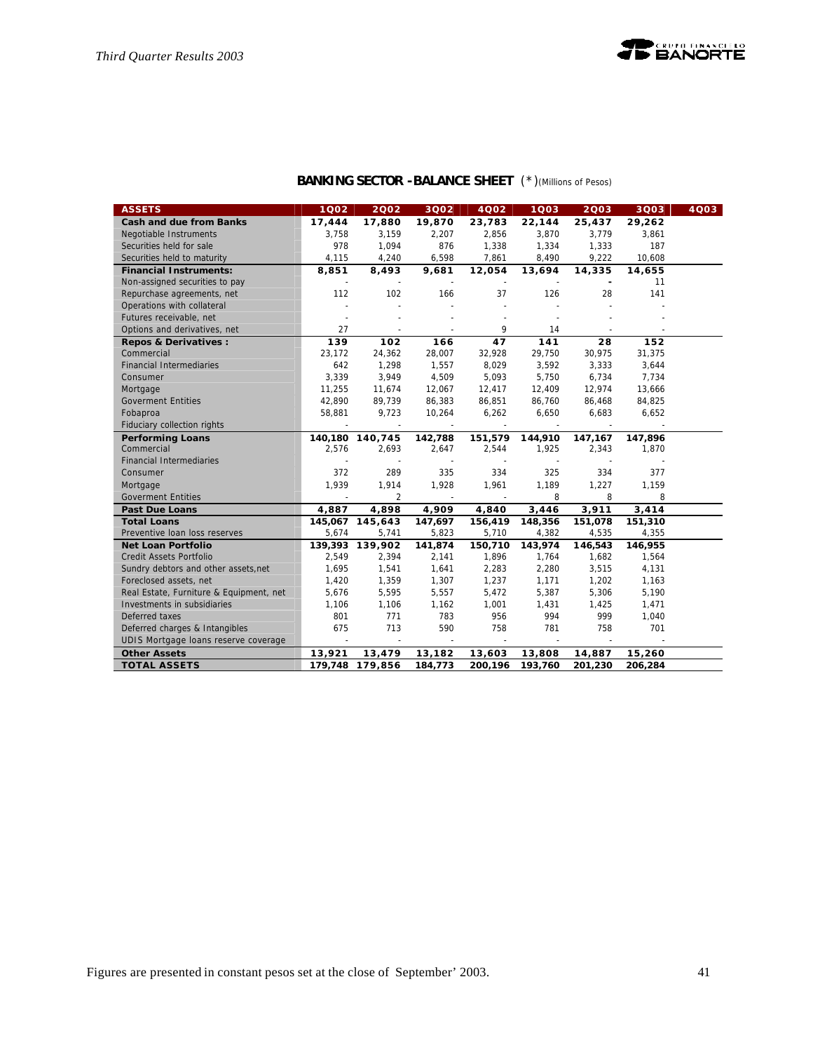## BANKING SECTOR - BALANCE SHEET (*) (Millions of Pesos)

| ASSETS | 1Q02 | 2Q02 | 3Q02 | 4Q02 | 1Q03 | 2Q03 | 3Q03 | 4Q03 |
|---|---|---|---|---|---|---|---|---|
| **Cash and due from Banks** | **17,444** | **17,880** | **19,870** | **23,783** | **22,144** | **25,437** | **29,262** | |
| Negotiable Instruments | 3,758 | 3,159 | 2,207 | 2,856 | 3,870 | 3,779 | 3,861 | |
| Securities held for sale | 978 | 1,094 | 876 | 1,338 | 1,334 | 1,333 | 187 | |
| Securities held to maturity | 4,115 | 4,240 | 6,598 | 7,861 | 8,490 | 9,222 | 10,608 | |
| **Financial Instruments:** | **8,851** | **8,493** | **9,681** | **12,054** | **13,694** | **14,335** | **14,655** | |
| Non-assigned securities to pay | - | - | - | - | - | - | 11 | |
| Repurchase agreements, net | 112 | 102 | 166 | 37 | 126 | 28 | 141 | |
| Operations with collateral | - | - | - | - | - | - | - | |
| Futures receivable, net | - | - | - | - | - | - | - | |
| Options and derivatives, net | 27 | - | - | 9 | 14 | - | - | |
| **Repos & Derivatives :** | **139** | **102** | **166** | **47** | **141** | **28** | **152** | |
| Commercial | 23,172 | 24,362 | 28,007 | 32,928 | 29,750 | 30,975 | 31,375 | |
| Financial Intermediaries | 642 | 1,298 | 1,557 | 8,029 | 3,592 | 3,333 | 3,644 | |
| Consumer | 3,339 | 3,949 | 4,509 | 5,093 | 5,750 | 6,734 | 7,734 | |
| Mortgage | 11,255 | 11,674 | 12,067 | 12,417 | 12,409 | 12,974 | 13,666 | |
| Goverment Entities | 42,890 | 89,739 | 86,383 | 86,851 | 86,760 | 86,468 | 84,825 | |
| Fobaproa | 58,881 | 9,723 | 10,264 | 6,262 | 6,650 | 6,683 | 6,652 | |
| Fiduciary collection rights | - | - | - | - | - | - | - | |
| **Performing Loans** | **140,180** | **140,745** | **142,788** | **151,579** | **144,910** | **147,167** | **147,896** | |
| Commercial | 2,576 | 2,693 | 2,647 | 2,544 | 1,925 | 2,343 | 1,870 | |
| Financial Intermediaries | - | - | - | - | - | - | - | |
| Consumer | 372 | 289 | 335 | 334 | 325 | 334 | 377 | |
| Mortgage | 1,939 | 1,914 | 1,928 | 1,961 | 1,189 | 1,227 | 1,159 | |
| Goverment Entities | - | 2 | - | - | 8 | 8 | 8 | |
| **Past Due Loans** | **4,887** | **4,898** | **4,909** | **4,840** | **3,446** | **3,911** | **3,414** | |
| **Total Loans** | **145,067** | **145,643** | **147,697** | **156,419** | **148,356** | **151,078** | **151,310** | |
| Preventive loan loss reserves | 5,674 | 5,741 | 5,823 | 5,710 | 4,382 | 4,535 | 4,355 | |
| **Net Loan Portfolio** | **139,393** | **139,902** | **141,874** | **150,710** | **143,974** | **146,543** | **146,955** | |
| Credit Assets Portfolio | 2,549 | 2,394 | 2,141 | 1,896 | 1,764 | 1,682 | 1,564 | |
| Sundry debtors and other assets,net | 1,695 | 1,541 | 1,641 | 2,283 | 2,280 | 3,515 | 4,131 | |
| Foreclosed assets, net | 1,420 | 1,359 | 1,307 | 1,237 | 1,171 | 1,202 | 1,163 | |
| Real Estate, Furniture & Equipment, net | 5,676 | 5,595 | 5,557 | 5,472 | 5,387 | 5,306 | 5,190 | |
| Investments in subsidiaries | 1,106 | 1,106 | 1,162 | 1,001 | 1,431 | 1,425 | 1,471 | |
| Deferred taxes | 801 | 771 | 783 | 956 | 994 | 999 | 1,040 | |
| Deferred charges & Intangibles | 675 | 713 | 590 | 758 | 781 | 758 | 701 | |
| UDIS Mortgage loans reserve coverage | - | - | - | - | - | - | - | |
| **Other Assets** | **13,921** | **13,479** | **13,182** | **13,603** | **13,808** | **14,887** | **15,260** | |
| **TOTAL ASSETS** | **179,748** | **179,856** | **184,773** | **200,196** | **193,760** | **201,230** | **206,284** | |

Figures are presented in constant pesos set at the close of September' 2003.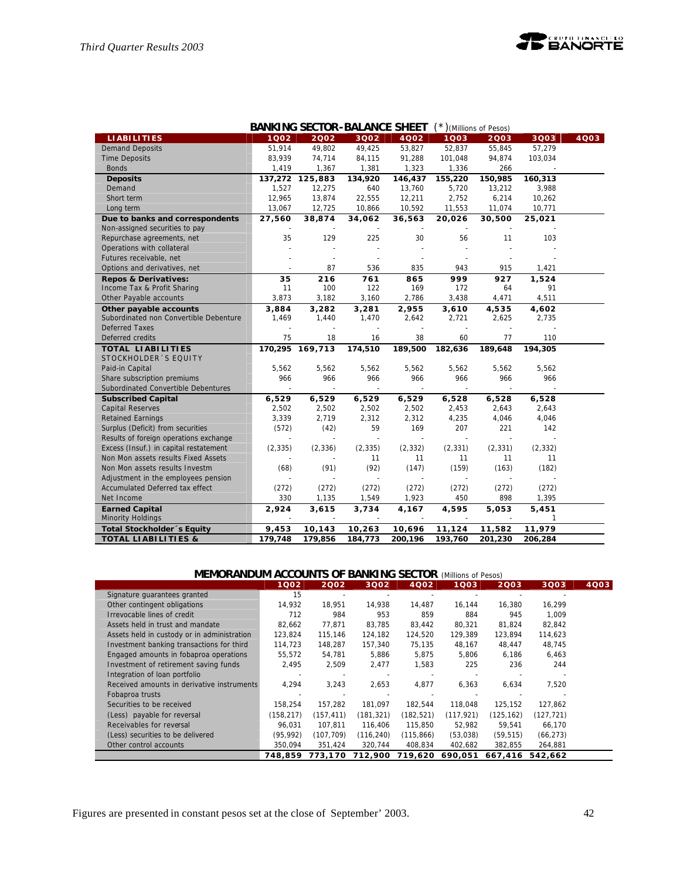## BANKING SECTOR-BALANCE SHEET (*) (Millions of Pesos)

| LIABILITIES | 1Q02 | 2Q02 | 3Q02 | 4Q02 | 1Q03 | 2Q03 | 3Q03 | 4Q03 |
|---|---|---|---|---|---|---|---|---|
| Demand Deposits | 51,914 | 49,802 | 49,425 | 53,827 | 52,837 | 55,845 | 57,279 | |
| Time Deposits | 83,939 | 74,714 | 84,115 | 91,288 | 101,048 | 94,874 | 103,034 | |
| Bonds | 1,419 | 1,367 | 1,381 | 1,323 | 1,336 | 266 | - | |
| **Deposits** | **137,272** | **125,883** | **134,920** | **146,437** | **155,220** | **150,985** | **160,313** | |
| Demand | 1,527 | 12,275 | 640 | 13,760 | 5,720 | 13,212 | 3,988 | |
| Short term | 12,965 | 13,874 | 22,555 | 12,211 | 2,752 | 6,214 | 10,262 | |
| Long term | 13,067 | 12,725 | 10,866 | 10,592 | 11,553 | 11,074 | 10,771 | |
| **Due to banks and correspondents** | **27,560** | **38,874** | **34,062** | **36,563** | **20,026** | **30,500** | **25,021** | |
| Non-assigned securities to pay | - | - | - | - | - | - | - | |
| Repurchase agreements, net | 35 | 129 | 225 | 30 | 56 | 11 | 103 | |
| Operations with collateral | - | - | - | - | - | - | - | |
| Futures receivable, net | - | - | - | - | - | - | - | |
| Options and derivatives, net | - | 87 | 536 | 835 | 943 | 915 | 1,421 | |
| **Repos & Derivatives:** | **35** | **216** | **761** | **865** | **999** | **927** | **1,524** | |
| Income Tax & Profit Sharing | 11 | 100 | 122 | 169 | 172 | 64 | 91 | |
| Other Payable accounts | 3,873 | 3,182 | 3,160 | 2,786 | 3,438 | 4,471 | 4,511 | |
| **Other payable accounts** | **3,884** | **3,282** | **3,281** | **2,955** | **3,610** | **4,535** | **4,602** | |
| Subordinated non Convertible Debenture | 1,469 | 1,440 | 1,470 | 2,642 | 2,721 | 2,625 | 2,735 | |
| Deferred Taxes | - | - | - | - | - | - | - | |
| Deferred credits | 75 | 18 | 16 | 38 | 60 | 77 | 110 | |
| **TOTAL LIABILITIES** | **170,295** | **169,713** | **174,510** | **189,500** | **182,636** | **189,648** | **194,305** | |
| STOCKHOLDER´S EQUITY | | | | | | | | |
| Paid-in Capital | 5,562 | 5,562 | 5,562 | 5,562 | 5,562 | 5,562 | 5,562 | |
| Share subscription premiums | 966 | 966 | 966 | 966 | 966 | 966 | 966 | |
| Subordinated Convertible Debentures | - | - | - | - | - | - | - | |
| **Subscribed Capital** | **6,529** | **6,529** | **6,529** | **6,529** | **6,528** | **6,528** | **6,528** | |
| Capital Reserves | 2,502 | 2,502 | 2,502 | 2,502 | 2,453 | 2,643 | 2,643 | |
| Retained Earnings | 3,339 | 2,719 | 2,312 | 2,312 | 4,235 | 4,046 | 4,046 | |
| Surplus (Deficit) from securities | (572) | (42) | 59 | 169 | 207 | 221 | 142 | |
| Results of foreign operations exchange | - | - | - | - | - | - | - | |
| Excess (Insuf.) in capital restatement | (2,335) | (2,336) | (2,335) | (2,332) | (2,331) | (2,331) | (2,332) | |
| Non Mon assets results Fixed Assets | - | - | 11 | 11 | 11 | 11 | 11 | |
| Non Mon assets results Investm | (68) | (91) | (92) | (147) | (159) | (163) | (182) | |
| Adjustment in the employees pension | - | - | - | - | - | - | - | |
| Accumulated Deferred tax effect | (272) | (272) | (272) | (272) | (272) | (272) | (272) | |
| Net Income | 330 | 1,135 | 1,549 | 1,923 | 450 | 898 | 1,395 | |
| **Earned Capital** | **2,924** | **3,615** | **3,734** | **4,167** | **4,595** | **5,053** | **5,451** | |
| Minority Holdings | - | - | - | - | - | - | 1 | |
| **Total Stockholder´s Equity** | **9,453** | **10,143** | **10,263** | **10,696** | **11,124** | **11,582** | **11,979** | |
| **TOTAL LIABILITIES &** | **179,748** | **179,856** | **184,773** | **200,196** | **193,760** | **201,230** | **206,284** | |

## MEMORANDUM ACCOUNTS OF BANKING SECTOR (Millions of Pesos)

| | 1Q02 | 2Q02 | 3Q02 | 4Q02 | 1Q03 | 2Q03 | 3Q03 | 4Q03 |
|---|---|---|---|---|---|---|---|---|
| Signature guarantees granted | 15 | - | - | - | - | - | - | |
| Other contingent obligations | 14,932 | 18,951 | 14,938 | 14,487 | 16,144 | 16,380 | 16,299 | |
| Irrevocable lines of credit | 712 | 984 | 953 | 859 | 884 | 945 | 1,009 | |
| Assets held in trust and mandate | 82,662 | 77,871 | 83,785 | 83,442 | 80,321 | 81,824 | 82,842 | |
| Assets held in custody or in administration | 123,824 | 115,146 | 124,182 | 124,520 | 129,389 | 123,894 | 114,623 | |
| Investment banking transactions for third | 114,723 | 148,287 | 157,340 | 75,135 | 48,167 | 48,447 | 48,745 | |
| Engaged amounts in fobaproa operations | 55,572 | 54,781 | 5,886 | 5,875 | 5,806 | 6,186 | 6,463 | |
| Investment of retirement saving funds | 2,495 | 2,509 | 2,477 | 1,583 | 225 | 236 | 244 | |
| Integration of loan portfolio | - | - | - | - | - | - | - | |
| Received amounts in derivative instruments | 4,294 | 3,243 | 2,653 | 4,877 | 6,363 | 6,634 | 7,520 | |
| Fobaproa trusts | - | - | - | - | - | - | - | |
| Securities to be received | 158,254 | 157,282 | 181,097 | 182,544 | 118,048 | 125,152 | 127,862 | |
| (Less) payable for reversal | (158,217) | (157,411) | (181,321) | (182,521) | (117,921) | (125,162) | (127,721) | |
| Receivables for reversal | 96,031 | 107,811 | 116,406 | 115,850 | 52,982 | 59,541 | 66,170 | |
| (Less) securities to be delivered | (95,992) | (107,709) | (116,240) | (115,866) | (53,038) | (59,515) | (66,273) | |
| Other control accounts | 350,094 | 351,424 | 320,744 | 408,834 | 402,682 | 382,855 | 264,881 | |
| | **748,859** | **773,170** | **712,900** | **719,620** | **690,051** | **667,416** | **542,662** | |

Figures are presented in constant pesos set at the close of September' 2003.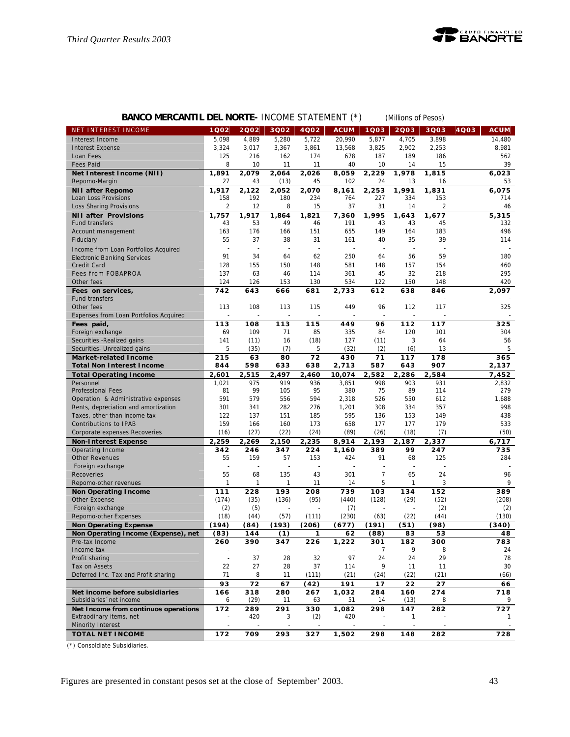## BANCO MERCANTIL DEL NORTE- INCOME STATEMENT (*) (Millions of Pesos)

| NET INTEREST INCOME | 1Q02 | 2Q02 | 3Q02 | 4Q02 | ACUM | 1Q03 | 2Q03 | 3Q03 | 4Q03 | ACUM |
|---|---|---|---|---|---|---|---|---|---|---|
| Interest Income | 5,098 | 4,889 | 5,280 | 5,722 | 20,990 | 5,877 | 4,705 | 3,898 | | 14,480 |
| Interest Expense | 3,324 | 3,017 | 3,367 | 3,861 | 13,568 | 3,825 | 2,902 | 2,253 | | 8,981 |
| Loan Fees | 125 | 216 | 162 | 174 | 678 | 187 | 189 | 186 | | 562 |
| Fees Paid | 8 | 10 | 11 | 11 | 40 | 10 | 14 | 15 | | 39 |
| **Net Interest Income (NII)** | **1,891** | **2,079** | **2,064** | **2,026** | **8,059** | **2,229** | **1,978** | **1,815** | | **6,023** |
| Repomo-Margin | 27 | 43 | (13) | 45 | 102 | 24 | 13 | 16 | | 53 |
| **NII after Repomo** | **1,917** | **2,122** | **2,052** | **2,070** | **8,161** | **2,253** | **1,991** | **1,831** | | **6,075** |
| Loan Loss Provisions | 158 | 192 | 180 | 234 | 764 | 227 | 334 | 153 | | 714 |
| Loss Sharing Provisions | 2 | 12 | 8 | 15 | 37 | 31 | 14 | 2 | | 46 |
| **NII after Provisions** | **1,757** | **1,917** | **1,864** | **1,821** | **7,360** | **1,995** | **1,643** | **1,677** | | **5,315** |
| Fund transfers | 43 | 53 | 49 | 46 | 191 | 43 | 43 | 45 | | 132 |
| Account management | 163 | 176 | 166 | 151 | 655 | 149 | 164 | 183 | | 496 |
| Fiduciary | 55 | 37 | 38 | 31 | 161 | 40 | 35 | 39 | | 114 |
| Income from Loan Portfolios Acquired | - | - | - | - | - | - | - | - | | - |
| Electronic Banking Services | 91 | 34 | 64 | 62 | 250 | 64 | 56 | 59 | | 180 |
| Credit Card | 128 | 155 | 150 | 148 | 581 | 148 | 157 | 154 | | 460 |
| Fees from FOBAPROA | 137 | 63 | 46 | 114 | 361 | 45 | 32 | 218 | | 295 |
| Other fees | 124 | 126 | 153 | 130 | 534 | 122 | 150 | 148 | | 420 |
| **Fees on services,** | **742** | **643** | **666** | **681** | **2,733** | **612** | **638** | **846** | | **2,097** |
| Fund transfers | - | - | - | - | - | - | - | - | | - |
| Other fees | 113 | 108 | 113 | 115 | 449 | 96 | 112 | 117 | | 325 |
| Expenses from Loan Portfolios Acquired | - | - | - | - | - | - | - | - | | - |
| **Fees paid,** | **113** | **108** | **113** | **115** | **449** | **96** | **112** | **117** | | **325** |
| Foreign exchange | 69 | 109 | 71 | 85 | 335 | 84 | 120 | 101 | | 304 |
| Securities -Realized gains | 141 | (11) | 16 | (18) | 127 | (11) | 3 | 64 | | 56 |
| Securities- Unrealized gains | 5 | (35) | (7) | 5 | (32) | (2) | (6) | 13 | | 5 |
| **Market-related Income** | **215** | **63** | **80** | **72** | **430** | **71** | **117** | **178** | | **365** |
| **Total Non Interest Income** | **844** | **598** | **633** | **638** | **2,713** | **587** | **643** | **907** | | **2,137** |
| **Total Operating Income** | **2,601** | **2,515** | **2,497** | **2,460** | **10,074** | **2,582** | **2,286** | **2,584** | | **7,452** |
| Personnel | 1,021 | 975 | 919 | 936 | 3,851 | 998 | 903 | 931 | | 2,832 |
| Professional Fees | 81 | 99 | 105 | 95 | 380 | 75 | 89 | 114 | | 279 |
| Operation & Administrative expenses | 591 | 579 | 556 | 594 | 2,318 | 526 | 550 | 612 | | 1,688 |
| Rents, depreciation and amortization | 301 | 341 | 282 | 276 | 1,201 | 308 | 334 | 357 | | 998 |
| Taxes, other than income tax | 122 | 137 | 151 | 185 | 595 | 136 | 153 | 149 | | 438 |
| Contributions to IPAB | 159 | 166 | 160 | 173 | 658 | 177 | 177 | 179 | | 533 |
| Corporate expenses Recoveries | (16) | (27) | (22) | (24) | (89) | (26) | (18) | (7) | | (50) |
| **Non-Interest Expense** | **2,259** | **2,269** | **2,150** | **2,235** | **8,914** | **2,193** | **2,187** | **2,337** | | **6,717** |
| Operating Income | 342 | 246 | 347 | 224 | 1,160 | 389 | 99 | 247 | | 735 |
| Other Revenues | 55 | 159 | 57 | 153 | 424 | 91 | 68 | 125 | | 284 |
| Foreign exchange | - | - | - | - | - | - | - | - | | - |
| Recoveries | 55 | 68 | 135 | 43 | 301 | 7 | 65 | 24 | | 96 |
| Repomo-other revenues | 1 | 1 | 1 | 11 | 14 | 5 | 1 | 3 | | 9 |
| **Non Operating Income** | **111** | **228** | **193** | **208** | **739** | **103** | **134** | **152** | | **389** |
| Other Expense | (174) | (35) | (136) | (95) | (440) | (128) | (29) | (52) | | (208) |
| Foreign exchange | (2) | (5) | - | - | (7) | - | - | (2) | | (2) |
| Repomo-other Expenses | (18) | (44) | (57) | (111) | (230) | (63) | (22) | (44) | | (130) |
| **Non Operating Expense** | **(194)** | **(84)** | **(193)** | **(206)** | **(677)** | **(191)** | **(51)** | **(98)** | | **(340)** |
| **Non Operating Income (Expense), net** | **(83)** | **144** | **(1)** | **1** | **62** | **(88)** | **83** | **53** | | **48** |
| **Pre-tax Income** | **260** | **390** | **347** | **226** | **1,222** | **301** | **182** | **300** | | **783** |
| Income tax | - | - | - | - | - | 7 | 9 | 8 | | 24 |
| Profit sharing | - | 37 | 28 | 32 | 97 | 24 | 24 | 29 | | 78 |
| Tax on Assets | 22 | 27 | 28 | 37 | 114 | 9 | 11 | 11 | | 30 |
| Deferred Inc. Tax and Profit sharing | 71 | 8 | 11 | (111) | (21) | (24) | (22) | (21) | | (66) |
| | **93** | **72** | **67** | **(42)** | **191** | **17** | **22** | **27** | | **66** |
| **Net income before subsidiaries** | **166** | **318** | **280** | **267** | **1,032** | **284** | **160** | **274** | | **718** |
| Subsidiaries´ net income | 6 | (29) | 11 | 63 | 51 | 14 | (13) | 8 | | 9 |
| **Net Income from continuos operations** | **172** | **289** | **291** | **330** | **1,082** | **298** | **147** | **282** | | **727** |
| Extraordinary items, net | - | 420 | 3 | (2) | 420 | - | 1 | - | | 1 |
| Minority Interest | - | - | - | - | - | - | - | - | | - |
| **TOTAL NET INCOME** | **172** | **709** | **293** | **327** | **1,502** | **298** | **148** | **282** | | **728** |

(*) Consoldiate Subsidiaries.

Figures are presented in constant pesos set at the close of September' 2003.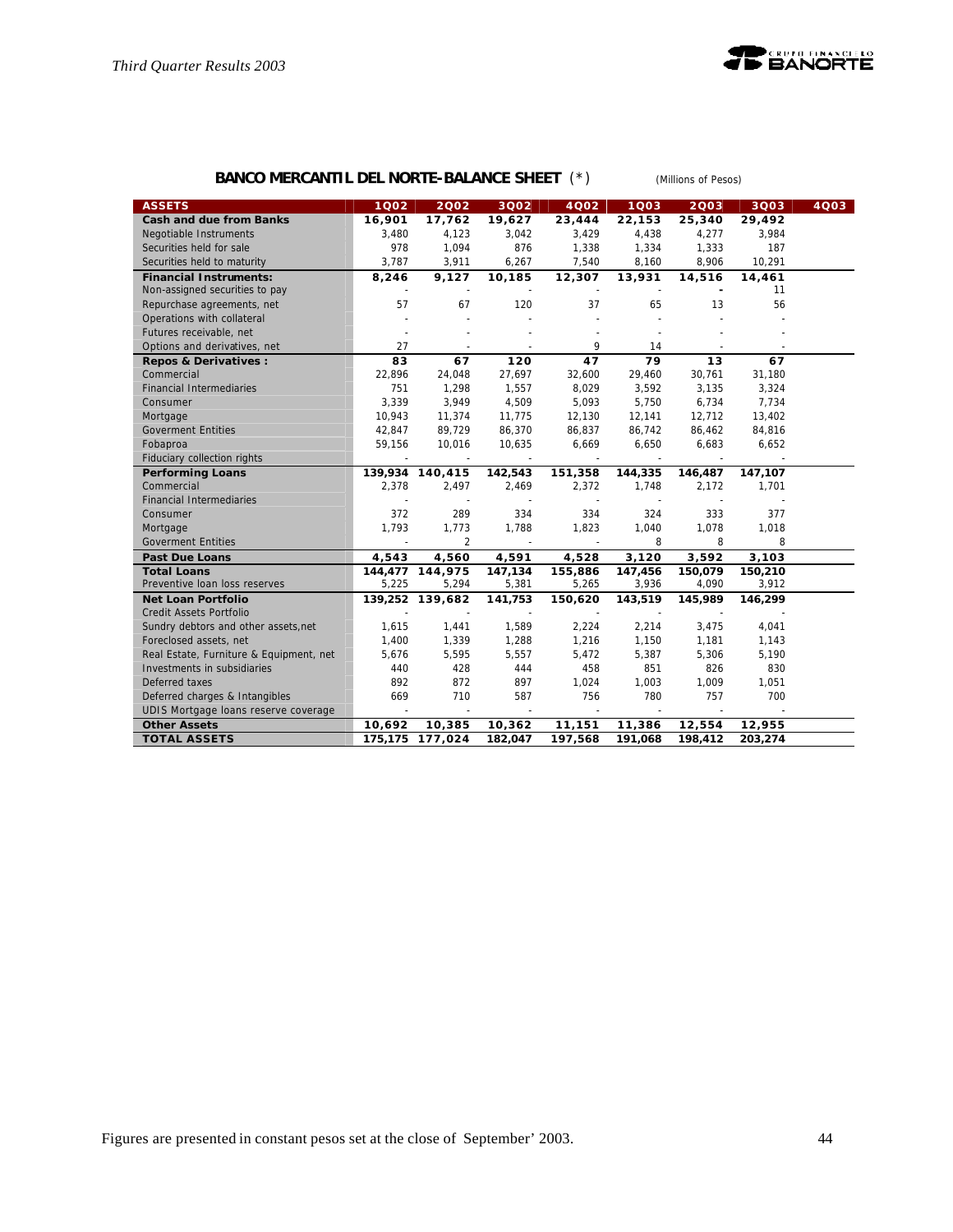## BANCO MERCANTIL DEL NORTE-BALANCE SHEET (*)

(Millions of Pesos)

| ASSETS | 1Q02 | 2Q02 | 3Q02 | 4Q02 | 1Q03 | 2Q03 | 3Q03 | 4Q03 |
|---|---|---|---|---|---|---|---|---|
| **Cash and due from Banks** | **16,901** | **17,762** | **19,627** | **23,444** | **22,153** | **25,340** | **29,492** | |
| Negotiable Instruments | 3,480 | 4,123 | 3,042 | 3,429 | 4,438 | 4,277 | 3,984 | |
| Securities held for sale | 978 | 1,094 | 876 | 1,338 | 1,334 | 1,333 | 187 | |
| Securities held to maturity | 3,787 | 3,911 | 6,267 | 7,540 | 8,160 | 8,906 | 10,291 | |
| **Financial Instruments:** | **8,246** | **9,127** | **10,185** | **12,307** | **13,931** | **14,516** | **14,461** | |
| Non-assigned securities to pay | - | - | - | - | - | - | 11 | |
| Repurchase agreements, net | 57 | 67 | 120 | 37 | 65 | 13 | 56 | |
| Operations with collateral | - | - | - | - | - | - | - | |
| Futures receivable, net | - | - | - | - | - | - | - | |
| Options and derivatives, net | 27 | - | - | 9 | 14 | - | - | |
| **Repos & Derivatives :** | **83** | **67** | **120** | **47** | **79** | **13** | **67** | |
| Commercial | 22,896 | 24,048 | 27,697 | 32,600 | 29,460 | 30,761 | 31,180 | |
| Financial Intermediaries | 751 | 1,298 | 1,557 | 8,029 | 3,592 | 3,135 | 3,324 | |
| Consumer | 3,339 | 3,949 | 4,509 | 5,093 | 5,750 | 6,734 | 7,734 | |
| Mortgage | 10,943 | 11,374 | 11,775 | 12,130 | 12,141 | 12,712 | 13,402 | |
| Goverment Entities | 42,847 | 89,729 | 86,370 | 86,837 | 86,742 | 86,462 | 84,816 | |
| Fobaproa | 59,156 | 10,016 | 10,635 | 6,669 | 6,650 | 6,683 | 6,652 | |
| Fiduciary collection rights | - | - | - | - | - | - | - | |
| **Performing Loans** | **139,934** | **140,415** | **142,543** | **151,358** | **144,335** | **146,487** | **147,107** | |
| Commercial | 2,378 | 2,497 | 2,469 | 2,372 | 1,748 | 2,172 | 1,701 | |
| Financial Intermediaries | - | - | - | - | - | - | - | |
| Consumer | 372 | 289 | 334 | 334 | 324 | 333 | 377 | |
| Mortgage | 1,793 | 1,773 | 1,788 | 1,823 | 1,040 | 1,078 | 1,018 | |
| Goverment Entities | - | 2 | - | - | 8 | 8 | 8 | |
| **Past Due Loans** | **4,543** | **4,560** | **4,591** | **4,528** | **3,120** | **3,592** | **3,103** | |
| **Total Loans** | **144,477** | **144,975** | **147,134** | **155,886** | **147,456** | **150,079** | **150,210** | |
| Preventive loan loss reserves | 5,225 | 5,294 | 5,381 | 5,265 | 3,936 | 4,090 | 3,912 | |
| **Net Loan Portfolio** | **139,252** | **139,682** | **141,753** | **150,620** | **143,519** | **145,989** | **146,299** | |
| Credit Assets Portfolio | - | - | - | - | - | - | - | |
| Sundry debtors and other assets,net | 1,615 | 1,441 | 1,589 | 2,224 | 2,214 | 3,475 | 4,041 | |
| Foreclosed assets, net | 1,400 | 1,339 | 1,288 | 1,216 | 1,150 | 1,181 | 1,143 | |
| Real Estate, Furniture & Equipment, net | 5,676 | 5,595 | 5,557 | 5,472 | 5,387 | 5,306 | 5,190 | |
| Investments in subsidiaries | 440 | 428 | 444 | 458 | 851 | 826 | 830 | |
| Deferred taxes | 892 | 872 | 897 | 1,024 | 1,003 | 1,009 | 1,051 | |
| Deferred charges & Intangibles | 669 | 710 | 587 | 756 | 780 | 757 | 700 | |
| UDIS Mortgage loans reserve coverage | - | - | - | - | - | - | - | |
| **Other Assets** | **10,692** | **10,385** | **10,362** | **11,151** | **11,386** | **12,554** | **12,955** | |
| **TOTAL ASSETS** | **175,175** | **177,024** | **182,047** | **197,568** | **191,068** | **198,412** | **203,274** | |

Figures are presented in constant pesos set at the close of September' 2003.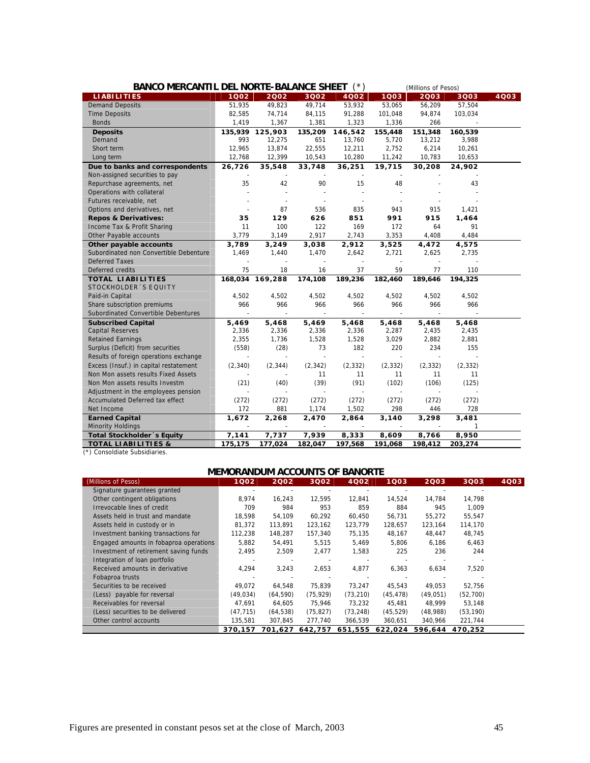## BANCO MERCANTIL DEL NORTE-BALANCE SHEET (*)

(Millions of Pesos)

| LIABILITIES | 1Q02 | 2Q02 | 3Q02 | 4Q02 | 1Q03 | 2Q03 | 3Q03 | 4Q03 |
|---|---|---|---|---|---|---|---|---|
| Demand Deposits | 51,935 | 49,823 | 49,714 | 53,932 | 53,065 | 56,209 | 57,504 | |
| Time Deposits | 82,585 | 74,714 | 84,115 | 91,288 | 101,048 | 94,874 | 103,034 | |
| Bonds | 1,419 | 1,367 | 1,381 | 1,323 | 1,336 | 266 | - | |
| **Deposits** | **135,939** | **125,903** | **135,209** | **146,542** | **155,448** | **151,348** | **160,539** | |
| Demand | 993 | 12,275 | 651 | 13,760 | 5,720 | 13,212 | 3,988 | |
| Short term | 12,965 | 13,874 | 22,555 | 12,211 | 2,752 | 6,214 | 10,261 | |
| Long term | 12,768 | 12,399 | 10,543 | 10,280 | 11,242 | 10,783 | 10,653 | |
| **Due to banks and correspondents** | **26,726** | **35,548** | **33,748** | **36,251** | **19,715** | **30,208** | **24,902** | |
| Non-assigned securities to pay | - | - | - | - | - | - | - | |
| Repurchase agreements, net | 35 | 42 | 90 | 15 | 48 | - | 43 | |
| Operations with collateral | - | - | - | - | - | - | - | |
| Futures receivable, net | - | - | - | - | - | - | - | |
| Options and derivatives, net | - | 87 | 536 | 835 | 943 | 915 | 1,421 | |
| **Repos & Derivatives:** | **35** | **129** | **626** | **851** | **991** | **915** | **1,464** | |
| Income Tax & Profit Sharing | 11 | 100 | 122 | 169 | 172 | 64 | 91 | |
| Other Payable accounts | 3,779 | 3,149 | 2,917 | 2,743 | 3,353 | 4,408 | 4,484 | |
| **Other payable accounts** | **3,789** | **3,249** | **3,038** | **2,912** | **3,525** | **4,472** | **4,575** | |
| Subordinated non Convertible Debenture | 1,469 | 1,440 | 1,470 | 2,642 | 2,721 | 2,625 | 2,735 | |
| Deferred Taxes | - | - | - | - | - | - | - | |
| Deferred credits | 75 | 18 | 16 | 37 | 59 | 77 | 110 | |
| **TOTAL LIABILITIES** | **168,034** | **169,288** | **174,108** | **189,236** | **182,460** | **189,646** | **194,325** | |
| STOCKHOLDER´S EQUITY | | | | | | | | |
| Paid-in Capital | 4,502 | 4,502 | 4,502 | 4,502 | 4,502 | 4,502 | 4,502 | |
| Share subscription premiums | 966 | 966 | 966 | 966 | 966 | 966 | 966 | |
| Subordinated Convertible Debentures | - | - | - | - | - | - | - | |
| **Subscribed Capital** | **5,469** | **5,468** | **5,469** | **5,468** | **5,468** | **5,468** | **5,468** | |
| Capital Reserves | 2,336 | 2,336 | 2,336 | 2,336 | 2,287 | 2,435 | 2,435 | |
| Retained Earnings | 2,355 | 1,736 | 1,528 | 1,528 | 3,029 | 2,882 | 2,881 | |
| Surplus (Deficit) from securities | (558) | (28) | 73 | 182 | 220 | 234 | 155 | |
| Results of foreign operations exchange | - | - | - | - | - | - | - | |
| Excess (Insuf.) in capital restatement | (2,340) | (2,344) | (2,342) | (2,332) | (2,332) | (2,332) | (2,332) | |
| Non Mon assets results Fixed Assets | - | - | 11 | 11 | 11 | 11 | 11 | |
| Non Mon assets results Investm | (21) | (40) | (39) | (91) | (102) | (106) | (125) | |
| Adjustment in the employees pension | - | - | - | - | - | - | - | |
| Accumulated Deferred tax effect | (272) | (272) | (272) | (272) | (272) | (272) | (272) | |
| Net Income | 172 | 881 | 1,174 | 1,502 | 298 | 446 | 728 | |
| **Earned Capital** | **1,672** | **2,268** | **2,470** | **2,864** | **3,140** | **3,298** | **3,481** | |
| Minority Holdings | - | - | - | - | - | - | 1 | |
| **Total Stockholder´s Equity** | **7,141** | **7,737** | **7,939** | **8,333** | **8,609** | **8,766** | **8,950** | |
| **TOTAL LIABILITIES &** | **175,175** | **177,024** | **182,047** | **197,568** | **191,068** | **198,412** | **203,274** | |

(*) Consoldiate Subsidiaries.

## MEMORANDUM ACCOUNTS OF BANORTE

| (Millions of Pesos) | 1Q02 | 2Q02 | 3Q02 | 4Q02 | 1Q03 | 2Q03 | 3Q03 | 4Q03 |
|---|---|---|---|---|---|---|---|---|
| Signature guarantees granted | - | - | - | - | - | - | - | |
| Other contingent obligations | 8,974 | 16,243 | 12,595 | 12,841 | 14,524 | 14,784 | 14,798 | |
| Irrevocable lines of credit | 709 | 984 | 953 | 859 | 884 | 945 | 1,009 | |
| Assets held in trust and mandate | 18,598 | 54,109 | 60,292 | 60,450 | 56,731 | 55,272 | 55,547 | |
| Assets held in custody or in | 81,372 | 113,891 | 123,162 | 123,779 | 128,657 | 123,164 | 114,170 | |
| Investment banking transactions for | 112,238 | 148,287 | 157,340 | 75,135 | 48,167 | 48,447 | 48,745 | |
| Engaged amounts in fobaproa operations | 5,882 | 54,491 | 5,515 | 5,469 | 5,806 | 6,186 | 6,463 | |
| Investment of retirement saving funds | 2,495 | 2,509 | 2,477 | 1,583 | 225 | 236 | 244 | |
| Integration of loan portfolio | - | - | - | - | - | - | - | |
| Received amounts in derivative | 4,294 | 3,243 | 2,653 | 4,877 | 6,363 | 6,634 | 7,520 | |
| Fobaproa trusts | - | - | - | - | - | - | - | |
| Securities to be received | 49,072 | 64,548 | 75,839 | 73,247 | 45,543 | 49,053 | 52,756 | |
| (Less) payable for reversal | (49,034) | (64,590) | (75,929) | (73,210) | (45,478) | (49,051) | (52,700) | |
| Receivables for reversal | 47,691 | 64,605 | 75,946 | 73,232 | 45,481 | 48,999 | 53,148 | |
| (Less) securities to be delivered | (47,715) | (64,538) | (75,827) | (73,248) | (45,529) | (48,988) | (53,190) | |
| Other control accounts | 135,581 | 307,845 | 277,740 | 366,539 | 360,651 | 340,966 | 221,744 | |
| | **370,157** | **701,627** | **642,757** | **651,555** | **622,024** | **596,644** | **470,252** | |

Figures are presented in constant pesos set at the close of March, 2003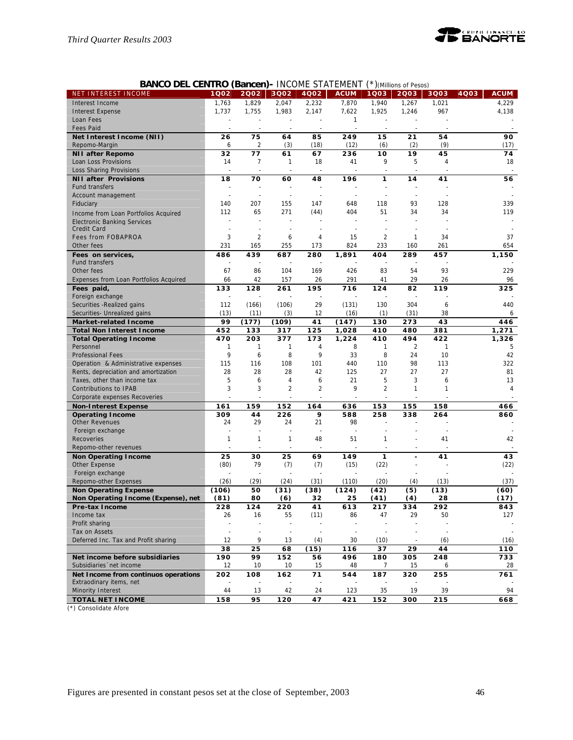## BANCO DEL CENTRO (Bancen)- INCOME STATEMENT (*)(Millions of Pesos)

| NET INTEREST INCOME | 1Q02 | 2Q02 | 3Q02 | 4Q02 | ACUM | 1Q03 | 2Q03 | 3Q03 | 4Q03 | ACUM |
|---|---|---|---|---|---|---|---|---|---|---|
| Interest Income | 1,763 | 1,829 | 2,047 | 2,232 | 7,870 | 1,940 | 1,267 | 1,021 | | 4,229 |
| Interest Expense | 1,737 | 1,755 | 1,983 | 2,147 | 7,622 | 1,925 | 1,246 | 967 | | 4,138 |
| Loan Fees | - | - | - | - | 1 | - | - | - | | - |
| Fees Paid | - | - | - | - | - | - | - | - | | - |
| **Net Interest Income (NII)** | **26** | **75** | **64** | **85** | **249** | **15** | **21** | **54** | | **90** |
| Repomo-Margin | 6 | 2 | (3) | (18) | (12) | (6) | (2) | (9) | | (17) |
| **NII after Repomo** | **32** | **77** | **61** | **67** | **236** | **10** | **19** | **45** | | **74** |
| Loan Loss Provisions | 14 | 7 | 1 | 18 | 41 | 9 | 5 | 4 | | 18 |
| Loss Sharing Provisions | - | - | - | - | - | - | - | - | | - |
| **NII after Provisions** | **18** | **70** | **60** | **48** | **196** | **1** | **14** | **41** | | **56** |
| Fund transfers | - | - | - | - | - | - | - | - | | - |
| Account management | - | - | - | - | - | - | - | - | | - |
| Fiduciary | 140 | 207 | 155 | 147 | 648 | 118 | 93 | 128 | | 339 |
| Income from Loan Portfolios Acquired | 112 | 65 | 271 | (44) | 404 | 51 | 34 | 34 | | 119 |
| Electronic Banking Services | - | - | - | - | - | - | - | - | | - |
| Credit Card | - | - | - | - | - | - | - | - | | - |
| Fees from FOBAPROA | 3 | 2 | 6 | 4 | 15 | 2 | 1 | 34 | | 37 |
| Other fees | 231 | 165 | 255 | 173 | 824 | 233 | 160 | 261 | | 654 |
| **Fees on services,** | **486** | **439** | **687** | **280** | **1,891** | **404** | **289** | **457** | | **1,150** |
| Fund transfers | - | - | - | - | - | - | - | - | | - |
| Other fees | 67 | 86 | 104 | 169 | 426 | 83 | 54 | 93 | | 229 |
| Expenses from Loan Portfolios Acquired | 66 | 42 | 157 | 26 | 291 | 41 | 29 | 26 | | 96 |
| **Fees paid,** | **133** | **128** | **261** | **195** | **716** | **124** | **82** | **119** | | **325** |
| Foreign exchange | - | - | - | - | - | - | - | - | | - |
| Securities -Realized gains | 112 | (166) | (106) | 29 | (131) | 130 | 304 | 6 | | 440 |
| Securities- Unrealized gains | (13) | (11) | (3) | 12 | (16) | (1) | (31) | 38 | | 6 |
| **Market-related Income** | **99** | **(177)** | **(109)** | **41** | **(147)** | **130** | **273** | **43** | | **446** |
| **Total Non Interest Income** | **452** | **133** | **317** | **125** | **1,028** | **410** | **480** | **381** | | **1,271** |
| **Total Operating Income** | **470** | **203** | **377** | **173** | **1,224** | **410** | **494** | **422** | | **1,326** |
| Personnel | 1 | 1 | 1 | 4 | 8 | 1 | 2 | 1 | | 5 |
| Professional Fees | 9 | 6 | 8 | 9 | 33 | 8 | 24 | 10 | | 42 |
| Operation & Administrative expenses | 115 | 116 | 108 | 101 | 440 | 110 | 98 | 113 | | 322 |
| Rents, depreciation and amortization | 28 | 28 | 28 | 42 | 125 | 27 | 27 | 27 | | 81 |
| Taxes, other than income tax | 5 | 6 | 4 | 6 | 21 | 5 | 3 | 6 | | 13 |
| Contributions to IPAB | 3 | 3 | 2 | 2 | 9 | 2 | 1 | 1 | | 4 |
| Corporate expenses Recoveries | - | - | - | - | - | - | - | - | | - |
| **Non-Interest Expense** | **161** | **159** | **152** | **164** | **636** | **153** | **155** | **158** | | **466** |
| **Operating Income** | **309** | **44** | **226** | **9** | **588** | **258** | **338** | **264** | | **860** |
| Other Revenues | 24 | 29 | 24 | 21 | 98 | - | - | - | | - |
| Foreign exchange | - | - | - | - | - | - | - | - | | - |
| Recoveries | 1 | 1 | 1 | 48 | 51 | 1 | - | 41 | | 42 |
| Repomo-other revenues | - | - | - | - | - | - | - | - | | - |
| **Non Operating Income** | **25** | **30** | **25** | **69** | **149** | **1** | **-** | **41** | | **43** |
| Other Expense | (80) | 79 | (7) | (7) | (15) | (22) | - | - | | (22) |
| Foreign exchange | - | - | - | - | - | - | - | - | | - |
| Repomo-other Expenses | (26) | (29) | (24) | (31) | (110) | (20) | (4) | (13) | | (37) |
| **Non Operating Expense** | **(106)** | **50** | **(31)** | **(38)** | **(124)** | **(42)** | **(5)** | **(13)** | | **(60)** |
| **Non Operating Income (Expense), net** | **(81)** | **80** | **(6)** | **32** | **25** | **(41)** | **(4)** | **28** | | **(17)** |
| **Pre-tax Income** | **228** | **124** | **220** | **41** | **613** | **217** | **334** | **292** | | **843** |
| Income tax | 26 | 16 | 55 | (11) | 86 | 47 | 29 | 50 | | 127 |
| Profit sharing | - | - | - | - | - | - | - | - | | - |
| Tax on Assets | - | - | - | - | - | - | - | - | | - |
| Deferred Inc. Tax and Profit sharing | 12 | 9 | 13 | (4) | 30 | (10) | - | (6) | | (16) |
| | **38** | **25** | **68** | **(15)** | **116** | **37** | **29** | **44** | | **110** |
| **Net income before subsidiaries** | **190** | **99** | **152** | **56** | **496** | **180** | **305** | **248** | | **733** |
| Subsidiaries´net income | 12 | 10 | 10 | 15 | 48 | 7 | 15 | 6 | | 28 |
| **Net Income from continuos operations** | **202** | **108** | **162** | **71** | **544** | **187** | **320** | **255** | | **761** |
| Extraodinary items, net | - | - | - | - | - | - | - | - | | - |
| Minority Interest | 44 | 13 | 42 | 24 | 123 | 35 | 19 | 39 | | 94 |
| **TOTAL NET INCOME** | **158** | **95** | **120** | **47** | **421** | **152** | **300** | **215** | | **668** |

(*) Consolidate Afore

Figures are presented in constant pesos set at the close of September, 2003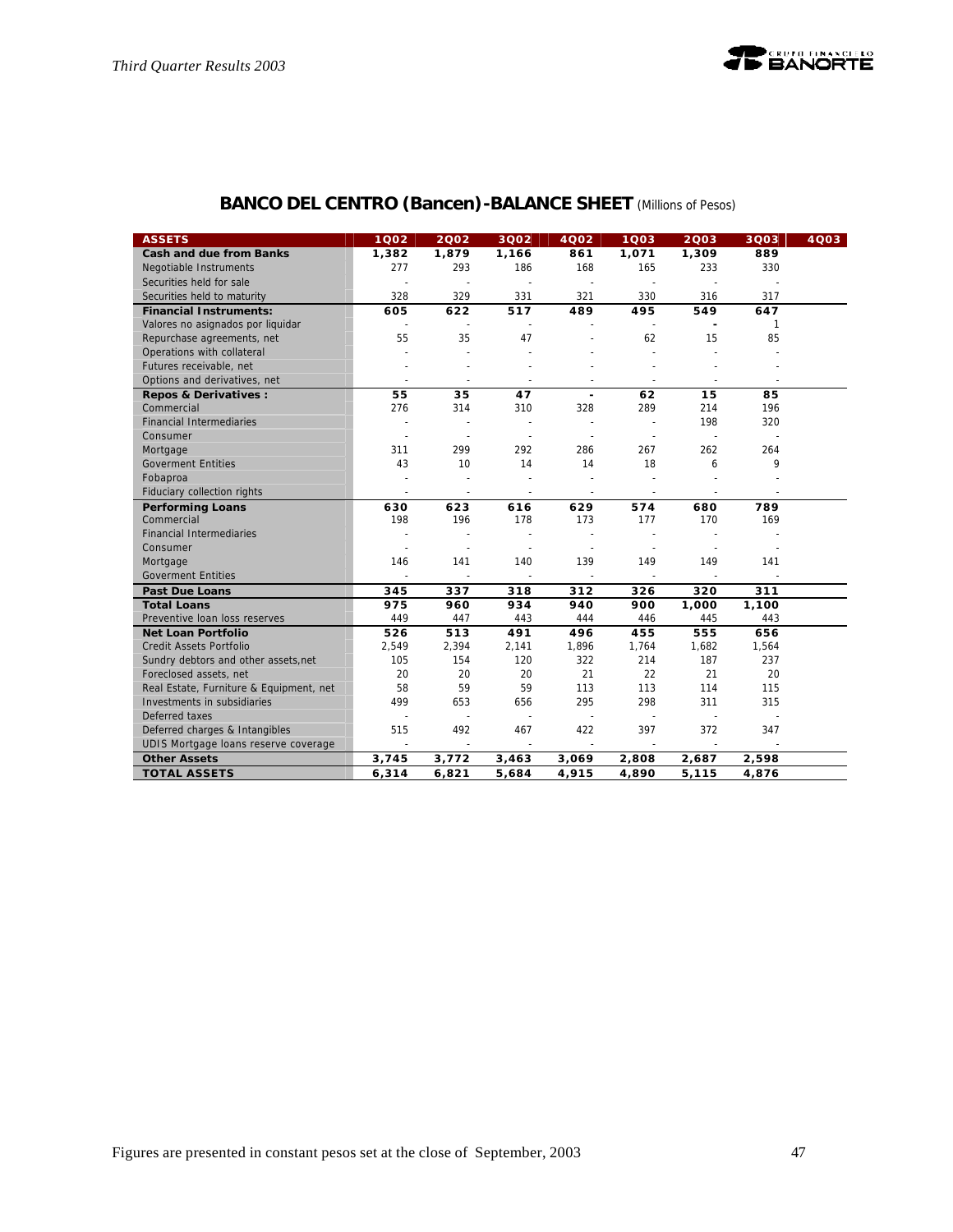## BANCO DEL CENTRO (Bancen)-BALANCE SHEET (Millions of Pesos)

| ASSETS | 1Q02 | 2Q02 | 3Q02 | 4Q02 | 1Q03 | 2Q03 | 3Q03 | 4Q03 |
|---|---|---|---|---|---|---|---|---|
| **Cash and due from Banks** | **1,382** | **1,879** | **1,166** | **861** | **1,071** | **1,309** | **889** | |
| Negotiable Instruments | 277 | 293 | 186 | 168 | 165 | 233 | 330 | |
| Securities held for sale | - | - | - | - | - | - | - | |
| Securities held to maturity | 328 | 329 | 331 | 321 | 330 | 316 | 317 | |
| **Financial Instruments:** | **605** | **622** | **517** | **489** | **495** | **549** | **647** | |
| Valores no asignados por liquidar | - | - | - | - | - | - | 1 | |
| Repurchase agreements, net | 55 | 35 | 47 | - | 62 | 15 | 85 | |
| Operations with collateral | - | - | - | - | - | - | - | |
| Futures receivable, net | - | - | - | - | - | - | - | |
| Options and derivatives, net | - | - | - | - | - | - | - | |
| **Repos & Derivatives :** | **55** | **35** | **47** | **-** | **62** | **15** | **85** | |
| Commercial | 276 | 314 | 310 | 328 | 289 | 214 | 196 | |
| Financial Intermediaries | - | - | - | - | - | 198 | 320 | |
| Consumer | - | - | - | - | - | - | - | |
| Mortgage | 311 | 299 | 292 | 286 | 267 | 262 | 264 | |
| Goverment Entities | 43 | 10 | 14 | 14 | 18 | 6 | 9 | |
| Fobaproa | - | - | - | - | - | - | - | |
| Fiduciary collection rights | - | - | - | - | - | - | - | |
| **Performing Loans** | **630** | **623** | **616** | **629** | **574** | **680** | **789** | |
| Commercial | 198 | 196 | 178 | 173 | 177 | 170 | 169 | |
| Financial Intermediaries | - | - | - | - | - | - | - | |
| Consumer | - | - | - | - | - | - | - | |
| Mortgage | 146 | 141 | 140 | 139 | 149 | 149 | 141 | |
| Goverment Entities | - | - | - | - | - | - | - | |
| **Past Due Loans** | **345** | **337** | **318** | **312** | **326** | **320** | **311** | |
| **Total Loans** | **975** | **960** | **934** | **940** | **900** | **1,000** | **1,100** | |
| Preventive loan loss reserves | 449 | 447 | 443 | 444 | 446 | 445 | 443 | |
| **Net Loan Portfolio** | **526** | **513** | **491** | **496** | **455** | **555** | **656** | |
| Credit Assets Portfolio | 2,549 | 2,394 | 2,141 | 1,896 | 1,764 | 1,682 | 1,564 | |
| Sundry debtors and other assets,net | 105 | 154 | 120 | 322 | 214 | 187 | 237 | |
| Foreclosed assets, net | 20 | 20 | 20 | 21 | 22 | 21 | 20 | |
| Real Estate, Furniture & Equipment, net | 58 | 59 | 59 | 113 | 113 | 114 | 115 | |
| Investments in subsidiaries | 499 | 653 | 656 | 295 | 298 | 311 | 315 | |
| Deferred taxes | - | - | - | - | - | - | - | |
| Deferred charges & Intangibles | 515 | 492 | 467 | 422 | 397 | 372 | 347 | |
| UDIS Mortgage loans reserve coverage | - | - | - | - | - | - | - | |
| **Other Assets** | **3,745** | **3,772** | **3,463** | **3,069** | **2,808** | **2,687** | **2,598** | |
| **TOTAL ASSETS** | **6,314** | **6,821** | **5,684** | **4,915** | **4,890** | **5,115** | **4,876** | |

Figures are presented in constant pesos set at the close of September, 2003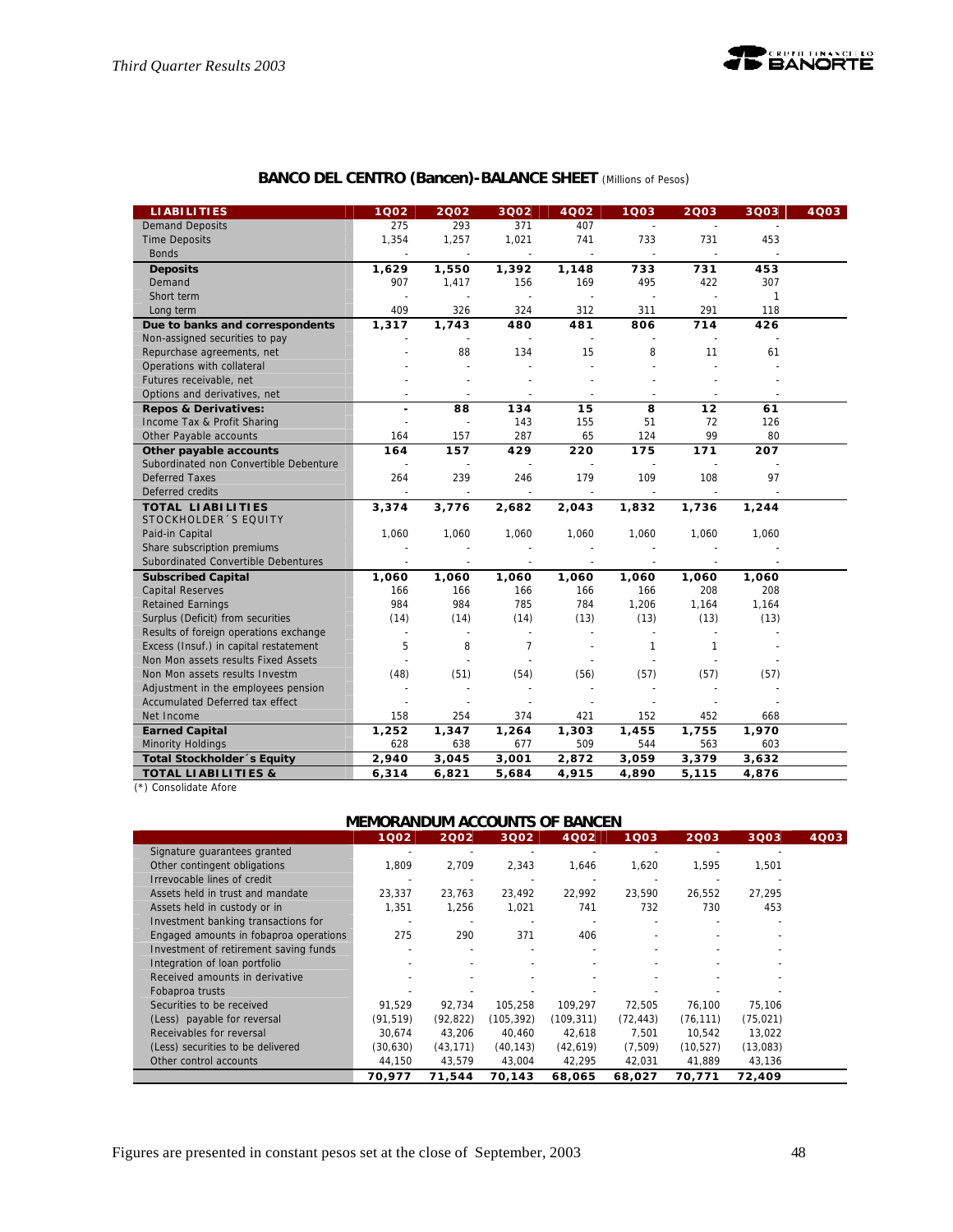## BANCO DEL CENTRO (Bancen)-BALANCE SHEET (Millions of Pesos)

| LIABILITIES | 1Q02 | 2Q02 | 3Q02 | 4Q02 | 1Q03 | 2Q03 | 3Q03 | 4Q03 |
|---|---|---|---|---|---|---|---|---|
| Demand Deposits | 275 | 293 | 371 | 407 | - | - | - | |
| Time Deposits | 1,354 | 1,257 | 1,021 | 741 | 733 | 731 | 453 | |
| Bonds | - | - | - | - | - | - | - | |
| **Deposits** | **1,629** | **1,550** | **1,392** | **1,148** | **733** | **731** | **453** | |
| Demand | 907 | 1,417 | 156 | 169 | 495 | 422 | 307 | |
| Short term | - | - | - | - | - | - | 1 | |
| Long term | 409 | 326 | 324 | 312 | 311 | 291 | 118 | |
| **Due to banks and correspondents** | **1,317** | **1,743** | **480** | **481** | **806** | **714** | **426** | |
| Non-assigned securities to pay | - | - | - | - | - | - | - | |
| Repurchase agreements, net | - | 88 | 134 | 15 | 8 | 11 | 61 | |
| Operations with collateral | - | - | - | - | - | - | - | |
| Futures receivable, net | - | - | - | - | - | - | - | |
| Options and derivatives, net | - | - | - | - | - | - | - | |
| **Repos & Derivatives:** | **-** | **88** | **134** | **15** | **8** | **12** | **61** | |
| Income Tax & Profit Sharing | - | - | 143 | 155 | 51 | 72 | 126 | |
| Other Payable accounts | 164 | 157 | 287 | 65 | 124 | 99 | 80 | |
| **Other payable accounts** | **164** | **157** | **429** | **220** | **175** | **171** | **207** | |
| Subordinated non Convertible Debenture | - | - | - | - | - | - | - | |
| Deferred Taxes | 264 | 239 | 246 | 179 | 109 | 108 | 97 | |
| Deferred credits | - | - | - | - | - | - | - | |
| **TOTAL LIABILITIES** | **3,374** | **3,776** | **2,682** | **2,043** | **1,832** | **1,736** | **1,244** | |
| STOCKHOLDER´S EQUITY | | | | | | | | |
| Paid-in Capital | 1,060 | 1,060 | 1,060 | 1,060 | 1,060 | 1,060 | 1,060 | |
| Share subscription premiums | - | - | - | - | - | - | - | |
| Subordinated Convertible Debentures | - | - | - | - | - | - | - | |
| **Subscribed Capital** | **1,060** | **1,060** | **1,060** | **1,060** | **1,060** | **1,060** | **1,060** | |
| Capital Reserves | 166 | 166 | 166 | 166 | 166 | 208 | 208 | |
| Retained Earnings | 984 | 984 | 785 | 784 | 1,206 | 1,164 | 1,164 | |
| Surplus (Deficit) from securities | (14) | (14) | (14) | (13) | (13) | (13) | (13) | |
| Results of foreign operations exchange | - | - | - | - | - | - | - | |
| Excess (Insuf.) in capital restatement | 5 | 8 | 7 | - | 1 | 1 | - | |
| Non Mon assets results Fixed Assets | - | - | - | - | - | - | - | |
| Non Mon assets results Investm | (48) | (51) | (54) | (56) | (57) | (57) | (57) | |
| Adjustment in the employees pension | - | - | - | - | - | - | - | |
| Accumulated Deferred tax effect | - | - | - | - | - | - | - | |
| Net Income | 158 | 254 | 374 | 421 | 152 | 452 | 668 | |
| **Earned Capital** | **1,252** | **1,347** | **1,264** | **1,303** | **1,455** | **1,755** | **1,970** | |
| Minority Holdings | 628 | 638 | 677 | 509 | 544 | 563 | 603 | |
| **Total Stockholder´s Equity** | **2,940** | **3,045** | **3,001** | **2,872** | **3,059** | **3,379** | **3,632** | |
| **TOTAL LIABILITIES &** | **6,314** | **6,821** | **5,684** | **4,915** | **4,890** | **5,115** | **4,876** | |

(*) Consolidate Afore

## MEMORANDUM ACCOUNTS OF BANCEN

| | 1Q02 | 2Q02 | 3Q02 | 4Q02 | 1Q03 | 2Q03 | 3Q03 | 4Q03 |
|---|---|---|---|---|---|---|---|---|
| Signature guarantees granted | - | - | - | - | - | - | - | |
| Other contingent obligations | 1,809 | 2,709 | 2,343 | 1,646 | 1,620 | 1,595 | 1,501 | |
| Irrevocable lines of credit | - | - | - | - | - | - | - | |
| Assets held in trust and mandate | 23,337 | 23,763 | 23,492 | 22,992 | 23,590 | 26,552 | 27,295 | |
| Assets held in custody or in | 1,351 | 1,256 | 1,021 | 741 | 732 | 730 | 453 | |
| Investment banking transactions for | - | - | - | - | - | - | - | |
| Engaged amounts in fobaproa operations | 275 | 290 | 371 | 406 | - | - | - | |
| Investment of retirement saving funds | - | - | - | - | - | - | - | |
| Integration of loan portfolio | - | - | - | - | - | - | - | |
| Received amounts in derivative | - | - | - | - | - | - | - | |
| Fobaproa trusts | - | - | - | - | - | - | - | |
| Securities to be received | 91,529 | 92,734 | 105,258 | 109,297 | 72,505 | 76,100 | 75,106 | |
| (Less) payable for reversal | (91,519) | (92,822) | (105,392) | (109,311) | (72,443) | (76,111) | (75,021) | |
| Receivables for reversal | 30,674 | 43,206 | 40,460 | 42,618 | 7,501 | 10,542 | 13,022 | |
| (Less) securities to be delivered | (30,630) | (43,171) | (40,143) | (42,619) | (7,509) | (10,527) | (13,083) | |
| Other control accounts | 44,150 | 43,579 | 43,004 | 42,295 | 42,031 | 41,889 | 43,136 | |
| | **70,977** | **71,544** | **70,143** | **68,065** | **68,027** | **70,771** | **72,409** | |

Figures are presented in constant pesos set at the close of September, 2003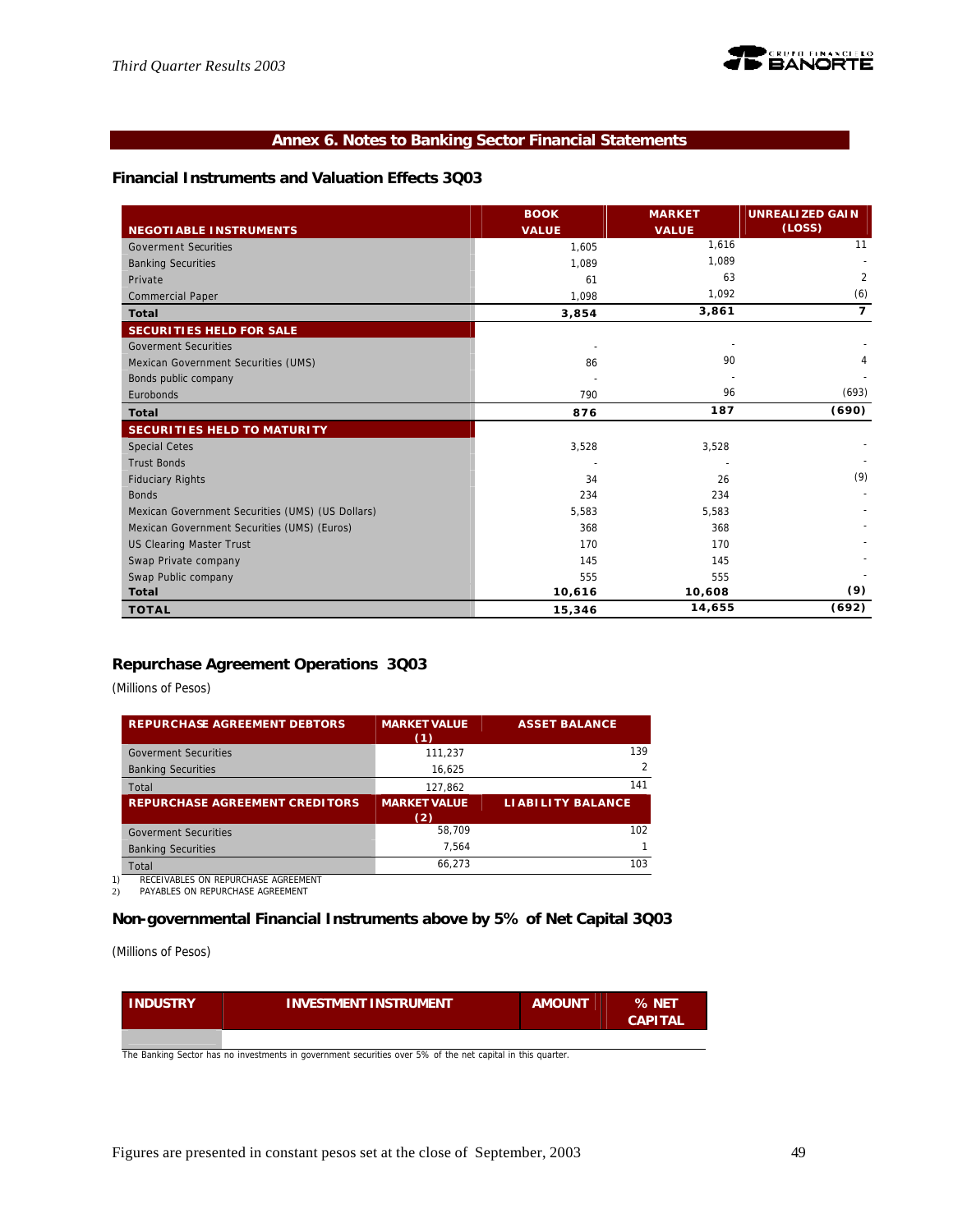## Annex 6. Notes to Banking Sector Financial Statements

### Financial Instruments and Valuation Effects 3Q03

| NEGOTIABLE INSTRUMENTS | BOOK VALUE | MARKET VALUE | UNREALIZED GAIN (LOSS) |
|---|---|---|---|
| Goverment Securities | 1,605 | 1,616 | 11 |
| Banking Securities | 1,089 | 1,089 | - |
| Private | 61 | 63 | 2 |
| Commercial Paper | 1,098 | 1,092 | (6) |
| **Total** | **3,854** | **3,861** | **7** |
| **SECURITIES HELD FOR SALE** | | | |
| Goverment Securities | - | - | - |
| Mexican Government Securities (UMS) | 86 | 90 | 4 |
| Bonds public company | - | - | - |
| Eurobonds | 790 | 96 | (693) |
| **Total** | **876** | **187** | **(690)** |
| **SECURITIES HELD TO MATURITY** | | | |
| Special Cetes | 3,528 | 3,528 | - |
| Trust Bonds | - | - | - |
| Fiduciary Rights | 34 | 26 | (9) |
| Bonds | 234 | 234 | - |
| Mexican Government Securities (UMS) (US Dollars) | 5,583 | 5,583 | - |
| Mexican Government Securities (UMS) (Euros) | 368 | 368 | - |
| US Clearing Master Trust | 170 | 170 | - |
| Swap Private company | 145 | 145 | - |
| Swap Public company | 555 | 555 | - |
| **Total** | **10,616** | **10,608** | **(9)** |
| **TOTAL** | **15,346** | **14,655** | **(692)** |

### Repurchase Agreement Operations 3Q03

(Millions of Pesos)

| REPURCHASE AGREEMENT DEBTORS | MARKET VALUE (1) | ASSET BALANCE |
|---|---|---|
| Goverment Securities | 111,237 | 139 |
| Banking Securities | 16,625 | 2 |
| Total | 127,862 | 141 |
| **REPURCHASE AGREEMENT CREDITORS** | **MARKET VALUE (2)** | **LIABILITY BALANCE** |
| Goverment Securities | 58,709 | 102 |
| Banking Securities | 7,564 | 1 |
| Total | 66,273 | 103 |

1) RECEIVABLES ON REPURCHASE AGREEMENT
2) PAYABLES ON REPURCHASE AGREEMENT

### Non-governmental Financial Instruments above by 5% of Net Capital 3Q03

(Millions of Pesos)

| INDUSTRY | INVESTMENT INSTRUMENT | AMOUNT | % NET CAPITAL |
|---|---|---|---|
| | | | |

The Banking Sector has no investments in government securities over 5% of the net capital in this quarter.

Figures are presented in constant pesos set at the close of September, 2003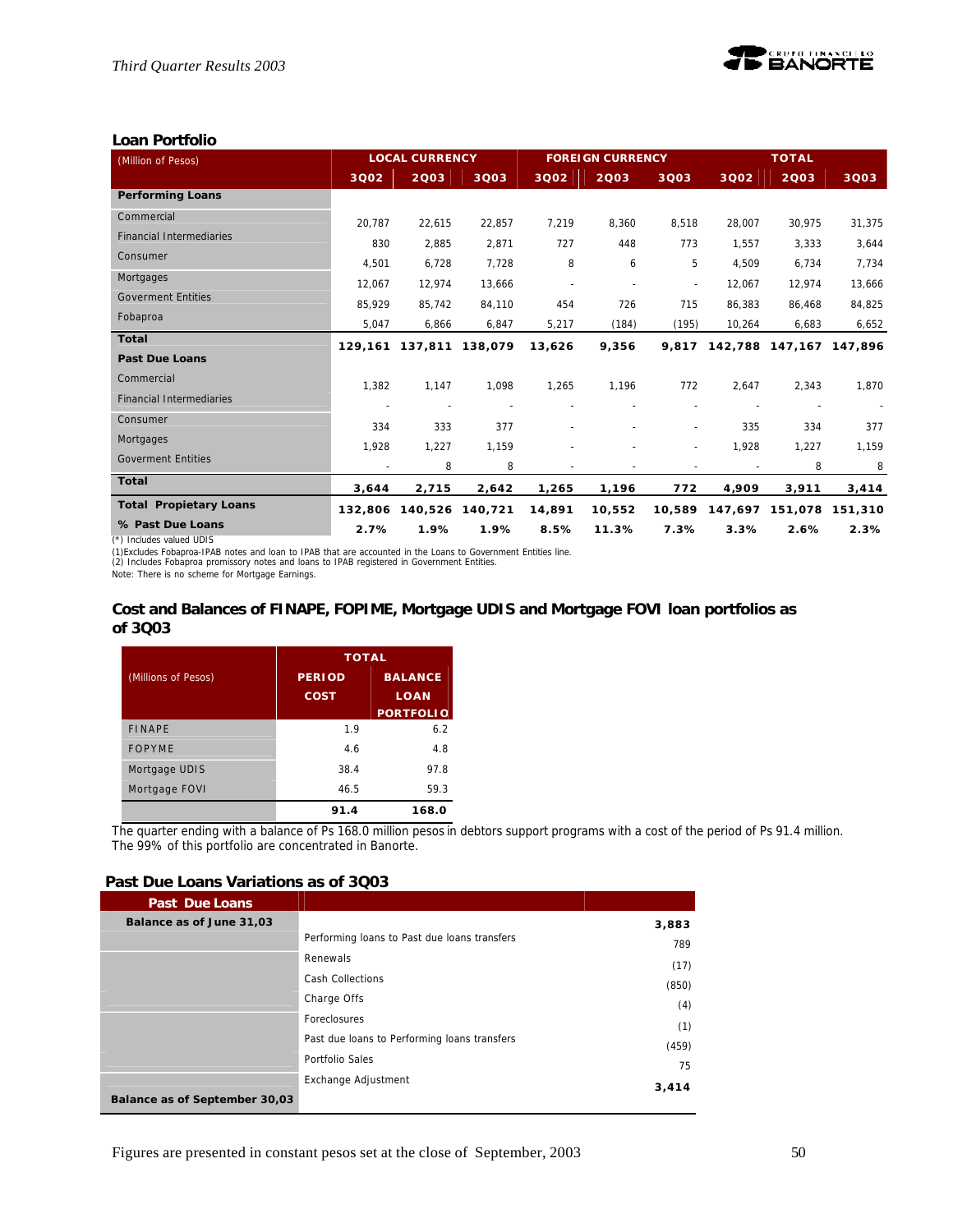### Loan Portfolio

| (Million of Pesos) | LOCAL CURRENCY | | | FOREIGN CURRENCY | | | TOTAL | | |
|---|---|---|---|---|---|---|---|---|---|
| | 3Q02 | 2Q03 | 3Q03 | 3Q02 | 2Q03 | 3Q03 | 3Q02 | 2Q03 | 3Q03 |
| **Performing Loans** | | | | | | | | | |
| Commercial | 20,787 | 22,615 | 22,857 | 7,219 | 8,360 | 8,518 | 28,007 | 30,975 | 31,375 |
| Financial Intermediaries | 830 | 2,885 | 2,871 | 727 | 448 | 773 | 1,557 | 3,333 | 3,644 |
| Consumer | 4,501 | 6,728 | 7,728 | 8 | 6 | 5 | 4,509 | 6,734 | 7,734 |
| Mortgages | 12,067 | 12,974 | 13,666 | - | - | - | 12,067 | 12,974 | 13,666 |
| Goverment Entities | 85,929 | 85,742 | 84,110 | 454 | 726 | 715 | 86,383 | 86,468 | 84,825 |
| Fobaproa | 5,047 | 6,866 | 6,847 | 5,217 | (184) | (195) | 10,264 | 6,683 | 6,652 |
| **Total** | **129,161** | **137,811** | **138,079** | **13,626** | **9,356** | **9,817** | **142,788** | **147,167** | **147,896** |
| **Past Due Loans** | | | | | | | | | |
| Commercial | 1,382 | 1,147 | 1,098 | 1,265 | 1,196 | 772 | 2,647 | 2,343 | 1,870 |
| Financial Intermediaries | - | - | - | - | - | - | - | - | - |
| Consumer | 334 | 333 | 377 | - | - | - | 335 | 334 | 377 |
| Mortgages | 1,928 | 1,227 | 1,159 | - | - | - | 1,928 | 1,227 | 1,159 |
| Goverment Entities | - | 8 | 8 | - | - | - | - | 8 | 8 |
| **Total** | **3,644** | **2,715** | **2,642** | **1,265** | **1,196** | **772** | **4,909** | **3,911** | **3,414** |
| **Total Propietary Loans** | **132,806** | **140,526** | **140,721** | **14,891** | **10,552** | **10,589** | **147,697** | **151,078** | **151,310** |
| **% Past Due Loans** | **2.7%** | **1.9%** | **1.9%** | **8.5%** | **11.3%** | **7.3%** | **3.3%** | **2.6%** | **2.3%** |

(*) Includes valued UDIS

(1)Excludes Fobaproa-IPAB notes and loan to IPAB that are accounted in the Loans to Government Entities line.
(2) Includes Fobaproa promissory notes and loans to IPAB registered in Government Entities.
Note: There is no scheme for Mortgage Earnings.

### Cost and Balances of FINAPE, FOPIME, Mortgage UDIS and Mortgage FOVI loan portfolios as of 3Q03

| (Millions of Pesos) | TOTAL | |
|---|---|---|
| | PERIOD COST | BALANCE LOAN PORTFOLIO |
| FINAPE | 1.9 | 6.2 |
| FOPYME | 4.6 | 4.8 |
| Mortgage UDIS | 38.4 | 97.8 |
| Mortgage FOVI | 46.5 | 59.3 |
| | **91.4** | **168.0** |

The quarter ending with a balance of Ps 168.0 million pesos in debtors support programs with a cost of the period of Ps 91.4 million. The 99% of this portfolio are concentrated in Banorte.

### Past Due Loans Variations as of 3Q03

| Past Due Loans | | |
|---|---|---|
| **Balance as of June 31,03** | | **3,883** |
| | Performing loans to Past due loans transfers | 789 |
| | Renewals | (17) |
| | Cash Collections | (850) |
| | Charge Offs | (4) |
| | Foreclosures | (1) |
| | Past due loans to Performing loans transfers | (459) |
| | Portfolio Sales | 75 |
| | Exchange Adjustment | |
| **Balance as of September 30,03** | | **3,414** |

Figures are presented in constant pesos set at the close of September, 2003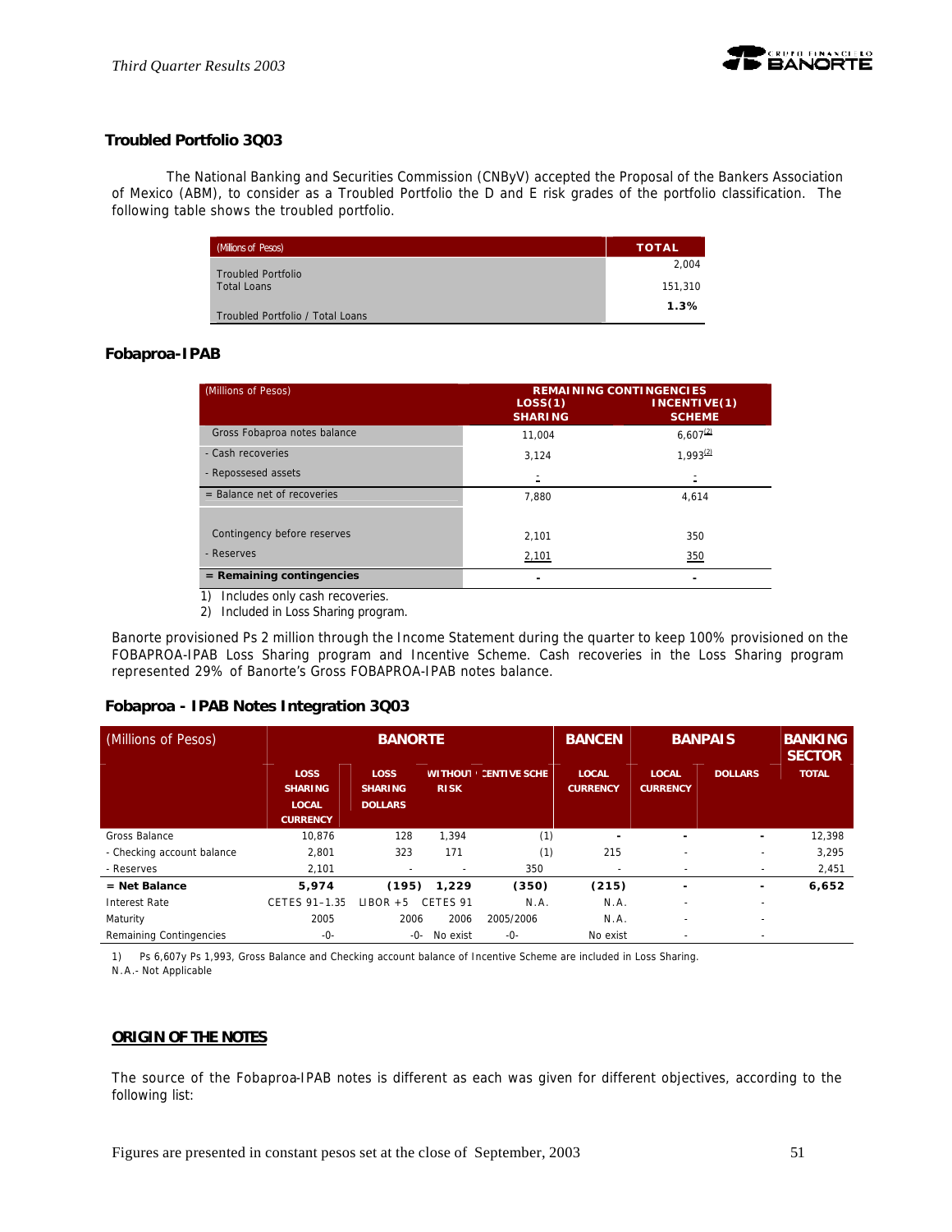## Troubled Portfolio 3Q03

The National Banking and Securities Commission (CNByV) accepted the Proposal of the Bankers Association of Mexico (ABM), to consider as a Troubled Portfolio the D and E risk grades of the portfolio classification. The following table shows the troubled portfolio.

| (Millions of Pesos) | TOTAL |
|---|---|
| Troubled Portfolio | 2,004 |
| Total Loans | 151,310 |
| Troubled Portfolio / Total Loans | **1.3%** |

## Fobaproa-IPAB

| (Millions of Pesos) | REMAINING CONTINGENCIES | |
|---|---|---|
| | LOSS(1) SHARING | INCENTIVE(1) SCHEME |
| Gross Fobaproa notes balance | 11,004 | 6,607[2] |
| - Cash recoveries | 3,124 | 1,993[2] |
| - Repossesed assets | - | - |
| = Balance net of recoveries | 7,880 | 4,614 |
| Contingency before reserves | 2,101 | 350 |
| - Reserves | 2,101 | 350 |
| **= Remaining contingencies** | - | - |

1) Includes only cash recoveries.
2) Included in Loss Sharing program.

Banorte provisioned Ps 2 million through the Income Statement during the quarter to keep 100% provisioned on the FOBAPROA-IPAB Loss Sharing program and Incentive Scheme. Cash recoveries in the Loss Sharing program represented 29% of Banorte's Gross FOBAPROA-IPAB notes balance.

## Fobaproa - IPAB Notes Integration 3Q03

| (Millions of Pesos) | BANORTE | | | | BANCEN | BANPAIS | | BANKING SECTOR |
|---|---|---|---|---|---|---|---|---|
| | LOSS SHARING LOCAL CURRENCY | LOSS SHARING DOLLARS | WITHOUT RISK | INCENTIVE SCHEME | LOCAL CURRENCY | LOCAL CURRENCY | DOLLARS | TOTAL |
| Gross Balance | 10,876 | 128 | 1,394 | (1) | - | - | - | 12,398 |
| - Checking account balance | 2,801 | 323 | 171 | (1) | 215 | - | - | 3,295 |
| - Reserves | 2,101 | - | - | 350 | - | - | - | 2,451 |
| **= Net Balance** | **5,974** | **(195)** | **1,229** | **(350)** | **(215)** | - | - | **6,652** |
| Interest Rate | CETES 91–1.35 | LIBOR +5 | CETES 91 | N.A. | N.A. | - | - | |
| Maturity | 2005 | 2006 | 2006 | 2005/2006 | N.A. | - | - | |
| Remaining Contingencies | -0- | -0- | No exist | -0- | No exist | - | - | |

1) Ps 6,607y Ps 1,993, Gross Balance and Checking account balance of Incentive Scheme are included in Loss Sharing.
N.A.- Not Applicable

**ORIGIN OF THE NOTES**

The source of the Fobaproa-IPAB notes is different as each was given for different objectives, according to the following list:

Figures are presented in constant pesos set at the close of September, 2003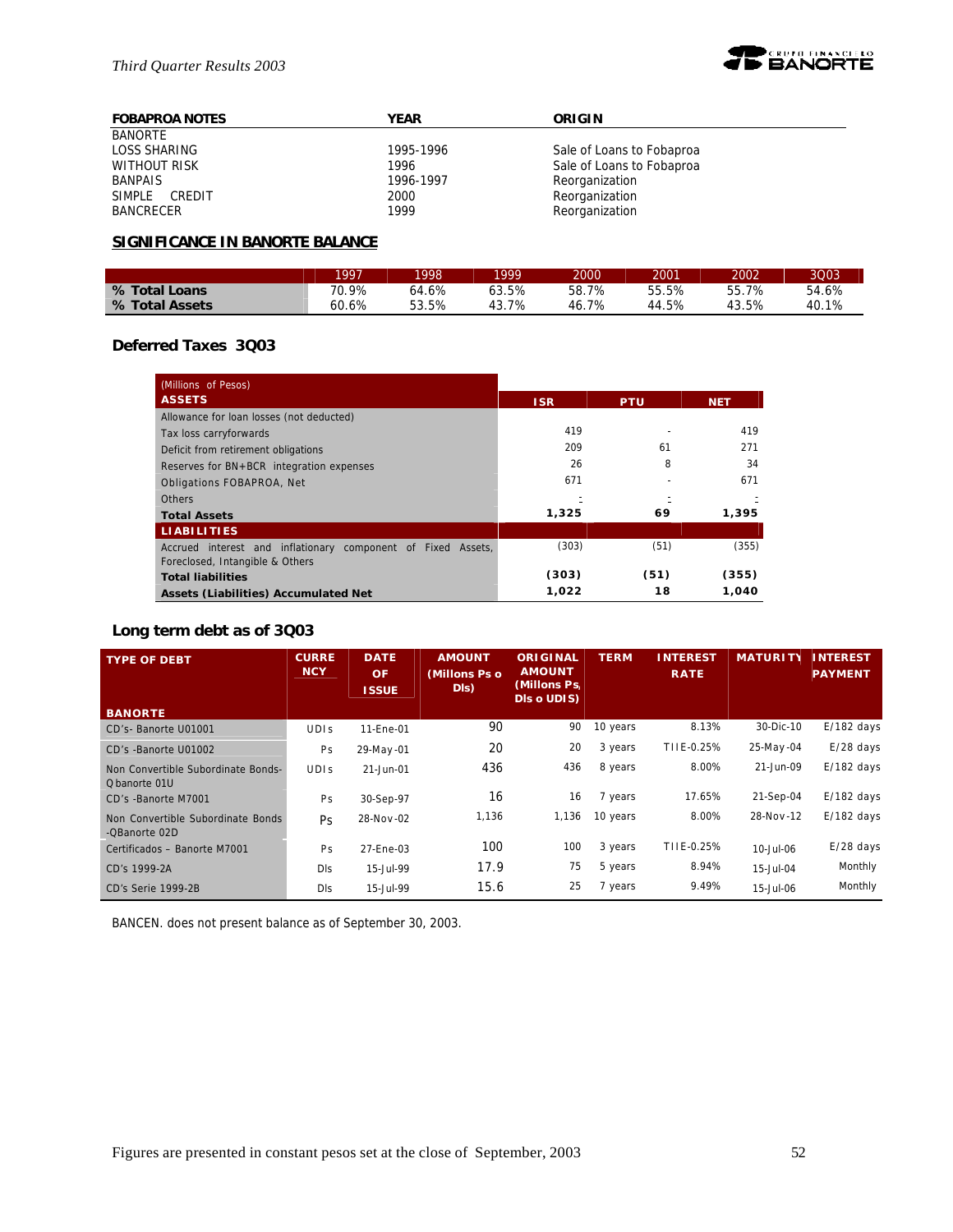| FOBAPROA NOTES | YEAR | ORIGIN |
|---|---|---|
| BANORTE | | |
| LOSS SHARING | 1995-1996 | Sale of Loans to Fobaproa |
| WITHOUT RISK | 1996 | Sale of Loans to Fobaproa |
| BANPAIS | 1996-1997 | Reorganization |
| SIMPLE CREDIT | 2000 | Reorganization |
| BANCRECER | 1999 | Reorganization |

## SIGNIFICANCE IN BANORTE BALANCE

| | 1997 | 1998 | 1999 | 2000 | 2001 | 2002 | 3Q03 |
|---|---|---|---|---|---|---|---|
| **% Total Loans** | 70.9% | 64.6% | 63.5% | 58.7% | 55.5% | 55.7% | 54.6% |
| **% Total Assets** | 60.6% | 53.5% | 43.7% | 46.7% | 44.5% | 43.5% | 40.1% |

## Deferred Taxes 3Q03

| (Millions of Pesos) **ASSETS** | ISR | PTU | NET |
|---|---|---|---|
| Allowance for loan losses (not deducted) | | | |
| Tax loss carryforwards | 419 | - | 419 |
| Deficit from retirement obligations | 209 | 61 | 271 |
| Reserves for BN+BCR integration expenses | 26 | 8 | 34 |
| Obligations FOBAPROA, Net | 671 | - | 671 |
| Others | - | - | - |
| **Total Assets** | **1,325** | **69** | **1,395** |
| **LIABILITIES** | | | |
| Accrued interest and inflationary component of Fixed Assets, Foreclosed, Intangible & Others | (303) | (51) | (355) |
| **Total liabilities** | **(303)** | **(51)** | **(355)** |
| **Assets (Liabilities) Accumulated Net** | **1,022** | **18** | **1,040** |

## Long term debt as of 3Q03

| TYPE OF DEBT | CURRENCY | DATE OF ISSUE | AMOUNT (Millons Ps o Dls) | ORIGINAL AMOUNT (Millons Ps, Dls o UDIS) | TERM | INTEREST RATE | MATURITY | INTEREST PAYMENT |
|---|---|---|---|---|---|---|---|---|
| **BANORTE** | | | | | | | | |
| CD's- Banorte U01001 | UDIs | 11-Ene-01 | 90 | 90 | 10 years | 8.13% | 30-Dic-10 | E/182 days |
| CD's -Banorte U01002 | Ps | 29-May-01 | 20 | 20 | 3 years | TIIE-0.25% | 25-May-04 | E/28 days |
| Non Convertible Subordinate Bonds-Q banorte 01U | UDIs | 21-Jun-01 | 436 | 436 | 8 years | 8.00% | 21-Jun-09 | E/182 days |
| CD's -Banorte M7001 | Ps | 30-Sep-97 | 16 | 16 | 7 years | 17.65% | 21-Sep-04 | E/182 days |
| Non Convertible Subordinate Bonds -QBanorte 02D | Ps | 28-Nov-02 | 1,136 | 1,136 | 10 years | 8.00% | 28-Nov-12 | E/182 days |
| Certificados – Banorte M7001 | Ps | 27-Ene-03 | 100 | 100 | 3 years | TIIE-0.25% | 10-Jul-06 | E/28 days |
| CD's 1999-2A | Dls | 15-Jul-99 | 17.9 | 75 | 5 years | 8.94% | 15-Jul-04 | Monthly |
| CD's Serie 1999-2B | Dls | 15-Jul-99 | 15.6 | 25 | 7 years | 9.49% | 15-Jul-06 | Monthly |

BANCEN. does not present balance as of September 30, 2003.

Figures are presented in constant pesos set at the close of September, 2003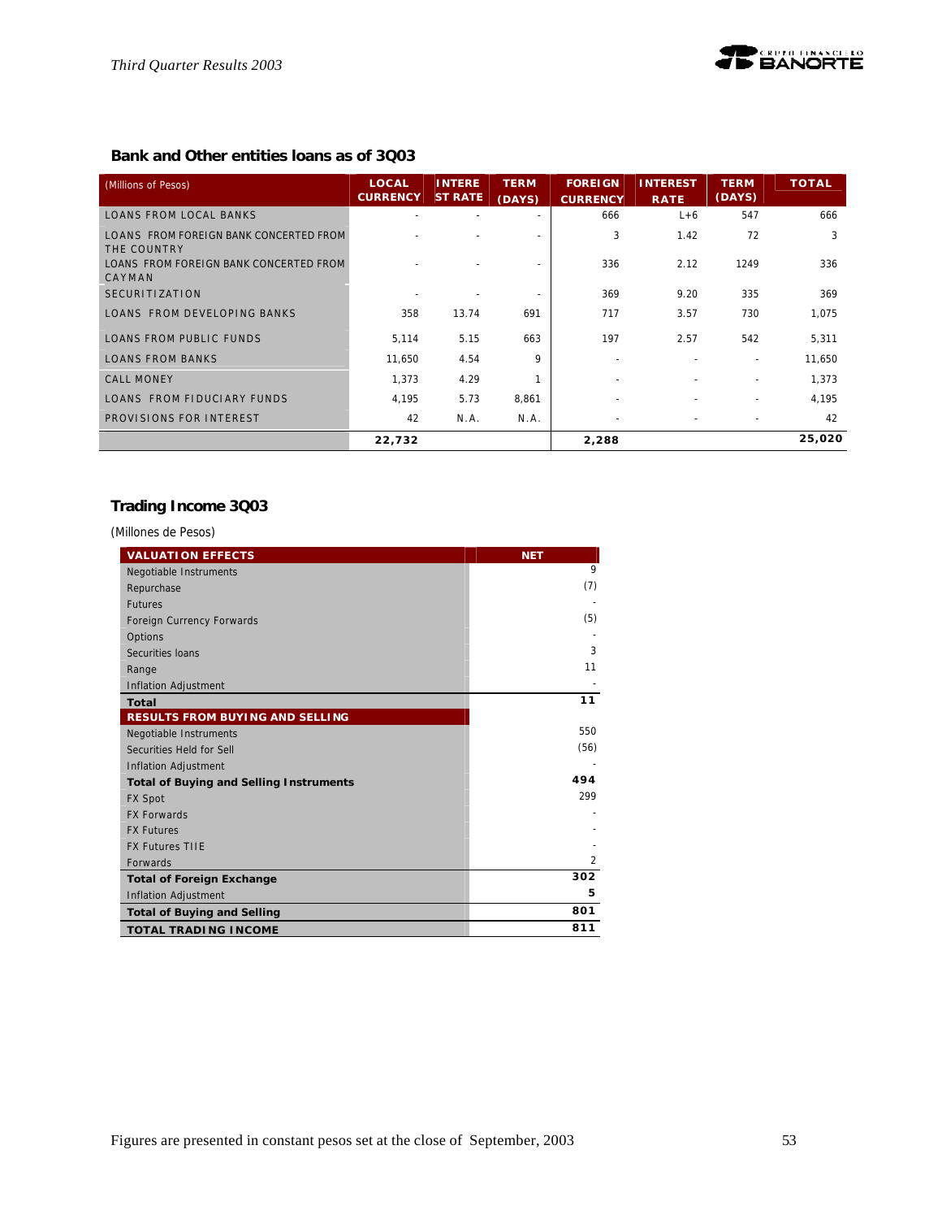## Bank and Other entities loans as of 3Q03

| (Millions of Pesos) | LOCAL CURRENCY | INTEREST RATE | TERM (DAYS) | FOREIGN CURRENCY | INTEREST RATE | TERM (DAYS) | TOTAL |
|---|---|---|---|---|---|---|---|
| LOANS FROM LOCAL BANKS | - | - | - | 666 | L+6 | 547 | 666 |
| LOANS FROM FOREIGN BANK CONCERTED FROM THE COUNTRY | - | - | - | 3 | 1.42 | 72 | 3 |
| LOANS FROM FOREIGN BANK CONCERTED FROM CAYMAN | - | - | - | 336 | 2.12 | 1249 | 336 |
| SECURITIZATION | - | - | - | 369 | 9.20 | 335 | 369 |
| LOANS FROM DEVELOPING BANKS | 358 | 13.74 | 691 | 717 | 3.57 | 730 | 1,075 |
| LOANS FROM PUBLIC FUNDS | 5,114 | 5.15 | 663 | 197 | 2.57 | 542 | 5,311 |
| LOANS FROM BANKS | 11,650 | 4.54 | 9 | - | - | - | 11,650 |
| CALL MONEY | 1,373 | 4.29 | 1 | - | - | - | 1,373 |
| LOANS FROM FIDUCIARY FUNDS | 4,195 | 5.73 | 8,861 | - | - | - | 4,195 |
| PROVISIONS FOR INTEREST | 42 | N.A. | N.A. | - | - | - | 42 |
| | **22,732** | | | **2,288** | | | **25,020** |

## Trading Income 3Q03

(Millones de Pesos)

| VALUATION EFFECTS | NET |
|---|---|
| Negotiable Instruments | 9 |
| Repurchase | (7) |
| Futures | - |
| Foreign Currency Forwards | (5) |
| Options | - |
| Securities loans | 3 |
| Range | 11 |
| Inflation Adjustment | - |
| **Total** | **11** |
| **RESULTS FROM BUYING AND SELLING** | |
| Negotiable Instruments | 550 |
| Securities Held for Sell | (56) |
| Inflation Adjustment | - |
| **Total of Buying and Selling Instruments** | **494** |
| FX Spot | 299 |
| FX Forwards | - |
| FX Futures | - |
| FX Futures TIIE | - |
| Forwards | 2 |
| **Total of Foreign Exchange** | **302** |
| Inflation Adjustment | 5 |
| **Total of Buying and Selling** | **801** |
| **TOTAL TRADING INCOME** | **811** |

Figures are presented in constant pesos set at the close of September, 2003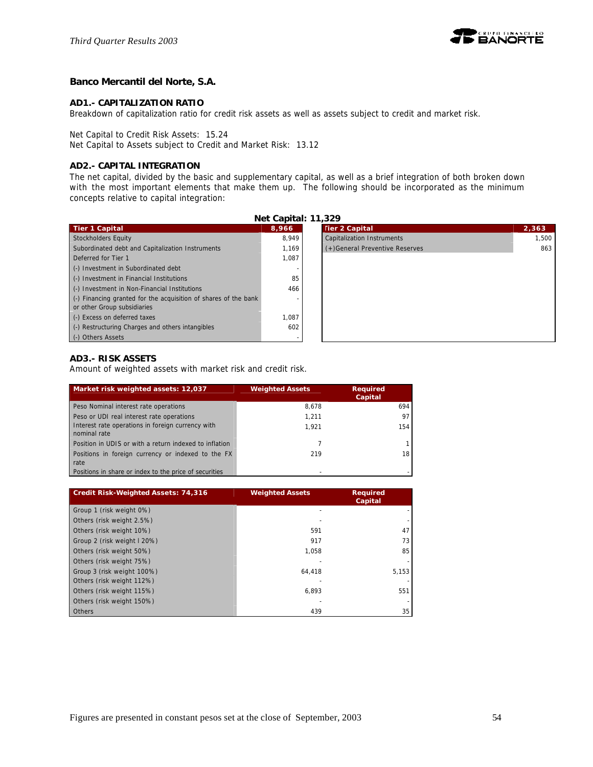## Banco Mercantil del Norte, S.A.

### AD1.- CAPITALIZATION RATIO

Breakdown of capitalization ratio for credit risk assets as well as assets subject to credit and market risk.

Net Capital to Credit Risk Assets: 15.24
Net Capital to Assets subject to Credit and Market Risk: 13.12

### AD2.- CAPITAL INTEGRATION

The net capital, divided by the basic and supplementary capital, as well as a brief integration of both broken down with the most important elements that make them up. The following should be incorporated as the minimum concepts relative to capital integration:

**Net Capital: 11,329**

| Tier 1 Capital | 8,966 |
|---|---|
| Stockholders Equity | 8,949 |
| Subordinated debt and Capitalization Instruments | 1,169 |
| Deferred for Tier 1 | 1,087 |
| (-) Investment in Subordinated debt | - |
| (-) Investment in Financial Institutions | 85 |
| (-) Investment in Non-Financial Institutions | 466 |
| (-) Financing granted for the acquisition of shares of the bank or other Group subsidiaries | - |
| (-) Excess on deferred taxes | 1,087 |
| (-) Restructuring Charges and others intangibles | 602 |
| (-) Others Assets | - |

| Tier 2 Capital | 2,363 |
|---|---|
| Capitalization Instruments | 1,500 |
| (+)General Preventive Reserves | 863 |

### AD3.- RISK ASSETS

Amount of weighted assets with market risk and credit risk.

| Market risk weighted assets: 12,037 | Weighted Assets | Required Capital |
|---|---|---|
| Peso Nominal interest rate operations | 8,678 | 694 |
| Peso or UDI real interest rate operations | 1,211 | 97 |
| Interest rate operations in foreign currency with nominal rate | 1,921 | 154 |
| Position in UDIS or with a return indexed to inflation | 7 | 1 |
| Positions in foreign currency or indexed to the FX rate | 219 | 18 |
| Positions in share or index to the price of securities | - | - |

| Credit Risk-Weighted Assets: 74,316 | Weighted Assets | Required Capital |
|---|---|---|
| Group 1 (risk weight 0%) | - | - |
| Others (risk weight 2.5%) | - | - |
| Others (risk weight 10%) | 591 | 47 |
| Group 2 (risk weight l 20%) | 917 | 73 |
| Others (risk weight 50%) | 1,058 | 85 |
| Others (risk weight 75%) | - | - |
| Group 3 (risk weight 100%) | 64,418 | 5,153 |
| Others (risk weight 112%) | - | - |
| Others (risk weight 115%) | 6,893 | 551 |
| Others (risk weight 150%) | - | - |
| Others | 439 | 35 |

Figures are presented in constant pesos set at the close of September, 2003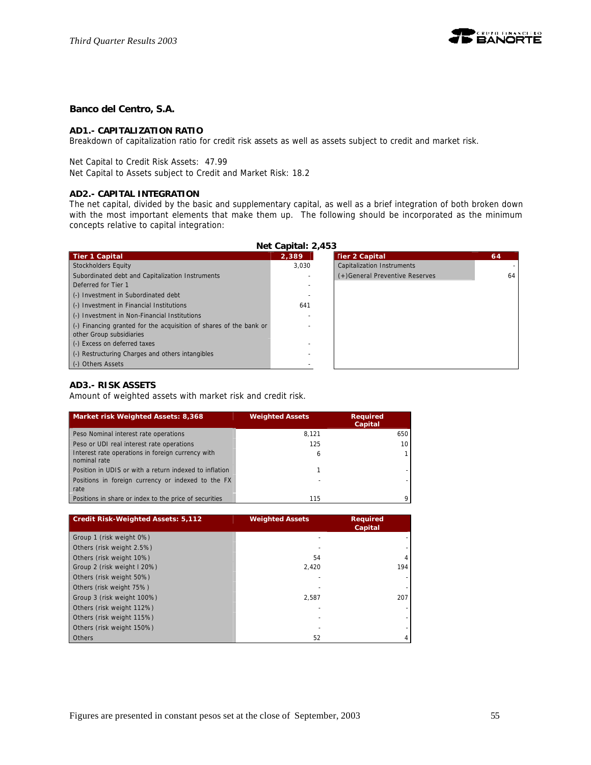## Banco del Centro, S.A.

### AD1.- CAPITALIZATION RATIO

Breakdown of capitalization ratio for credit risk assets as well as assets subject to credit and market risk.

Net Capital to Credit Risk Assets: 47.99

Net Capital to Assets subject to Credit and Market Risk: 18.2

### AD2.- CAPITAL INTEGRATION

The net capital, divided by the basic and supplementary capital, as well as a brief integration of both broken down with the most important elements that make them up. The following should be incorporated as the minimum concepts relative to capital integration:

**Net Capital: 2,453**

| Tier 1 Capital | 2,389 |
|---|---|
| Stockholders Equity | 3,030 |
| Subordinated debt and Capitalization Instruments | - |
| Deferred for Tier 1 | - |
| (-) Investment in Subordinated debt | - |
| (-) Investment in Financial Institutions | 641 |
| (-) Investment in Non-Financial Institutions | - |
| (-) Financing granted for the acquisition of shares of the bank or other Group subsidiaries | - |
| (-) Excess on deferred taxes | - |
| (-) Restructuring Charges and others intangibles | - |
| (-) Others Assets | - |

| Tier 2 Capital | 64 |
|---|---|
| Capitalization Instruments | - |
| (+)General Preventive Reserves | 64 |

### AD3.- RISK ASSETS

Amount of weighted assets with market risk and credit risk.

| Market risk Weighted Assets: 8,368 | Weighted Assets | Required Capital |
|---|---|---|
| Peso Nominal interest rate operations | 8,121 | 650 |
| Peso or UDI real interest rate operations | 125 | 10 |
| Interest rate operations in foreign currency with nominal rate | 6 | 1 |
| Position in UDIS or with a return indexed to inflation | 1 | - |
| Positions in foreign currency or indexed to the FX rate | - | - |
| Positions in share or index to the price of securities | 115 | 9 |

| Credit Risk-Weighted Assets: 5,112 | Weighted Assets | Required Capital |
|---|---|---|
| Group 1 (risk weight 0%) | - | - |
| Others (risk weight 2.5%) | - | - |
| Others (risk weight 10%) | 54 | 4 |
| Group 2 (risk weight l 20%) | 2,420 | 194 |
| Others (risk weight 50%) | - | - |
| Others (risk weight 75% ) | - | - |
| Group 3 (risk weight 100%) | 2,587 | 207 |
| Others (risk weight 112%) | - | - |
| Others (risk weight 115%) | - | - |
| Others (risk weight 150%) | - | - |
| Others | 52 | 4 |

Figures are presented in constant pesos set at the close of September, 2003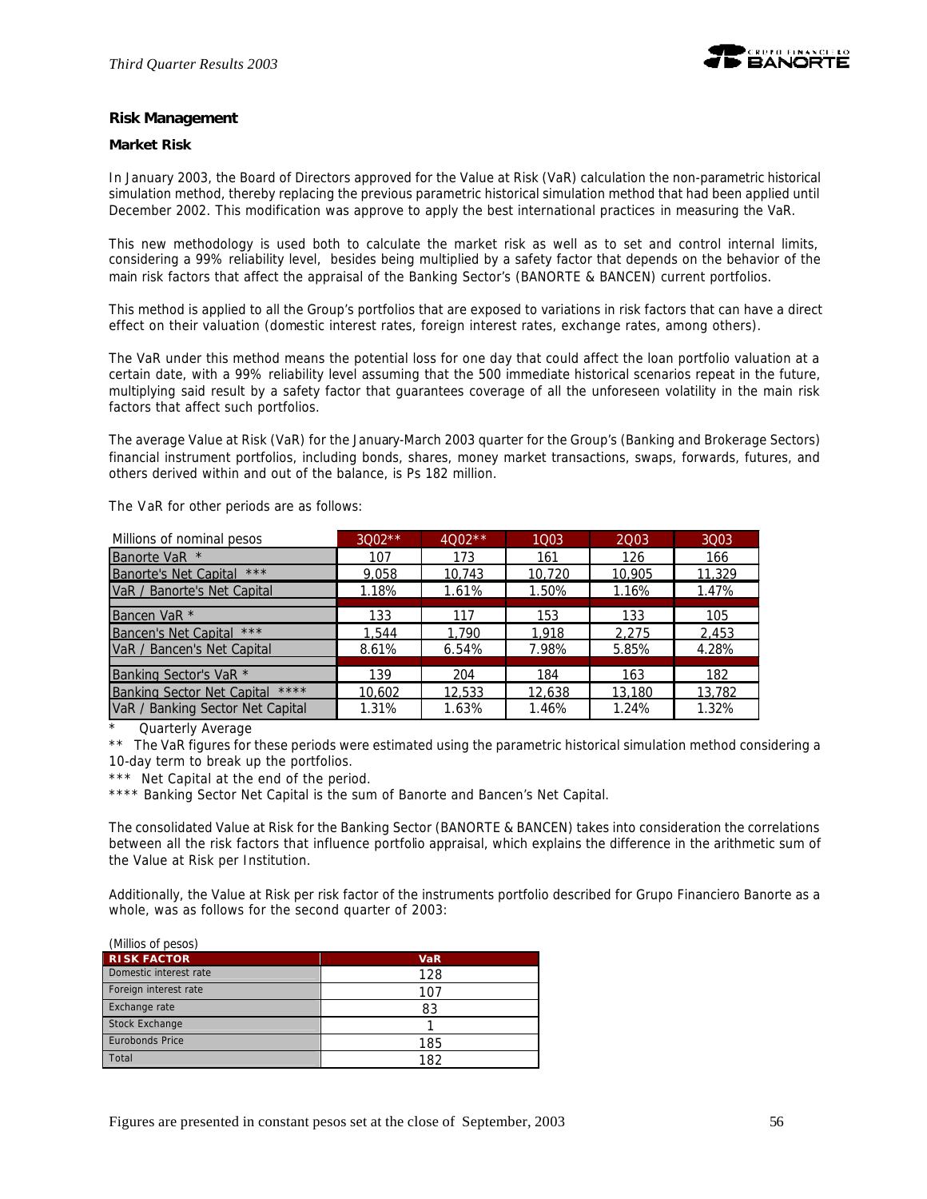## Risk Management

### Market Risk

In January 2003, the Board of Directors approved for the Value at Risk (VaR) calculation the non-parametric historical simulation method, thereby replacing the previous parametric historical simulation method that had been applied until December 2002. This modification was approve to apply the best international practices in measuring the VaR.

This new methodology is used both to calculate the market risk as well as to set and control internal limits, considering a 99% reliability level, besides being multiplied by a safety factor that depends on the behavior of the main risk factors that affect the appraisal of the Banking Sector's (BANORTE & BANCEN) current portfolios.

This method is applied to all the Group's portfolios that are exposed to variations in risk factors that can have a direct effect on their valuation (domestic interest rates, foreign interest rates, exchange rates, among others).

The VaR under this method means the potential loss for one day that could affect the loan portfolio valuation at a certain date, with a 99% reliability level assuming that the 500 immediate historical scenarios repeat in the future, multiplying said result by a safety factor that guarantees coverage of all the unforeseen volatility in the main risk factors that affect such portfolios.

The average Value at Risk (VaR) for the January-March 2003 quarter for the Group's (Banking and Brokerage Sectors) financial instrument portfolios, including bonds, shares, money market transactions, swaps, forwards, futures, and others derived within and out of the balance, is Ps 182 million.

The VaR for other periods are as follows:

| Millions of nominal pesos | 3Q02** | 4Q02** | 1Q03 | 2Q03 | 3Q03 |
|---|---|---|---|---|---|
| Banorte VaR * | 107 | 173 | 161 | 126 | 166 |
| Banorte's Net Capital *** | 9,058 | 10,743 | 10,720 | 10,905 | 11,329 |
| VaR / Banorte's Net Capital | 1.18% | 1.61% | 1.50% | 1.16% | 1.47% |
| Bancen VaR * | 133 | 117 | 153 | 133 | 105 |
| Bancen's Net Capital *** | 1,544 | 1,790 | 1,918 | 2,275 | 2,453 |
| VaR / Bancen's Net Capital | 8.61% | 6.54% | 7.98% | 5.85% | 4.28% |
| Banking Sector's VaR * | 139 | 204 | 184 | 163 | 182 |
| Banking Sector Net Capital **** | 10,602 | 12,533 | 12,638 | 13,180 | 13,782 |
| VaR / Banking Sector Net Capital | 1.31% | 1.63% | 1.46% | 1.24% | 1.32% |

\* Quarterly Average

** The VaR figures for these periods were estimated using the parametric historical simulation method considering a 10-day term to break up the portfolios.

*** Net Capital at the end of the period.

**** Banking Sector Net Capital is the sum of Banorte and Bancen's Net Capital.

The consolidated Value at Risk for the Banking Sector (BANORTE & BANCEN) takes into consideration the correlations between all the risk factors that influence portfolio appraisal, which explains the difference in the arithmetic sum of the Value at Risk per Institution.

Additionally, the Value at Risk per risk factor of the instruments portfolio described for Grupo Financiero Banorte as a whole, was as follows for the second quarter of 2003:

(Millios of pesos)

| RISK FACTOR | VaR |
|---|---|
| Domestic interest rate | 128 |
| Foreign interest rate | 107 |
| Exchange rate | 83 |
| Stock Exchange | 1 |
| Eurobonds Price | 185 |
| Total | 182 |

Figures are presented in constant pesos set at the close of September, 2003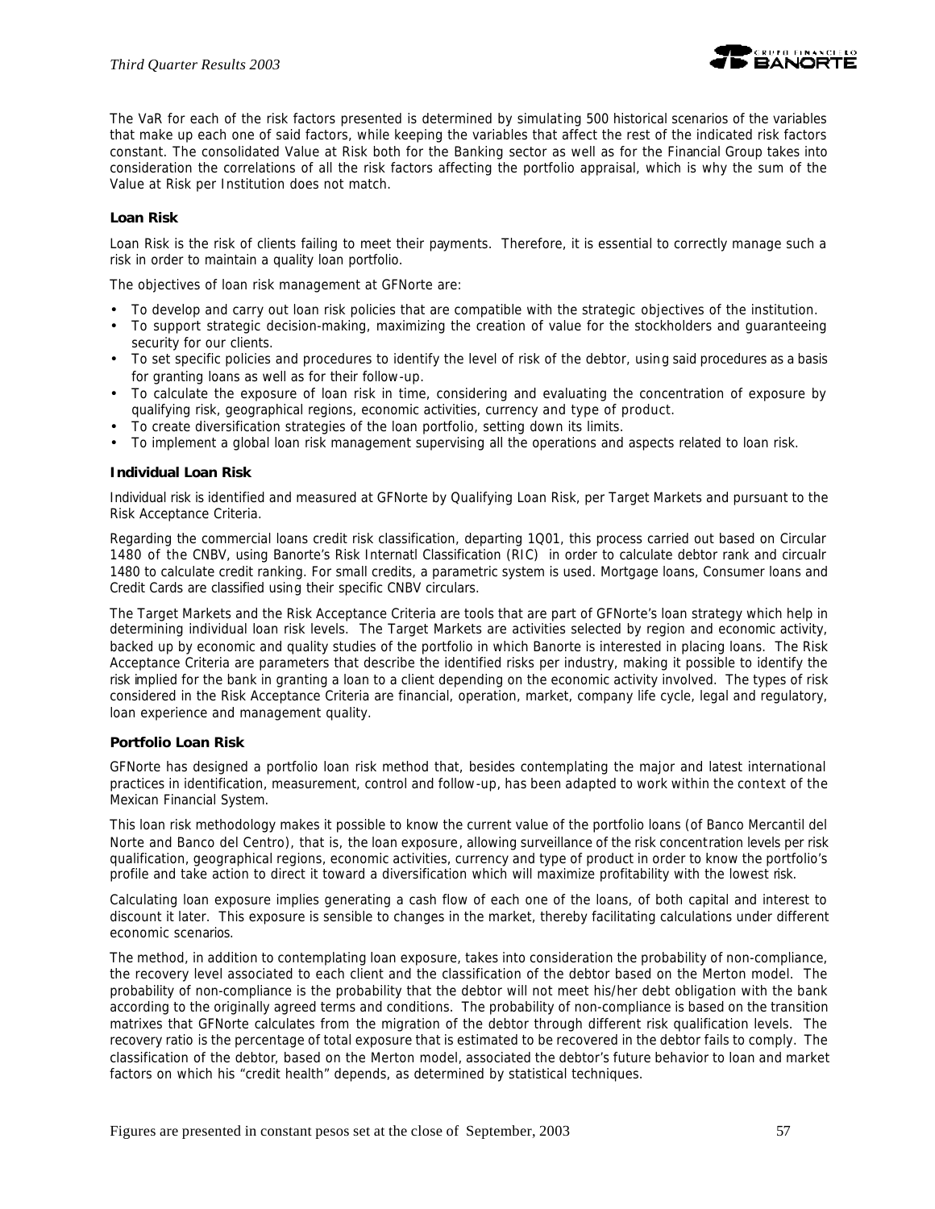The VaR for each of the risk factors presented is determined by simulating 500 historical scenarios of the variables that make up each one of said factors, while keeping the variables that affect the rest of the indicated risk factors constant. The consolidated Value at Risk both for the Banking sector as well as for the Financial Group takes into consideration the correlations of all the risk factors affecting the portfolio appraisal, which is why the sum of the Value at Risk per Institution does not match.

### Loan Risk

Loan Risk is the risk of clients failing to meet their payments. Therefore, it is essential to correctly manage such a risk in order to maintain a quality loan portfolio.

The objectives of loan risk management at GFNorte are:

- To develop and carry out loan risk policies that are compatible with the strategic objectives of the institution.
- To support strategic decision-making, maximizing the creation of value for the stockholders and guaranteeing security for our clients.
- To set specific policies and procedures to identify the level of risk of the debtor, using said procedures as a basis for granting loans as well as for their follow-up.
- To calculate the exposure of loan risk in time, considering and evaluating the concentration of exposure by qualifying risk, geographical regions, economic activities, currency and type of product.
- To create diversification strategies of the loan portfolio, setting down its limits.
- To implement a global loan risk management supervising all the operations and aspects related to loan risk.

### Individual Loan Risk

Individual risk is identified and measured at GFNorte by Qualifying Loan Risk, per Target Markets and pursuant to the Risk Acceptance Criteria.

Regarding the commercial loans credit risk classification, departing 1Q01, this process carried out based on Circular 1480 of the CNBV, using Banorte's Risk Internatl Classification (RIC) in order to calculate debtor rank and circualr 1480 to calculate credit ranking. For small credits, a parametric system is used. Mortgage loans, Consumer loans and Credit Cards are classified using their specific CNBV circulars.

The Target Markets and the Risk Acceptance Criteria are tools that are part of GFNorte's loan strategy which help in determining individual loan risk levels. The Target Markets are activities selected by region and economic activity, backed up by economic and quality studies of the portfolio in which Banorte is interested in placing loans. The Risk Acceptance Criteria are parameters that describe the identified risks per industry, making it possible to identify the risk implied for the bank in granting a loan to a client depending on the economic activity involved. The types of risk considered in the Risk Acceptance Criteria are financial, operation, market, company life cycle, legal and regulatory, loan experience and management quality.

### Portfolio Loan Risk

GFNorte has designed a portfolio loan risk method that, besides contemplating the major and latest international practices in identification, measurement, control and follow-up, has been adapted to work within the context of the Mexican Financial System.

This loan risk methodology makes it possible to know the current value of the portfolio loans (of Banco Mercantil del Norte and Banco del Centro), that is, the loan exposure, allowing surveillance of the risk concentration levels per risk qualification, geographical regions, economic activities, currency and type of product in order to know the portfolio's profile and take action to direct it toward a diversification which will maximize profitability with the lowest risk.

Calculating loan exposure implies generating a cash flow of each one of the loans, of both capital and interest to discount it later. This exposure is sensible to changes in the market, thereby facilitating calculations under different economic scenarios.

The method, in addition to contemplating loan exposure, takes into consideration the probability of non-compliance, the recovery level associated to each client and the classification of the debtor based on the Merton model. The probability of non-compliance is the probability that the debtor will not meet his/her debt obligation with the bank according to the originally agreed terms and conditions. The probability of non-compliance is based on the transition matrixes that GFNorte calculates from the migration of the debtor through different risk qualification levels. The recovery ratio is the percentage of total exposure that is estimated to be recovered in the debtor fails to comply. The classification of the debtor, based on the Merton model, associated the debtor's future behavior to loan and market factors on which his "credit health" depends, as determined by statistical techniques.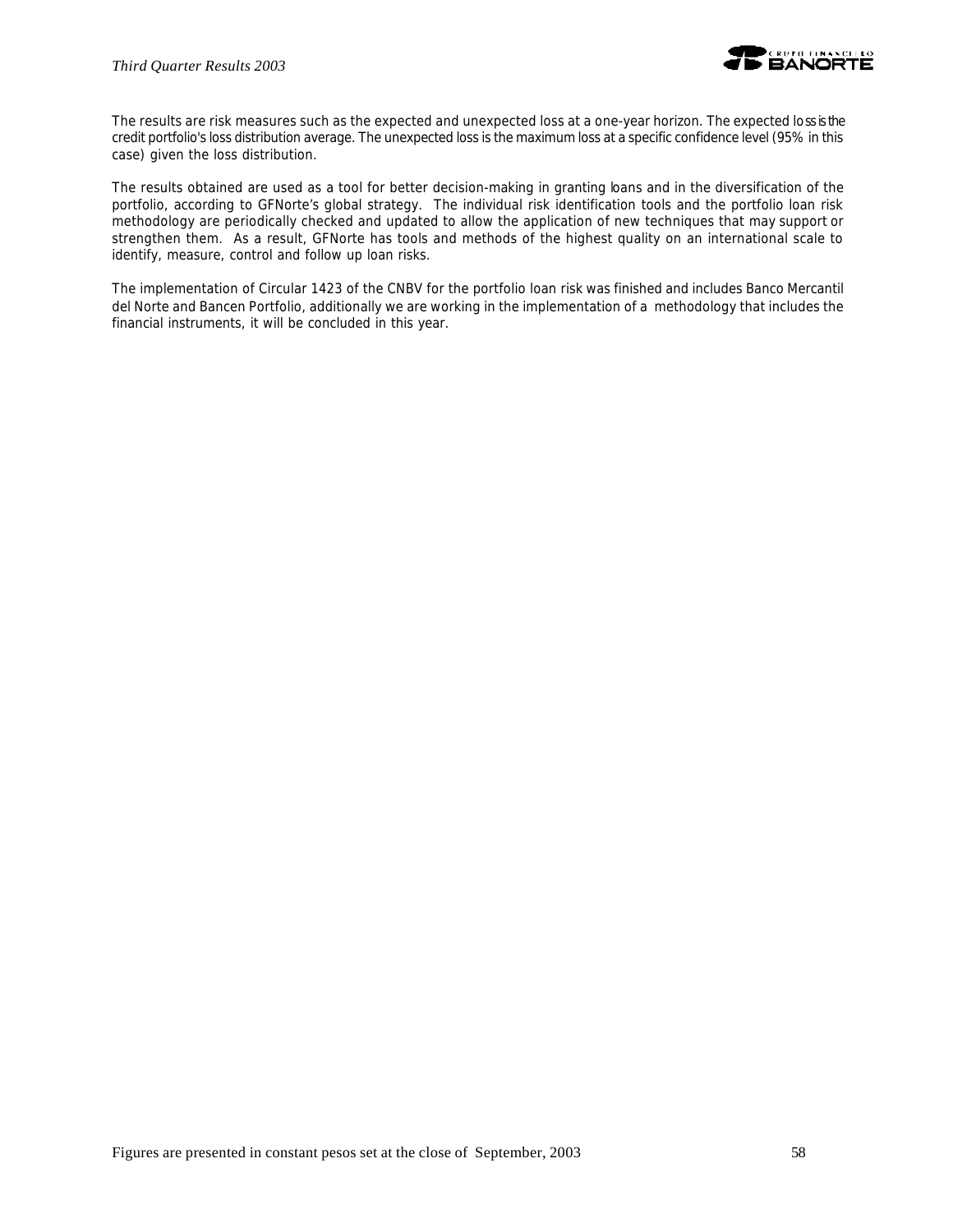The results are risk measures such as the expected and unexpected loss at a one-year horizon. The expected loss is the credit portfolio's loss distribution average. The unexpected loss is the maximum loss at a specific confidence level (95% in this case) given the loss distribution.

The results obtained are used as a tool for better decision-making in granting loans and in the diversification of the portfolio, according to GFNorte's global strategy. The individual risk identification tools and the portfolio loan risk methodology are periodically checked and updated to allow the application of new techniques that may support or strengthen them. As a result, GFNorte has tools and methods of the highest quality on an international scale to identify, measure, control and follow up loan risks.

The implementation of Circular 1423 of the CNBV for the portfolio loan risk was finished and includes Banco Mercantil del Norte and Bancen Portfolio, additionally we are working in the implementation of a methodology that includes the financial instruments, it will be concluded in this year.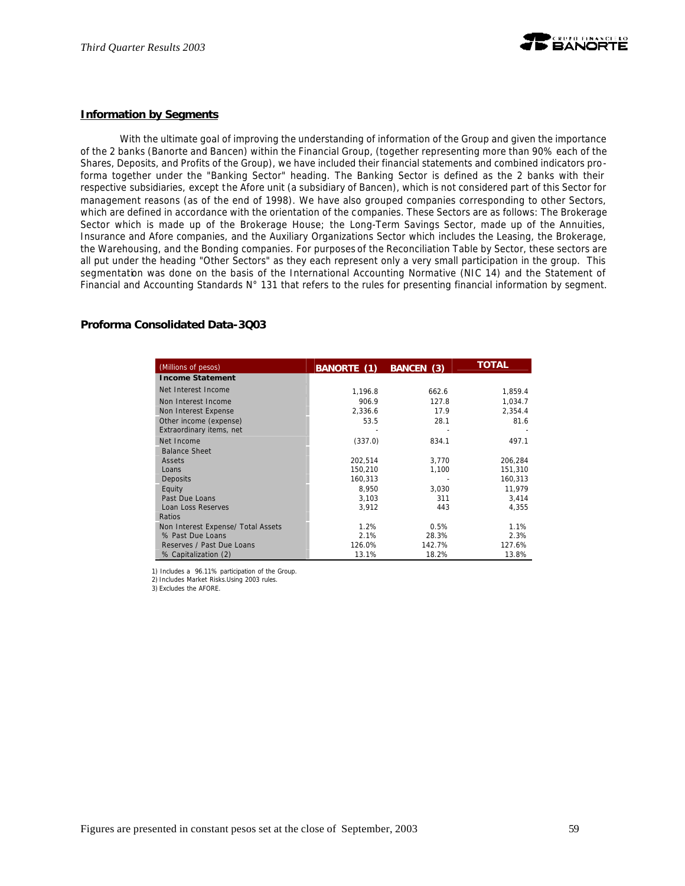## Information by Segments

With the ultimate goal of improving the understanding of information of the Group and given the importance of the 2 banks (Banorte and Bancen) within the Financial Group, (together representing more than 90% each of the Shares, Deposits, and Profits of the Group), we have included their financial statements and combined indicators pro-forma together under the "Banking Sector" heading. The Banking Sector is defined as the 2 banks with their respective subsidiaries, except the Afore unit (a subsidiary of Bancen), which is not considered part of this Sector for management reasons (as of the end of 1998). We have also grouped companies corresponding to other Sectors, which are defined in accordance with the orientation of the companies. These Sectors are as follows: The Brokerage Sector which is made up of the Brokerage House; the Long-Term Savings Sector, made up of the Annuities, Insurance and Afore companies, and the Auxiliary Organizations Sector which includes the Leasing, the Brokerage, the Warehousing, and the Bonding companies. For purposes of the Reconciliation Table by Sector, these sectors are all put under the heading "Other Sectors" as they each represent only a very small participation in the group. This segmentation was done on the basis of the International Accounting Normative (NIC 14) and the Statement of Financial and Accounting Standards N° 131 that refers to the rules for presenting financial information by segment.

## Proforma Consolidated Data-3Q03

| (Millions of pesos) | BANORTE (1) | BANCEN (3) | TOTAL |
|---|---|---|---|
| **Income Statement** | | | |
| Net Interest Income | 1,196.8 | 662.6 | 1,859.4 |
| Non Interest Income | 906.9 | 127.8 | 1,034.7 |
| Non Interest Expense | 2,336.6 | 17.9 | 2,354.4 |
| Other income (expense) | 53.5 | 28.1 | 81.6 |
| Extraordinary items, net | - | - | - |
| Net Income | (337.0) | 834.1 | 497.1 |
| Balance Sheet | | | |
| Assets | 202,514 | 3,770 | 206,284 |
| Loans | 150,210 | 1,100 | 151,310 |
| Deposits | 160,313 | - | 160,313 |
| Equity | 8,950 | 3,030 | 11,979 |
| Past Due Loans | 3,103 | 311 | 3,414 |
| Loan Loss Reserves | 3,912 | 443 | 4,355 |
| Ratios | | | |
| Non Interest Expense/ Total Assets | 1.2% | 0.5% | 1.1% |
| % Past Due Loans | 2.1% | 28.3% | 2.3% |
| Reserves / Past Due Loans | 126.0% | 142.7% | 127.6% |
| % Capitalization (2) | 13.1% | 18.2% | 13.8% |

1) Includes a 96.11% participation of the Group.
2) Includes Market Risks.Using 2003 rules.
3) Excludes the AFORE.

Figures are presented in constant pesos set at the close of September, 2003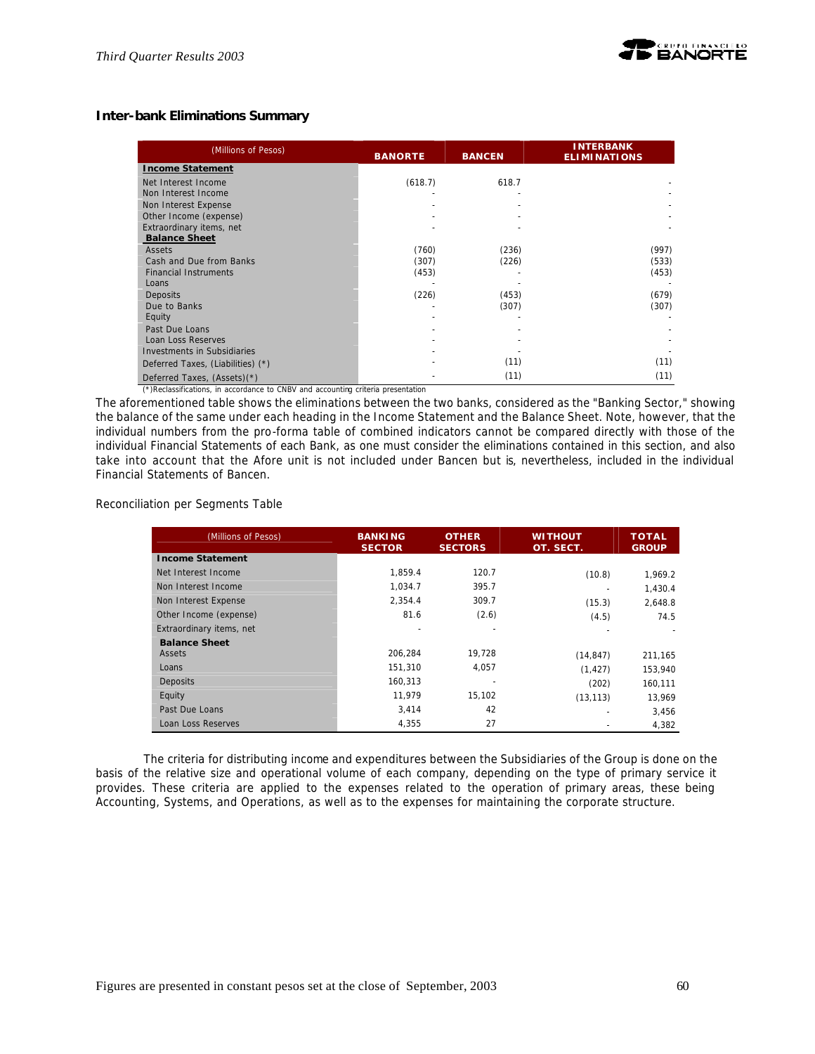### Inter-bank Eliminations Summary

| (Millions of Pesos) | BANORTE | BANCEN | INTERBANK ELIMINATIONS |
|---|---|---|---|
| **Income Statement** | | | |
| Net Interest Income | (618.7) | 618.7 | - |
| Non Interest Income | - | - | - |
| Non Interest Expense | - | - | - |
| Other Income (expense) | - | - | - |
| Extraordinary items, net | - | - | - |
| **Balance Sheet** | | | |
| Assets | (760) | (236) | (997) |
| Cash and Due from Banks | (307) | (226) | (533) |
| Financial Instruments | (453) | - | (453) |
| Loans | - | - | - |
| Deposits | (226) | (453) | (679) |
| Due to Banks | - | (307) | (307) |
| Equity | - | - | - |
| Past Due Loans | - | - | - |
| Loan Loss Reserves | - | - | - |
| Investments in Subsidiaries | - | - | - |
| Deferred Taxes, (Liabilities) (*) | - | (11) | (11) |
| Deferred Taxes, (Assets)(*) | - | (11) | (11) |

(*)Reclassifications, in accordance to CNBV and accounting criteria presentation

The aforementioned table shows the eliminations between the two banks, considered as the "Banking Sector," showing the balance of the same under each heading in the Income Statement and the Balance Sheet. Note, however, that the individual numbers from the pro-forma table of combined indicators cannot be compared directly with those of the individual Financial Statements of each Bank, as one must consider the eliminations contained in this section, and also take into account that the Afore unit is not included under Bancen but is, nevertheless, included in the individual Financial Statements of Bancen.

Reconciliation per Segments Table

| (Millions of Pesos) | BANKING SECTOR | OTHER SECTORS | WITHOUT OT. SECT. | TOTAL GROUP |
|---|---|---|---|---|
| **Income Statement** | | | | |
| Net Interest Income | 1,859.4 | 120.7 | (10.8) | 1,969.2 |
| Non Interest Income | 1,034.7 | 395.7 | - | 1,430.4 |
| Non Interest Expense | 2,354.4 | 309.7 | (15.3) | 2,648.8 |
| Other Income (expense) | 81.6 | (2.6) | (4.5) | 74.5 |
| Extraordinary items, net | - | - | - | - |
| **Balance Sheet** | | | | |
| Assets | 206,284 | 19,728 | (14,847) | 211,165 |
| Loans | 151,310 | 4,057 | (1,427) | 153,940 |
| Deposits | 160,313 | - | (202) | 160,111 |
| Equity | 11,979 | 15,102 | (13,113) | 13,969 |
| Past Due Loans | 3,414 | 42 | - | 3,456 |
| Loan Loss Reserves | 4,355 | 27 | - | 4,382 |

The criteria for distributing income and expenditures between the Subsidiaries of the Group is done on the basis of the relative size and operational volume of each company, depending on the type of primary service it provides. These criteria are applied to the expenses related to the operation of primary areas, these being Accounting, Systems, and Operations, as well as to the expenses for maintaining the corporate structure.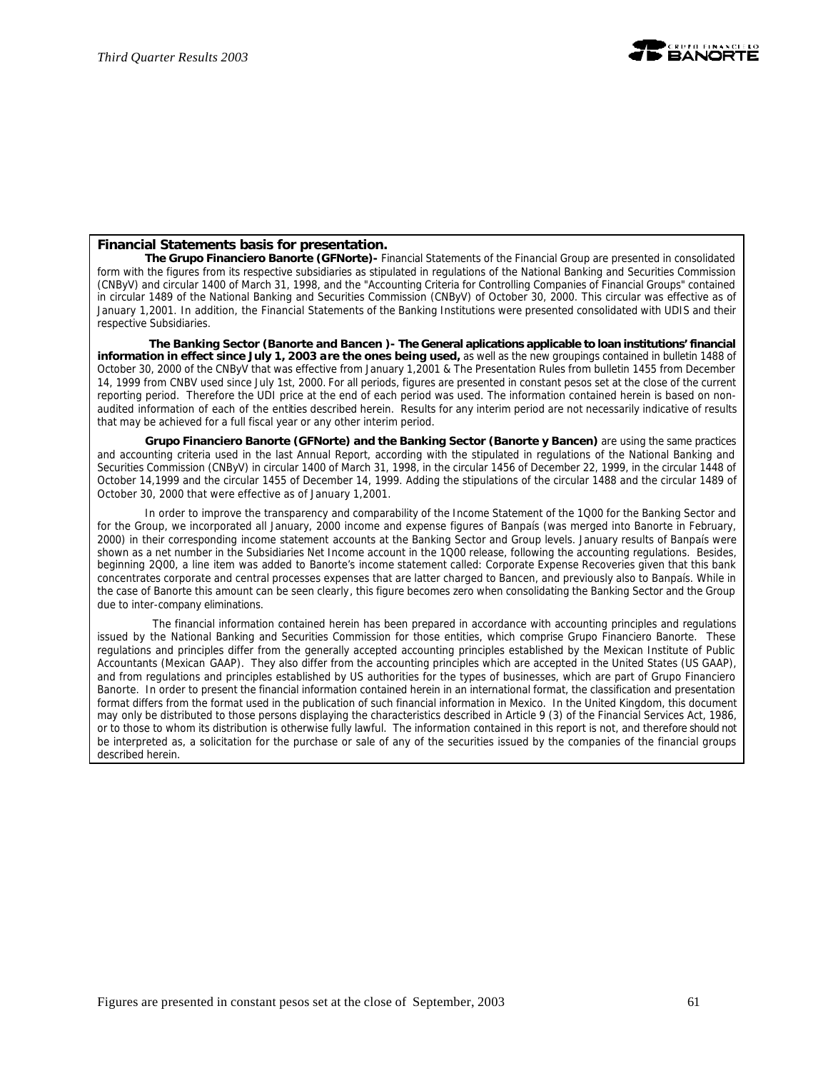**Financial Statements basis for presentation.**

**The Grupo Financiero Banorte (GFNorte)-** Financial Statements of the Financial Group are presented in consolidated form with the figures from its respective subsidiaries as stipulated in regulations of the National Banking and Securities Commission (CNByV) and circular 1400 of March 31, 1998, and the "Accounting Criteria for Controlling Companies of Financial Groups" contained in circular 1489 of the National Banking and Securities Commission (CNByV) of October 30, 2000. This circular was effective as of January 1,2001. In addition, the Financial Statements of the Banking Institutions were presented consolidated with UDIS and their respective Subsidiaries.

**The Banking Sector (Banorte and Bancen )- The General aplications applicable to loan institutions' financial information in effect since July 1, 2003 are the ones being used,** as well as the new groupings contained in bulletin 1488 of October 30, 2000 of the CNByV that was effective from January 1,2001 & The Presentation Rules from bulletin 1455 from December 14, 1999 from CNBV used since July 1st, 2000. For all periods, figures are presented in constant pesos set at the close of the current reporting period. Therefore the UDI price at the end of each period was used. The information contained herein is based on non-audited information of each of the entities described herein. Results for any interim period are not necessarily indicative of results that may be achieved for a full fiscal year or any other interim period.

**Grupo Financiero Banorte (GFNorte) and the Banking Sector (Banorte y Bancen)** are using the same practices and accounting criteria used in the last Annual Report, according with the stipulated in regulations of the National Banking and Securities Commission (CNByV) in circular 1400 of March 31, 1998, in the circular 1456 of December 22, 1999, in the circular 1448 of October 14,1999 and the circular 1455 of December 14, 1999. Adding the stipulations of the circular 1488 and the circular 1489 of October 30, 2000 that were effective as of January 1,2001.

In order to improve the transparency and comparability of the Income Statement of the 1Q00 for the Banking Sector and for the Group, we incorporated all January, 2000 income and expense figures of Banpaís (was merged into Banorte in February, 2000) in their corresponding income statement accounts at the Banking Sector and Group levels. January results of Banpaís were shown as a net number in the Subsidiaries Net Income account in the 1Q00 release, following the accounting regulations. Besides, beginning 2Q00, a line item was added to Banorte's income statement called: Corporate Expense Recoveries given that this bank concentrates corporate and central processes expenses that are latter charged to Bancen, and previously also to Banpaís. While in the case of Banorte this amount can be seen clearly, this figure becomes zero when consolidating the Banking Sector and the Group due to inter-company eliminations.

The financial information contained herein has been prepared in accordance with accounting principles and regulations issued by the National Banking and Securities Commission for those entities, which comprise Grupo Financiero Banorte. These regulations and principles differ from the generally accepted accounting principles established by the Mexican Institute of Public Accountants (Mexican GAAP). They also differ from the accounting principles which are accepted in the United States (US GAAP), and from regulations and principles established by US authorities for the types of businesses, which are part of Grupo Financiero Banorte. In order to present the financial information contained herein in an international format, the classification and presentation format differs from the format used in the publication of such financial information in Mexico. In the United Kingdom, this document may only be distributed to those persons displaying the characteristics described in Article 9 (3) of the Financial Services Act, 1986, or to those to whom its distribution is otherwise fully lawful. The information contained in this report is not, and therefore should not be interpreted as, a solicitation for the purchase or sale of any of the securities issued by the companies of the financial groups described herein.